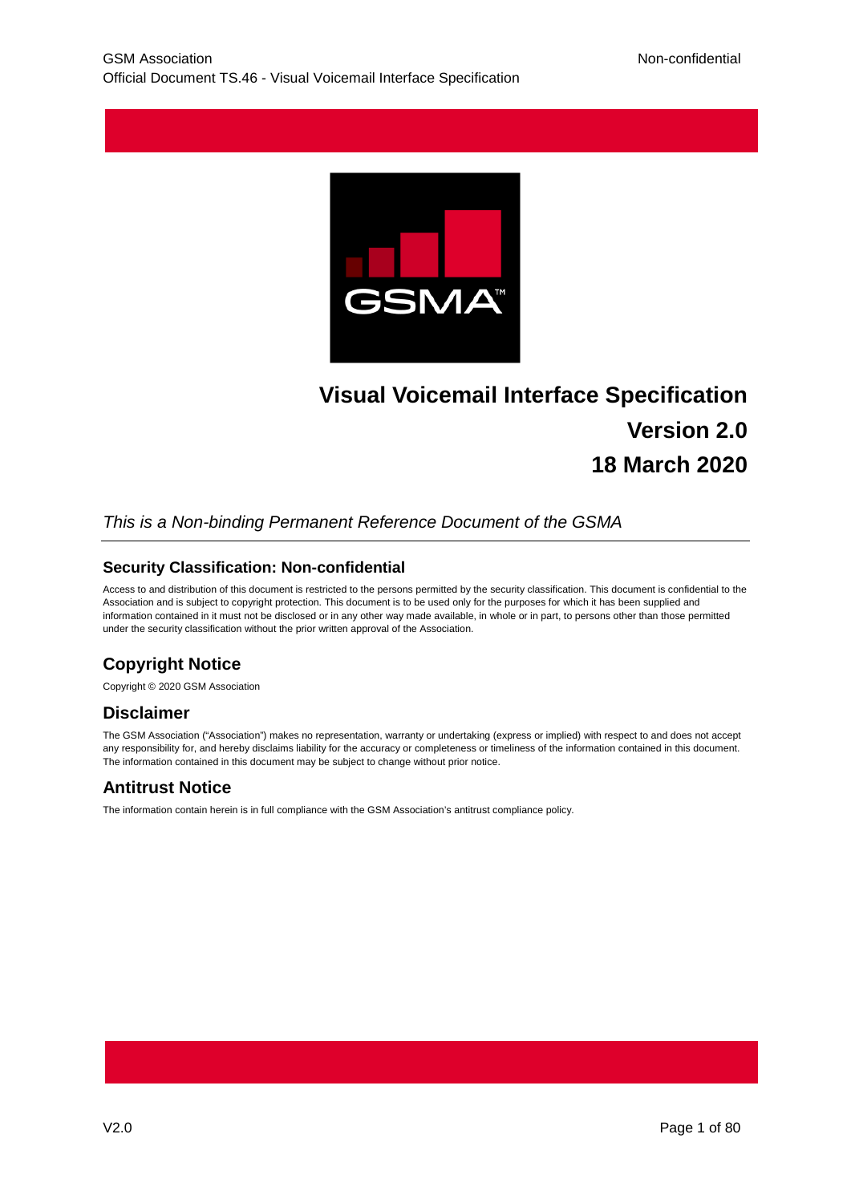# Visual Voicemail Interface Specification

**Version 2.0**

**18 March 2020**

*This is a Non-binding Permanent Reference Document of the GSMA*

### Security Classification: Non-confidential

Access to and distribution of this document is restricted to the persons permitted by the security classification. This document is confidential to the Association and is subject to copyright protection. This document is to be used only for the purposes for which it has been supplied and information contained in it must not be disclosed or in any other way made available, in whole or in part, to persons other than those permitted under the security classification without the prior written approval of the Association.

## Copyright Notice

Copyright © 2020 GSM Association

## Disclaimer

The GSM Association ("Association") makes no representation, warranty or undertaking (express or implied) with respect to and does not accept any responsibility for, and hereby disclaims liability for the accuracy or completeness or timeliness of the information contained in this document. The information contained in this document may be subject to change without prior notice.

## Antitrust Notice

The information contain herein is in full compliance with the GSM Association's antitrust compliance policy.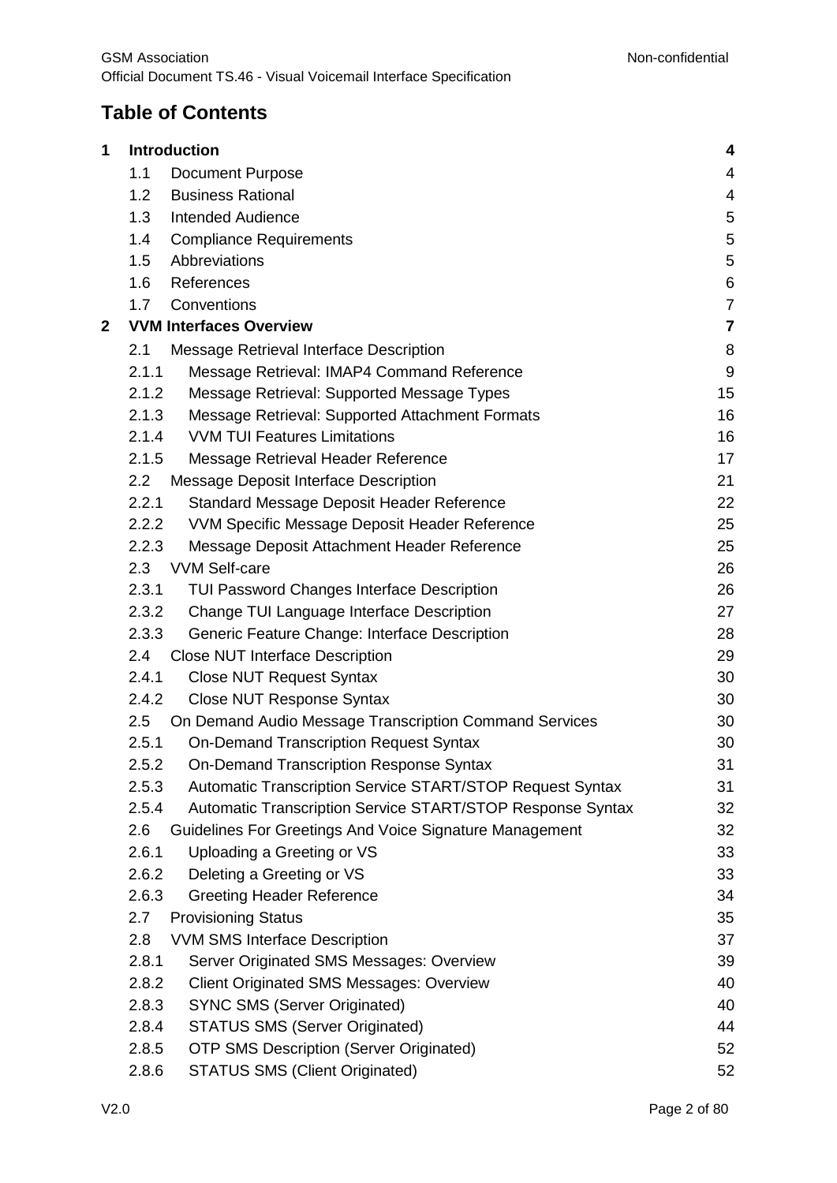## Table of Contents

| | | |
|---|---|---|
| **1** | **Introduction** | **4** |
| 1.1 | Document Purpose | 4 |
| 1.2 | Business Rational | 4 |
| 1.3 | Intended Audience | 5 |
| 1.4 | Compliance Requirements | 5 |
| 1.5 | Abbreviations | 5 |
| 1.6 | References | 6 |
| 1.7 | Conventions | 7 |
| **2** | **VVM Interfaces Overview** | **7** |
| 2.1 | Message Retrieval Interface Description | 8 |
| 2.1.1 | Message Retrieval: IMAP4 Command Reference | 9 |
| 2.1.2 | Message Retrieval: Supported Message Types | 15 |
| 2.1.3 | Message Retrieval: Supported Attachment Formats | 16 |
| 2.1.4 | VVM TUI Features Limitations | 16 |
| 2.1.5 | Message Retrieval Header Reference | 17 |
| 2.2 | Message Deposit Interface Description | 21 |
| 2.2.1 | Standard Message Deposit Header Reference | 22 |
| 2.2.2 | VVM Specific Message Deposit Header Reference | 25 |
| 2.2.3 | Message Deposit Attachment Header Reference | 25 |
| 2.3 | VVM Self-care | 26 |
| 2.3.1 | TUI Password Changes Interface Description | 26 |
| 2.3.2 | Change TUI Language Interface Description | 27 |
| 2.3.3 | Generic Feature Change: Interface Description | 28 |
| 2.4 | Close NUT Interface Description | 29 |
| 2.4.1 | Close NUT Request Syntax | 30 |
| 2.4.2 | Close NUT Response Syntax | 30 |
| 2.5 | On Demand Audio Message Transcription Command Services | 30 |
| 2.5.1 | On-Demand Transcription Request Syntax | 30 |
| 2.5.2 | On-Demand Transcription Response Syntax | 31 |
| 2.5.3 | Automatic Transcription Service START/STOP Request Syntax | 31 |
| 2.5.4 | Automatic Transcription Service START/STOP Response Syntax | 32 |
| 2.6 | Guidelines For Greetings And Voice Signature Management | 32 |
| 2.6.1 | Uploading a Greeting or VS | 33 |
| 2.6.2 | Deleting a Greeting or VS | 33 |
| 2.6.3 | Greeting Header Reference | 34 |
| 2.7 | Provisioning Status | 35 |
| 2.8 | VVM SMS Interface Description | 37 |
| 2.8.1 | Server Originated SMS Messages: Overview | 39 |
| 2.8.2 | Client Originated SMS Messages: Overview | 40 |
| 2.8.3 | SYNC SMS (Server Originated) | 40 |
| 2.8.4 | STATUS SMS (Server Originated) | 44 |
| 2.8.5 | OTP SMS Description (Server Originated) | 52 |
| 2.8.6 | STATUS SMS (Client Originated) | 52 |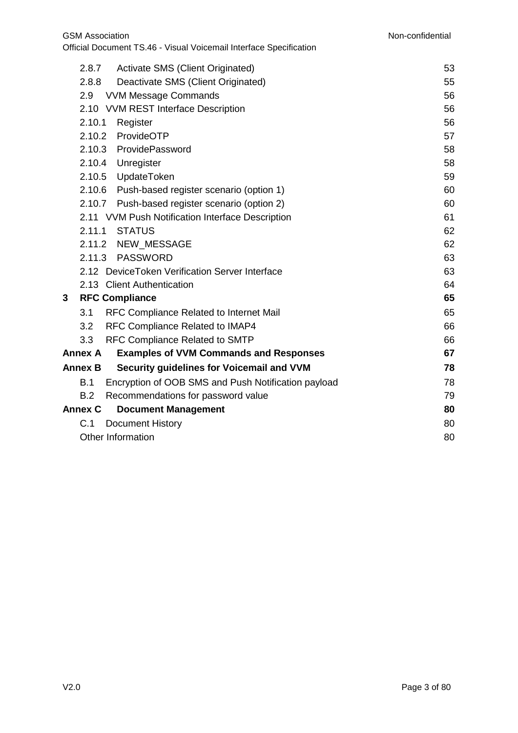| | | |
|---|---|---|
| 2.8.7 | Activate SMS (Client Originated) | 53 |
| 2.8.8 | Deactivate SMS (Client Originated) | 55 |
| 2.9 | VVM Message Commands | 56 |
| 2.10 | VVM REST Interface Description | 56 |
| 2.10.1 | Register | 56 |
| 2.10.2 | ProvideOTP | 57 |
| 2.10.3 | ProvidePassword | 58 |
| 2.10.4 | Unregister | 58 |
| 2.10.5 | UpdateToken | 59 |
| 2.10.6 | Push-based register scenario (option 1) | 60 |
| 2.10.7 | Push-based register scenario (option 2) | 60 |
| 2.11 | VVM Push Notification Interface Description | 61 |
| 2.11.1 | STATUS | 62 |
| 2.11.2 | NEW_MESSAGE | 62 |
| 2.11.3 | PASSWORD | 63 |
| 2.12 | DeviceToken Verification Server Interface | 63 |
| 2.13 | Client Authentication | 64 |
| **3** | **RFC Compliance** | **65** |
| 3.1 | RFC Compliance Related to Internet Mail | 65 |
| 3.2 | RFC Compliance Related to IMAP4 | 66 |
| 3.3 | RFC Compliance Related to SMTP | 66 |
| **Annex A** | **Examples of VVM Commands and Responses** | **67** |
| **Annex B** | **Security guidelines for Voicemail and VVM** | **78** |
| B.1 | Encryption of OOB SMS and Push Notification payload | 78 |
| B.2 | Recommendations for password value | 79 |
| **Annex C** | **Document Management** | **80** |
| C.1 | Document History | 80 |
| | Other Information | 80 |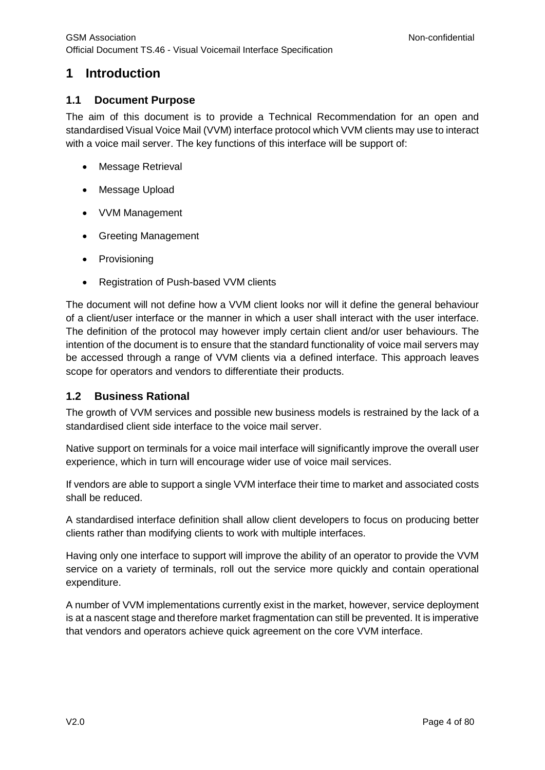# 1 Introduction

## 1.1 Document Purpose

The aim of this document is to provide a Technical Recommendation for an open and standardised Visual Voice Mail (VVM) interface protocol which VVM clients may use to interact with a voice mail server. The key functions of this interface will be support of:

- Message Retrieval
- Message Upload
- VVM Management
- Greeting Management
- Provisioning
- Registration of Push-based VVM clients

The document will not define how a VVM client looks nor will it define the general behaviour of a client/user interface or the manner in which a user shall interact with the user interface. The definition of the protocol may however imply certain client and/or user behaviours. The intention of the document is to ensure that the standard functionality of voice mail servers may be accessed through a range of VVM clients via a defined interface. This approach leaves scope for operators and vendors to differentiate their products.

## 1.2 Business Rational

The growth of VVM services and possible new business models is restrained by the lack of a standardised client side interface to the voice mail server.

Native support on terminals for a voice mail interface will significantly improve the overall user experience, which in turn will encourage wider use of voice mail services.

If vendors are able to support a single VVM interface their time to market and associated costs shall be reduced.

A standardised interface definition shall allow client developers to focus on producing better clients rather than modifying clients to work with multiple interfaces.

Having only one interface to support will improve the ability of an operator to provide the VVM service on a variety of terminals, roll out the service more quickly and contain operational expenditure.

A number of VVM implementations currently exist in the market, however, service deployment is at a nascent stage and therefore market fragmentation can still be prevented. It is imperative that vendors and operators achieve quick agreement on the core VVM interface.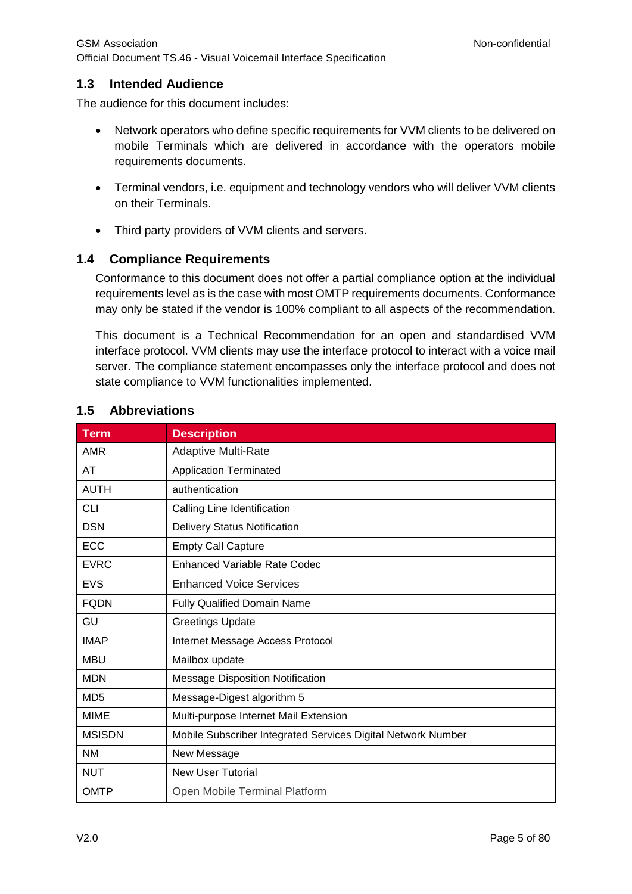## 1.3 Intended Audience

The audience for this document includes:

- Network operators who define specific requirements for VVM clients to be delivered on mobile Terminals which are delivered in accordance with the operators mobile requirements documents.
- Terminal vendors, i.e. equipment and technology vendors who will deliver VVM clients on their Terminals.
- Third party providers of VVM clients and servers.

## 1.4 Compliance Requirements

Conformance to this document does not offer a partial compliance option at the individual requirements level as is the case with most OMTP requirements documents. Conformance may only be stated if the vendor is 100% compliant to all aspects of the recommendation.

This document is a Technical Recommendation for an open and standardised VVM interface protocol. VVM clients may use the interface protocol to interact with a voice mail server. The compliance statement encompasses only the interface protocol and does not state compliance to VVM functionalities implemented.

## 1.5 Abbreviations

| Term | Description |
|---|---|
| AMR | Adaptive Multi-Rate |
| AT | Application Terminated |
| AUTH | authentication |
| CLI | Calling Line Identification |
| DSN | Delivery Status Notification |
| ECC | Empty Call Capture |
| EVRC | Enhanced Variable Rate Codec |
| EVS | Enhanced Voice Services |
| FQDN | Fully Qualified Domain Name |
| GU | Greetings Update |
| IMAP | Internet Message Access Protocol |
| MBU | Mailbox update |
| MDN | Message Disposition Notification |
| MD5 | Message-Digest algorithm 5 |
| MIME | Multi-purpose Internet Mail Extension |
| MSISDN | Mobile Subscriber Integrated Services Digital Network Number |
| NM | New Message |
| NUT | New User Tutorial |
| OMTP | Open Mobile Terminal Platform |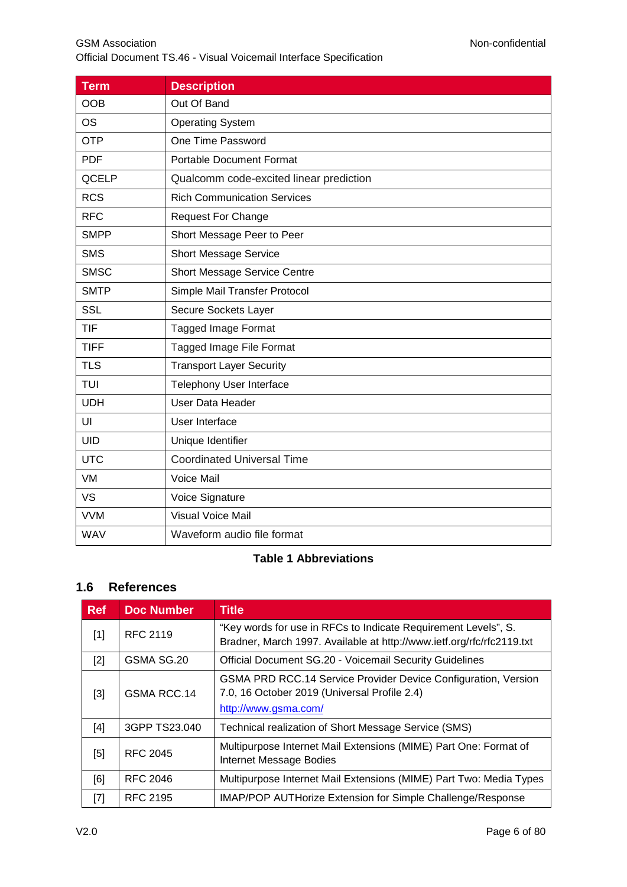| Term | Description |
| --- | --- |
| OOB | Out Of Band |
| OS | Operating System |
| OTP | One Time Password |
| PDF | Portable Document Format |
| QCELP | Qualcomm code-excited linear prediction |
| RCS | Rich Communication Services |
| RFC | Request For Change |
| SMPP | Short Message Peer to Peer |
| SMS | Short Message Service |
| SMSC | Short Message Service Centre |
| SMTP | Simple Mail Transfer Protocol |
| SSL | Secure Sockets Layer |
| TIF | Tagged Image Format |
| TIFF | Tagged Image File Format |
| TLS | Transport Layer Security |
| TUI | Telephony User Interface |
| UDH | User Data Header |
| UI | User Interface |
| UID | Unique Identifier |
| UTC | Coordinated Universal Time |
| VM | Voice Mail |
| VS | Voice Signature |
| VVM | Visual Voice Mail |
| WAV | Waveform audio file format |

**Table 1 Abbreviations**

## 1.6 References

| Ref | Doc Number | Title |
| --- | --- | --- |
| [1] | RFC 2119 | "Key words for use in RFCs to Indicate Requirement Levels", S. Bradner, March 1997. Available at http://www.ietf.org/rfc/rfc2119.txt |
| [2] | GSMA SG.20 | Official Document SG.20 - Voicemail Security Guidelines |
| [3] | GSMA RCC.14 | GSMA PRD RCC.14 Service Provider Device Configuration, Version 7.0, 16 October 2019 (Universal Profile 2.4) http://www.gsma.com/ |
| [4] | 3GPP TS23.040 | Technical realization of Short Message Service (SMS) |
| [5] | RFC 2045 | Multipurpose Internet Mail Extensions (MIME) Part One: Format of Internet Message Bodies |
| [6] | RFC 2046 | Multipurpose Internet Mail Extensions (MIME) Part Two: Media Types |
| [7] | RFC 2195 | IMAP/POP AUTHorize Extension for Simple Challenge/Response |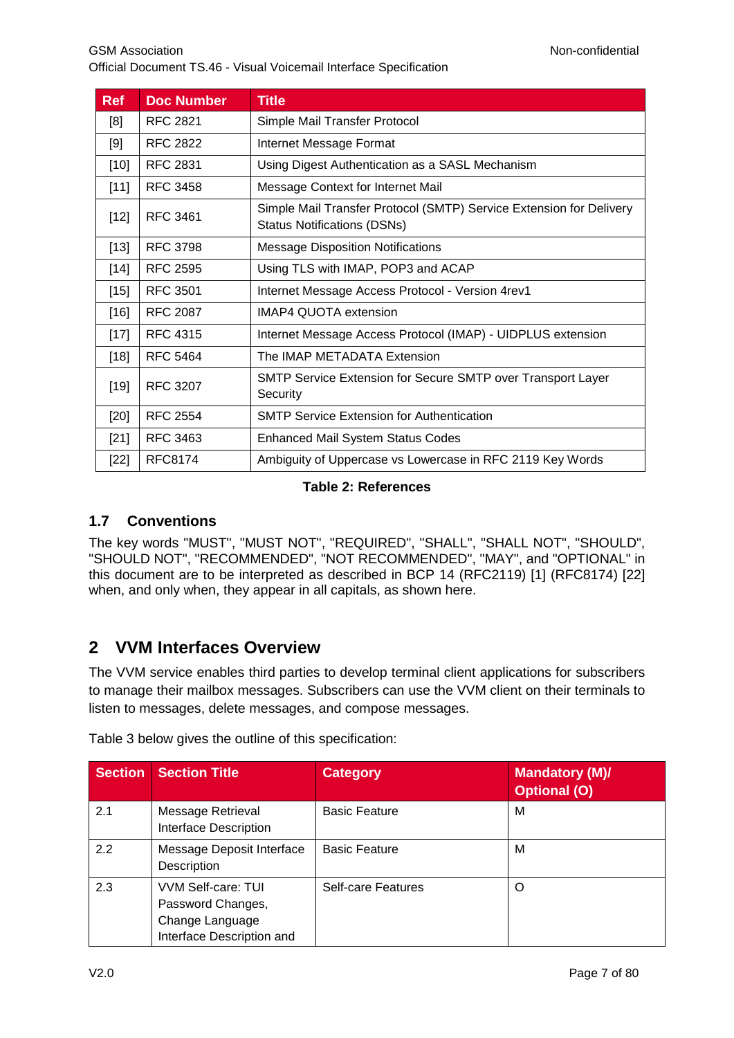| Ref | Doc Number | Title |
|---|---|---|
| [8] | RFC 2821 | Simple Mail Transfer Protocol |
| [9] | RFC 2822 | Internet Message Format |
| [10] | RFC 2831 | Using Digest Authentication as a SASL Mechanism |
| [11] | RFC 3458 | Message Context for Internet Mail |
| [12] | RFC 3461 | Simple Mail Transfer Protocol (SMTP) Service Extension for Delivery Status Notifications (DSNs) |
| [13] | RFC 3798 | Message Disposition Notifications |
| [14] | RFC 2595 | Using TLS with IMAP, POP3 and ACAP |
| [15] | RFC 3501 | Internet Message Access Protocol - Version 4rev1 |
| [16] | RFC 2087 | IMAP4 QUOTA extension |
| [17] | RFC 4315 | Internet Message Access Protocol (IMAP) - UIDPLUS extension |
| [18] | RFC 5464 | The IMAP METADATA Extension |
| [19] | RFC 3207 | SMTP Service Extension for Secure SMTP over Transport Layer Security |
| [20] | RFC 2554 | SMTP Service Extension for Authentication |
| [21] | RFC 3463 | Enhanced Mail System Status Codes |
| [22] | RFC8174 | Ambiguity of Uppercase vs Lowercase in RFC 2119 Key Words |

**Table 2: References**

### 1.7 Conventions

The key words "MUST", "MUST NOT", "REQUIRED", "SHALL", "SHALL NOT", "SHOULD", "SHOULD NOT", "RECOMMENDED", "NOT RECOMMENDED", "MAY", and "OPTIONAL" in this document are to be interpreted as described in BCP 14 (RFC2119) [1] (RFC8174) [22] when, and only when, they appear in all capitals, as shown here.

## 2 VVM Interfaces Overview

The VVM service enables third parties to develop terminal client applications for subscribers to manage their mailbox messages. Subscribers can use the VVM client on their terminals to listen to messages, delete messages, and compose messages.

Table 3 below gives the outline of this specification:

| Section | Section Title | Category | Mandatory (M)/ Optional (O) |
|---|---|---|---|
| 2.1 | Message Retrieval Interface Description | Basic Feature | M |
| 2.2 | Message Deposit Interface Description | Basic Feature | M |
| 2.3 | VVM Self-care: TUI Password Changes, Change Language Interface Description and | Self-care Features | O |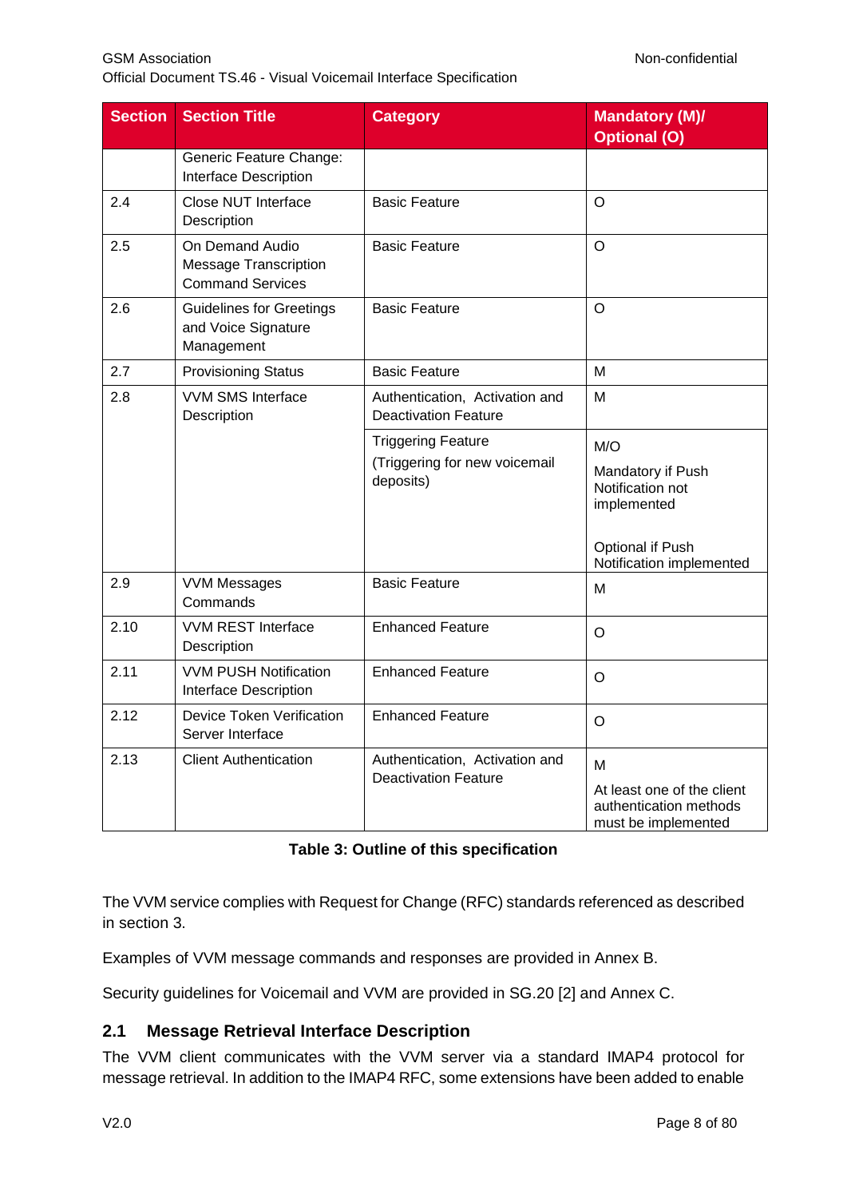| Section | Section Title | Category | Mandatory (M)/ Optional (O) |
|---|---|---|---|
| | Generic Feature Change: Interface Description | | |
| 2.4 | Close NUT Interface Description | Basic Feature | O |
| 2.5 | On Demand Audio Message Transcription Command Services | Basic Feature | O |
| 2.6 | Guidelines for Greetings and Voice Signature Management | Basic Feature | O |
| 2.7 | Provisioning Status | Basic Feature | M |
| 2.8 | VVM SMS Interface Description | Authentication, Activation and Deactivation Feature | M |
| | | Triggering Feature (Triggering for new voicemail deposits) | M/O Mandatory if Push Notification not implemented Optional if Push Notification implemented |
| 2.9 | VVM Messages Commands | Basic Feature | M |
| 2.10 | VVM REST Interface Description | Enhanced Feature | O |
| 2.11 | VVM PUSH Notification Interface Description | Enhanced Feature | O |
| 2.12 | Device Token Verification Server Interface | Enhanced Feature | O |
| 2.13 | Client Authentication | Authentication, Activation and Deactivation Feature | M At least one of the client authentication methods must be implemented |

**Table 3: Outline of this specification**

The VVM service complies with Request for Change (RFC) standards referenced as described in section 3.

Examples of VVM message commands and responses are provided in Annex B.

Security guidelines for Voicemail and VVM are provided in SG.20 [2] and Annex C.

## 2.1 Message Retrieval Interface Description

The VVM client communicates with the VVM server via a standard IMAP4 protocol for message retrieval. In addition to the IMAP4 RFC, some extensions have been added to enable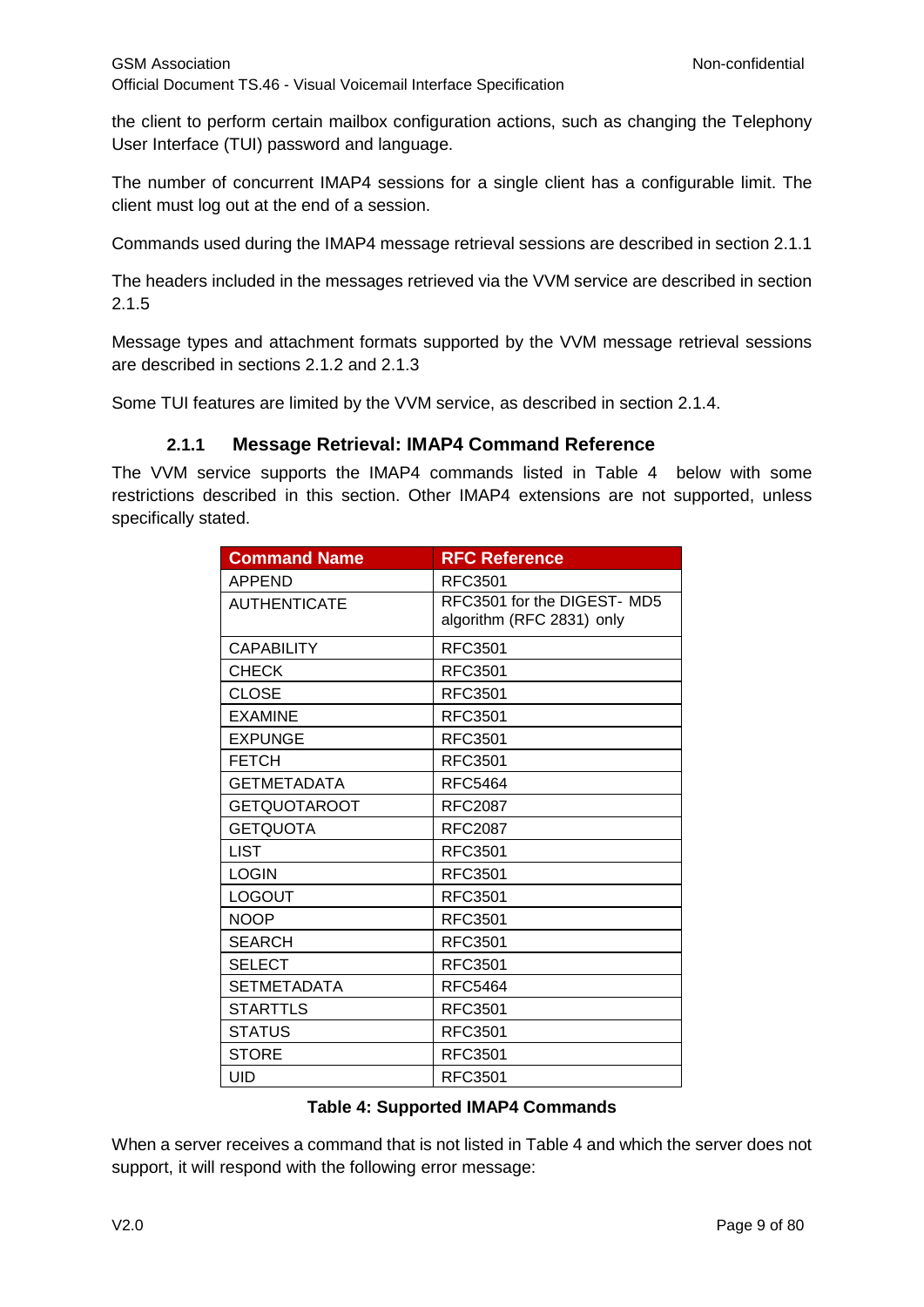the client to perform certain mailbox configuration actions, such as changing the Telephony User Interface (TUI) password and language.

The number of concurrent IMAP4 sessions for a single client has a configurable limit. The client must log out at the end of a session.

Commands used during the IMAP4 message retrieval sessions are described in section 2.1.1

The headers included in the messages retrieved via the VVM service are described in section 2.1.5

Message types and attachment formats supported by the VVM message retrieval sessions are described in sections 2.1.2 and 2.1.3

Some TUI features are limited by the VVM service, as described in section 2.1.4.

### 2.1.1 Message Retrieval: IMAP4 Command Reference

The VVM service supports the IMAP4 commands listed in Table 4 below with some restrictions described in this section. Other IMAP4 extensions are not supported, unless specifically stated.

| Command Name | RFC Reference |
| --- | --- |
| APPEND | RFC3501 |
| AUTHENTICATE | RFC3501 for the DIGEST- MD5 algorithm (RFC 2831) only |
| CAPABILITY | RFC3501 |
| CHECK | RFC3501 |
| CLOSE | RFC3501 |
| EXAMINE | RFC3501 |
| EXPUNGE | RFC3501 |
| FETCH | RFC3501 |
| GETMETADATA | RFC5464 |
| GETQUOTAROOT | RFC2087 |
| GETQUOTA | RFC2087 |
| LIST | RFC3501 |
| LOGIN | RFC3501 |
| LOGOUT | RFC3501 |
| NOOP | RFC3501 |
| SEARCH | RFC3501 |
| SELECT | RFC3501 |
| SETMETADATA | RFC5464 |
| STARTTLS | RFC3501 |
| STATUS | RFC3501 |
| STORE | RFC3501 |
| UID | RFC3501 |

**Table 4: Supported IMAP4 Commands**

When a server receives a command that is not listed in Table 4 and which the server does not support, it will respond with the following error message: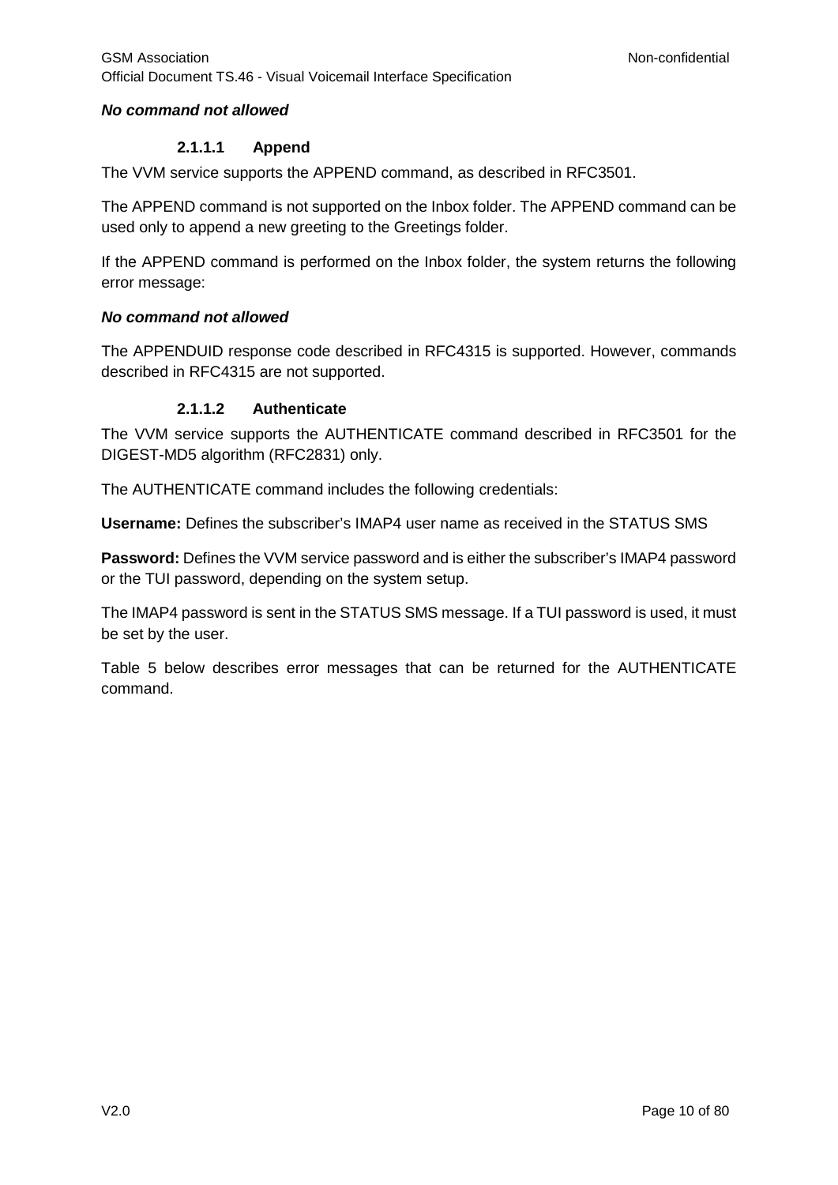***No command not allowed***

#### 2.1.1.1 Append

The VVM service supports the APPEND command, as described in RFC3501.

The APPEND command is not supported on the Inbox folder. The APPEND command can be used only to append a new greeting to the Greetings folder.

If the APPEND command is performed on the Inbox folder, the system returns the following error message:

***No command not allowed***

The APPENDUID response code described in RFC4315 is supported. However, commands described in RFC4315 are not supported.

#### 2.1.1.2 Authenticate

The VVM service supports the AUTHENTICATE command described in RFC3501 for the DIGEST-MD5 algorithm (RFC2831) only.

The AUTHENTICATE command includes the following credentials:

**Username:** Defines the subscriber's IMAP4 user name as received in the STATUS SMS

**Password:** Defines the VVM service password and is either the subscriber's IMAP4 password or the TUI password, depending on the system setup.

The IMAP4 password is sent in the STATUS SMS message. If a TUI password is used, it must be set by the user.

Table 5 below describes error messages that can be returned for the AUTHENTICATE command.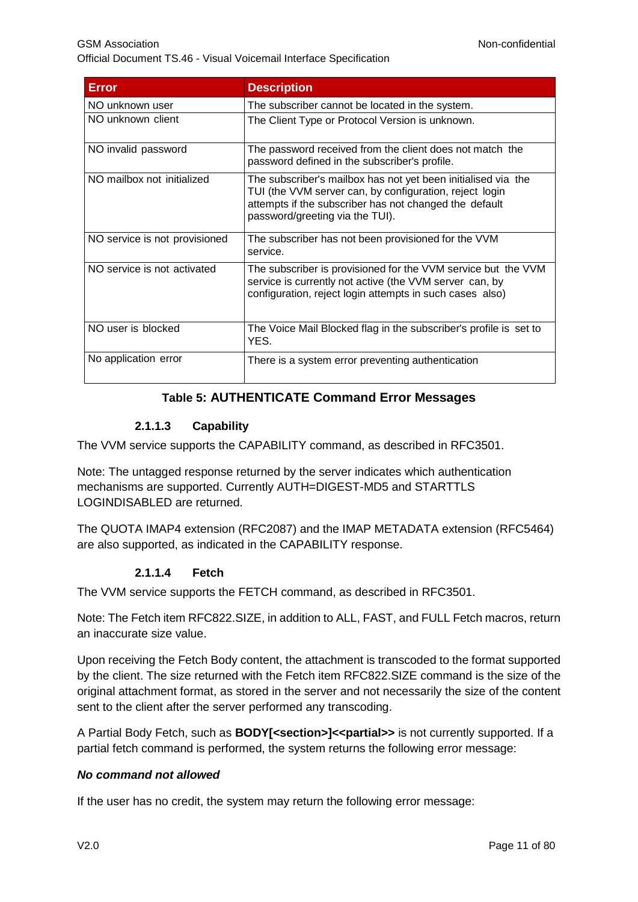| Error | Description |
| --- | --- |
| NO unknown user | The subscriber cannot be located in the system. |
| NO unknown client | The Client Type or Protocol Version is unknown. |
| NO invalid password | The password received from the client does not match the password defined in the subscriber's profile. |
| NO mailbox not initialized | The subscriber's mailbox has not yet been initialised via the TUI (the VVM server can, by configuration, reject login attempts if the subscriber has not changed the default password/greeting via the TUI). |
| NO service is not provisioned | The subscriber has not been provisioned for the VVM service. |
| NO service is not activated | The subscriber is provisioned for the VVM service but the VVM service is currently not active (the VVM server can, by configuration, reject login attempts in such cases also) |
| NO user is blocked | The Voice Mail Blocked flag in the subscriber's profile is set to YES. |
| No application error | There is a system error preventing authentication |

**Table 5: AUTHENTICATE Command Error Messages**

#### 2.1.1.3 Capability

The VVM service supports the CAPABILITY command, as described in RFC3501.

Note: The untagged response returned by the server indicates which authentication mechanisms are supported. Currently AUTH=DIGEST-MD5 and STARTTLS LOGINDISABLED are returned.

The QUOTA IMAP4 extension (RFC2087) and the IMAP METADATA extension (RFC5464) are also supported, as indicated in the CAPABILITY response.

#### 2.1.1.4 Fetch

The VVM service supports the FETCH command, as described in RFC3501.

Note: The Fetch item RFC822.SIZE, in addition to ALL, FAST, and FULL Fetch macros, return an inaccurate size value.

Upon receiving the Fetch Body content, the attachment is transcoded to the format supported by the client. The size returned with the Fetch item RFC822.SIZE command is the size of the original attachment format, as stored in the server and not necessarily the size of the content sent to the client after the server performed any transcoding.

A Partial Body Fetch, such as **BODY[<section>]<<partial>>** is not currently supported. If a partial fetch command is performed, the system returns the following error message:

***No command not allowed***

If the user has no credit, the system may return the following error message: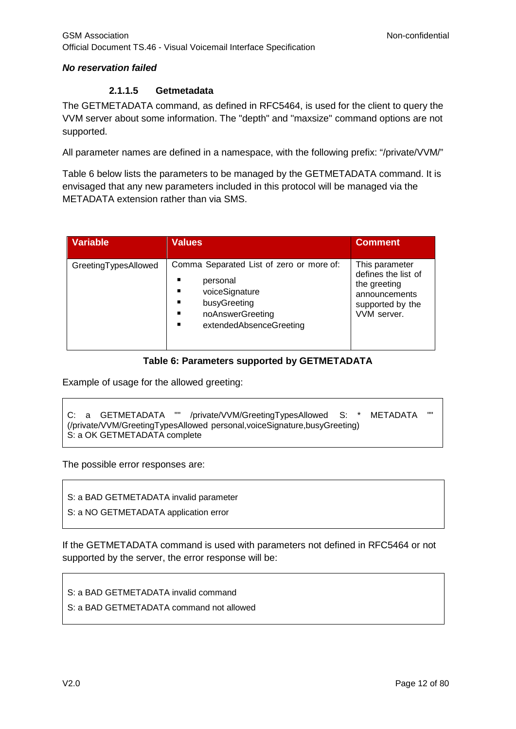***No reservation failed***

#### 2.1.1.5 Getmetadata

The GETMETADATA command, as defined in RFC5464, is used for the client to query the VVM server about some information. The "depth" and "maxsize" command options are not supported.

All parameter names are defined in a namespace, with the following prefix: "/private/VVM/"

Table 6 below lists the parameters to be managed by the GETMETADATA command. It is envisaged that any new parameters included in this protocol will be managed via the METADATA extension rather than via SMS.

| Variable | Values | Comment |
|---|---|---|
| GreetingTypesAllowed | Comma Separated List of zero or more of:<br>▪ personal<br>▪ voiceSignature<br>▪ busyGreeting<br>▪ noAnswerGreeting<br>▪ extendedAbsenceGreeting | This parameter defines the list of the greeting announcements supported by the VVM server. |

**Table 6: Parameters supported by GETMETADATA**

Example of usage for the allowed greeting:

```
C: a GETMETADATA "" /private/VVM/GreetingTypesAllowed S: * METADATA ""
(/private/VVM/GreetingTypesAllowed personal,voiceSignature,busyGreeting)
S: a OK GETMETADATA complete
```

The possible error responses are:

```
S: a BAD GETMETADATA invalid parameter
S: a NO GETMETADATA application error
```

If the GETMETADATA command is used with parameters not defined in RFC5464 or not supported by the server, the error response will be:

```
S: a BAD GETMETADATA invalid command
S: a BAD GETMETADATA command not allowed
```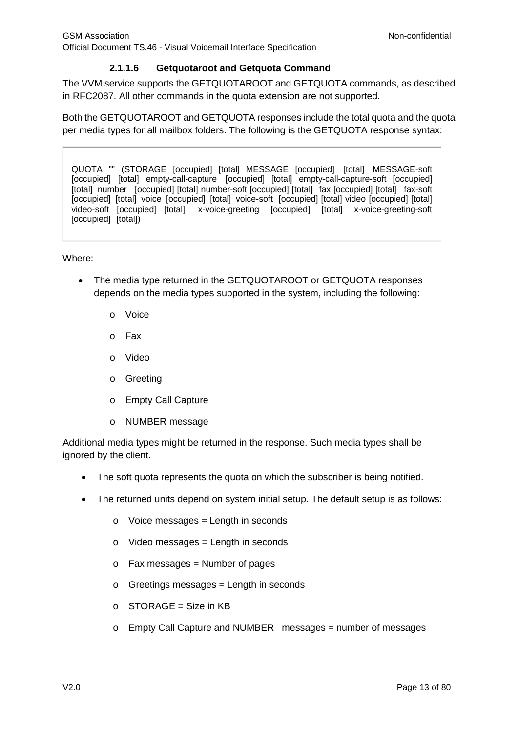#### 2.1.1.6 Getquotaroot and Getquota Command

The VVM service supports the GETQUOTAROOT and GETQUOTA commands, as described in RFC2087. All other commands in the quota extension are not supported.

Both the GETQUOTAROOT and GETQUOTA responses include the total quota and the quota per media types for all mailbox folders. The following is the GETQUOTA response syntax:

```
QUOTA "" (STORAGE [occupied] [total] MESSAGE [occupied] [total] MESSAGE-soft [occupied] [total] empty-call-capture [occupied] [total] empty-call-capture-soft [occupied] [total] number [occupied] [total] number-soft [occupied] [total] fax [occupied] [total] fax-soft [occupied] [total] voice [occupied] [total] voice-soft [occupied] [total] video [occupied] [total] video-soft [occupied] [total] x-voice-greeting [occupied] [total] x-voice-greeting-soft [occupied] [total])
```

Where:

- The media type returned in the GETQUOTAROOT or GETQUOTA responses depends on the media types supported in the system, including the following:
  - Voice
  - Fax
  - Video
  - Greeting
  - Empty Call Capture
  - NUMBER message

Additional media types might be returned in the response. Such media types shall be ignored by the client.

- The soft quota represents the quota on which the subscriber is being notified.
- The returned units depend on system initial setup. The default setup is as follows:
  - Voice messages = Length in seconds
  - Video messages = Length in seconds
  - Fax messages = Number of pages
  - Greetings messages = Length in seconds
  - STORAGE = Size in KB
  - Empty Call Capture and NUMBER messages = number of messages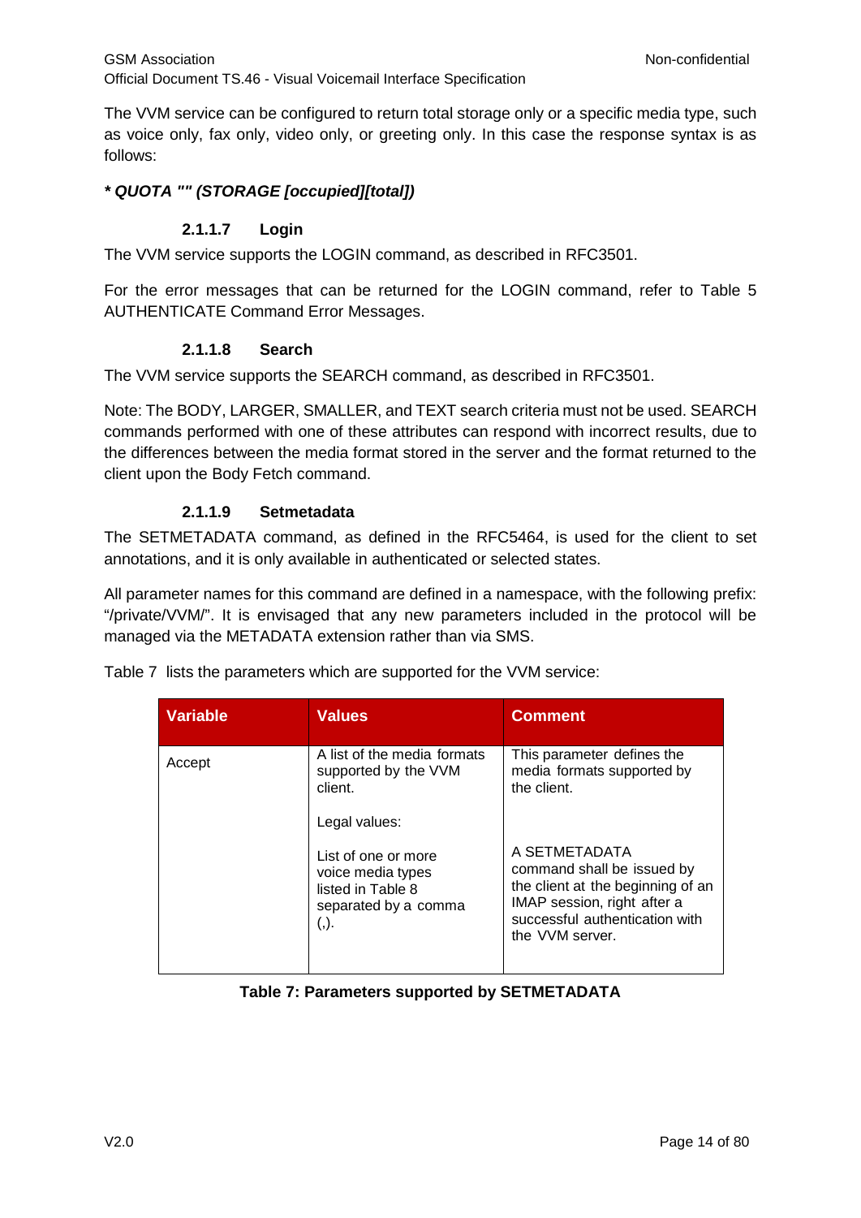The VVM service can be configured to return total storage only or a specific media type, such as voice only, fax only, video only, or greeting only. In this case the response syntax is as follows:

***\* QUOTA "" (STORAGE [occupied][total])***

#### 2.1.1.7 Login

The VVM service supports the LOGIN command, as described in RFC3501.

For the error messages that can be returned for the LOGIN command, refer to Table 5 AUTHENTICATE Command Error Messages.

#### 2.1.1.8 Search

The VVM service supports the SEARCH command, as described in RFC3501.

Note: The BODY, LARGER, SMALLER, and TEXT search criteria must not be used. SEARCH commands performed with one of these attributes can respond with incorrect results, due to the differences between the media format stored in the server and the format returned to the client upon the Body Fetch command.

#### 2.1.1.9 Setmetadata

The SETMETADATA command, as defined in the RFC5464, is used for the client to set annotations, and it is only available in authenticated or selected states.

All parameter names for this command are defined in a namespace, with the following prefix: "/private/VVM/". It is envisaged that any new parameters included in the protocol will be managed via the METADATA extension rather than via SMS.

Table 7 lists the parameters which are supported for the VVM service:

| Variable | Values | Comment |
|---|---|---|
| Accept | A list of the media formats supported by the VVM client.<br><br>Legal values:<br><br>List of one or more voice media types listed in Table 8 separated by a comma (,). | This parameter defines the media formats supported by the client.<br><br>A SETMETADATA command shall be issued by the client at the beginning of an IMAP session, right after a successful authentication with the VVM server. |

**Table 7: Parameters supported by SETMETADATA**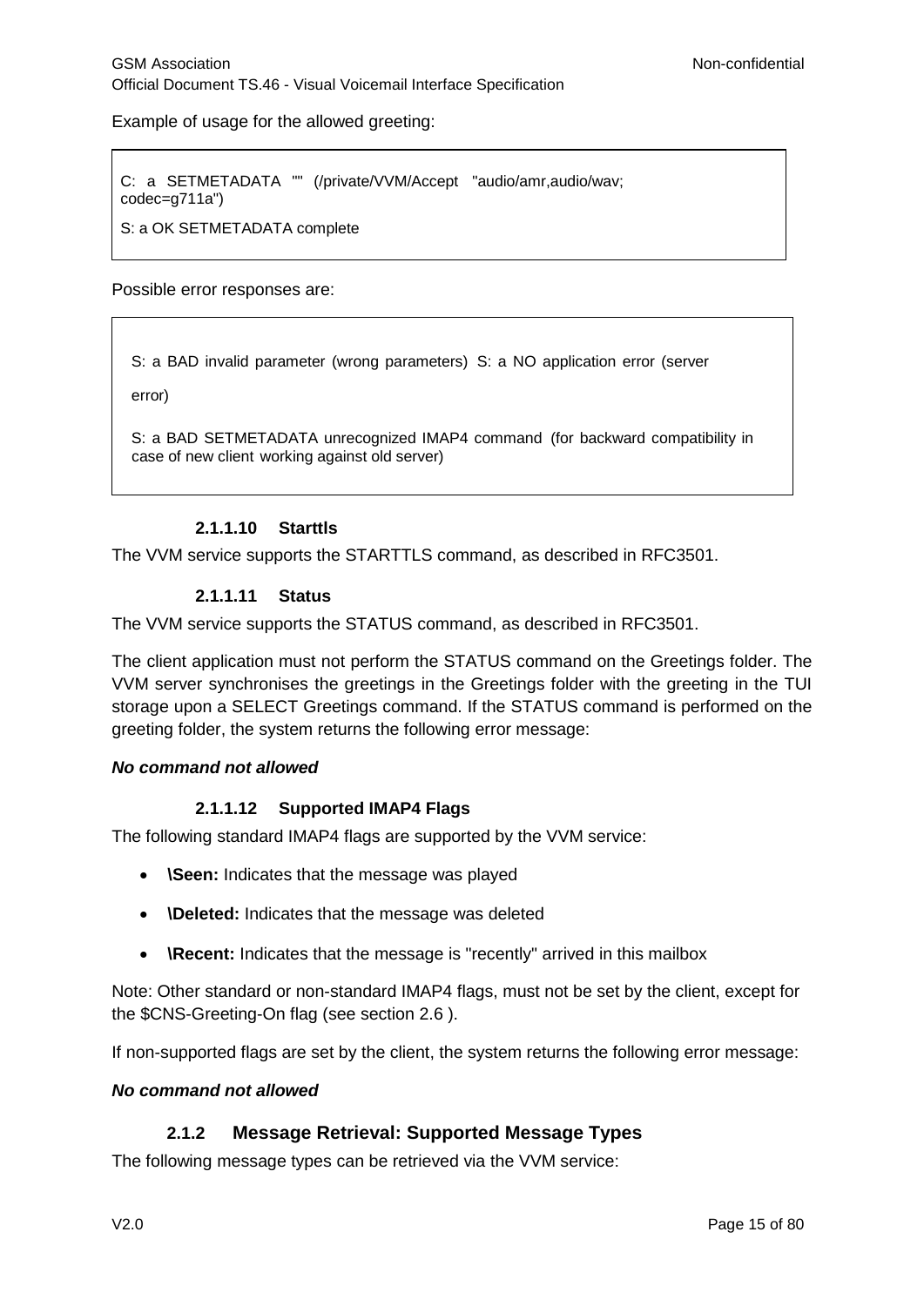Example of usage for the allowed greeting:

```
C: a SETMETADATA "" (/private/VVM/Accept "audio/amr,audio/wav; codec=g711a")

S: a OK SETMETADATA complete
```

Possible error responses are:

```
S: a BAD invalid parameter (wrong parameters) S: a NO application error (server error)

S: a BAD SETMETADATA unrecognized IMAP4 command (for backward compatibility in case of new client working against old server)
```

##### 2.1.1.10 Starttls

The VVM service supports the STARTTLS command, as described in RFC3501.

##### 2.1.1.11 Status

The VVM service supports the STATUS command, as described in RFC3501.

The client application must not perform the STATUS command on the Greetings folder. The VVM server synchronises the greetings in the Greetings folder with the greeting in the TUI storage upon a SELECT Greetings command. If the STATUS command is performed on the greeting folder, the system returns the following error message:

***No command not allowed***

##### 2.1.1.12 Supported IMAP4 Flags

The following standard IMAP4 flags are supported by the VVM service:

- **\Seen:** Indicates that the message was played
- **\Deleted:** Indicates that the message was deleted
- **\Recent:** Indicates that the message is "recently" arrived in this mailbox

Note: Other standard or non-standard IMAP4 flags, must not be set by the client, except for the $CNS-Greeting-On flag (see section 2.6 ).

If non-supported flags are set by the client, the system returns the following error message:

***No command not allowed***

### 2.1.2 Message Retrieval: Supported Message Types

The following message types can be retrieved via the VVM service: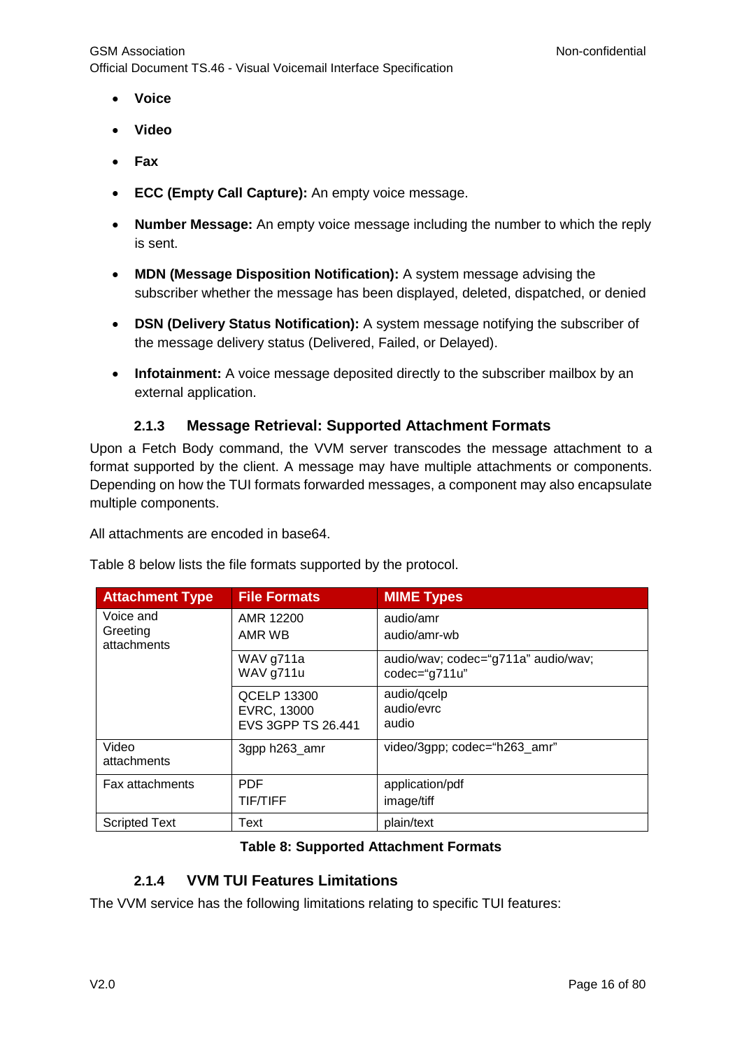- **Voice**
- **Video**
- **Fax**
- **ECC (Empty Call Capture):** An empty voice message.
- **Number Message:** An empty voice message including the number to which the reply is sent.
- **MDN (Message Disposition Notification):** A system message advising the subscriber whether the message has been displayed, deleted, dispatched, or denied
- **DSN (Delivery Status Notification):** A system message notifying the subscriber of the message delivery status (Delivered, Failed, or Delayed).
- **Infotainment:** A voice message deposited directly to the subscriber mailbox by an external application.

### 2.1.3 Message Retrieval: Supported Attachment Formats

Upon a Fetch Body command, the VVM server transcodes the message attachment to a format supported by the client. A message may have multiple attachments or components. Depending on how the TUI formats forwarded messages, a component may also encapsulate multiple components.

All attachments are encoded in base64.

Table 8 below lists the file formats supported by the protocol.

| Attachment Type | File Formats | MIME Types |
|---|---|---|
| Voice and Greeting attachments | AMR 12200<br>AMR WB | audio/amr<br>audio/amr-wb |
| | WAV g711a<br>WAV g711u | audio/wav; codec="g711a" audio/wav; codec="g711u" |
| | QCELP 13300<br>EVRC, 13000<br>EVS 3GPP TS 26.441 | audio/qcelp<br>audio/evrc<br>audio |
| Video attachments | 3gpp h263_amr | video/3gpp; codec="h263_amr" |
| Fax attachments | PDF<br>TIF/TIFF | application/pdf<br>image/tiff |
| Scripted Text | Text | plain/text |

**Table 8: Supported Attachment Formats**

### 2.1.4 VVM TUI Features Limitations

The VVM service has the following limitations relating to specific TUI features: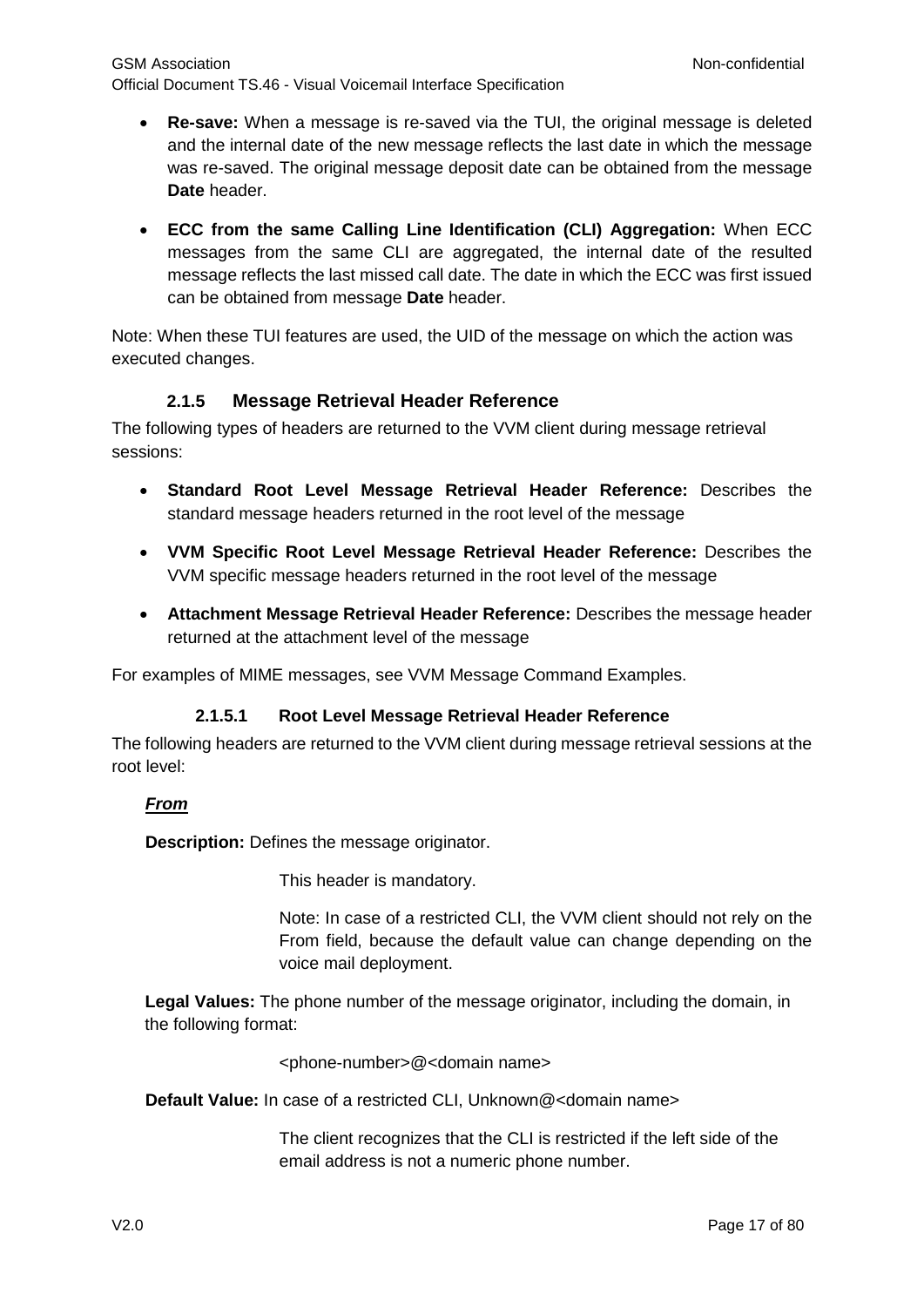- **Re-save:** When a message is re-saved via the TUI, the original message is deleted and the internal date of the new message reflects the last date in which the message was re-saved. The original message deposit date can be obtained from the message **Date** header.

- **ECC from the same Calling Line Identification (CLI) Aggregation:** When ECC messages from the same CLI are aggregated, the internal date of the resulted message reflects the last missed call date. The date in which the ECC was first issued can be obtained from message **Date** header.

Note: When these TUI features are used, the UID of the message on which the action was executed changes.

### 2.1.5 Message Retrieval Header Reference

The following types of headers are returned to the VVM client during message retrieval sessions:

- **Standard Root Level Message Retrieval Header Reference:** Describes the standard message headers returned in the root level of the message

- **VVM Specific Root Level Message Retrieval Header Reference:** Describes the VVM specific message headers returned in the root level of the message

- **Attachment Message Retrieval Header Reference:** Describes the message header returned at the attachment level of the message

For examples of MIME messages, see VVM Message Command Examples.

#### 2.1.5.1 Root Level Message Retrieval Header Reference

The following headers are returned to the VVM client during message retrieval sessions at the root level:

***From***

**Description:** Defines the message originator.

This header is mandatory.

Note: In case of a restricted CLI, the VVM client should not rely on the From field, because the default value can change depending on the voice mail deployment.

**Legal Values:** The phone number of the message originator, including the domain, in the following format:

<phone-number>@<domain name>

**Default Value:** In case of a restricted CLI, Unknown@<domain name>

The client recognizes that the CLI is restricted if the left side of the email address is not a numeric phone number.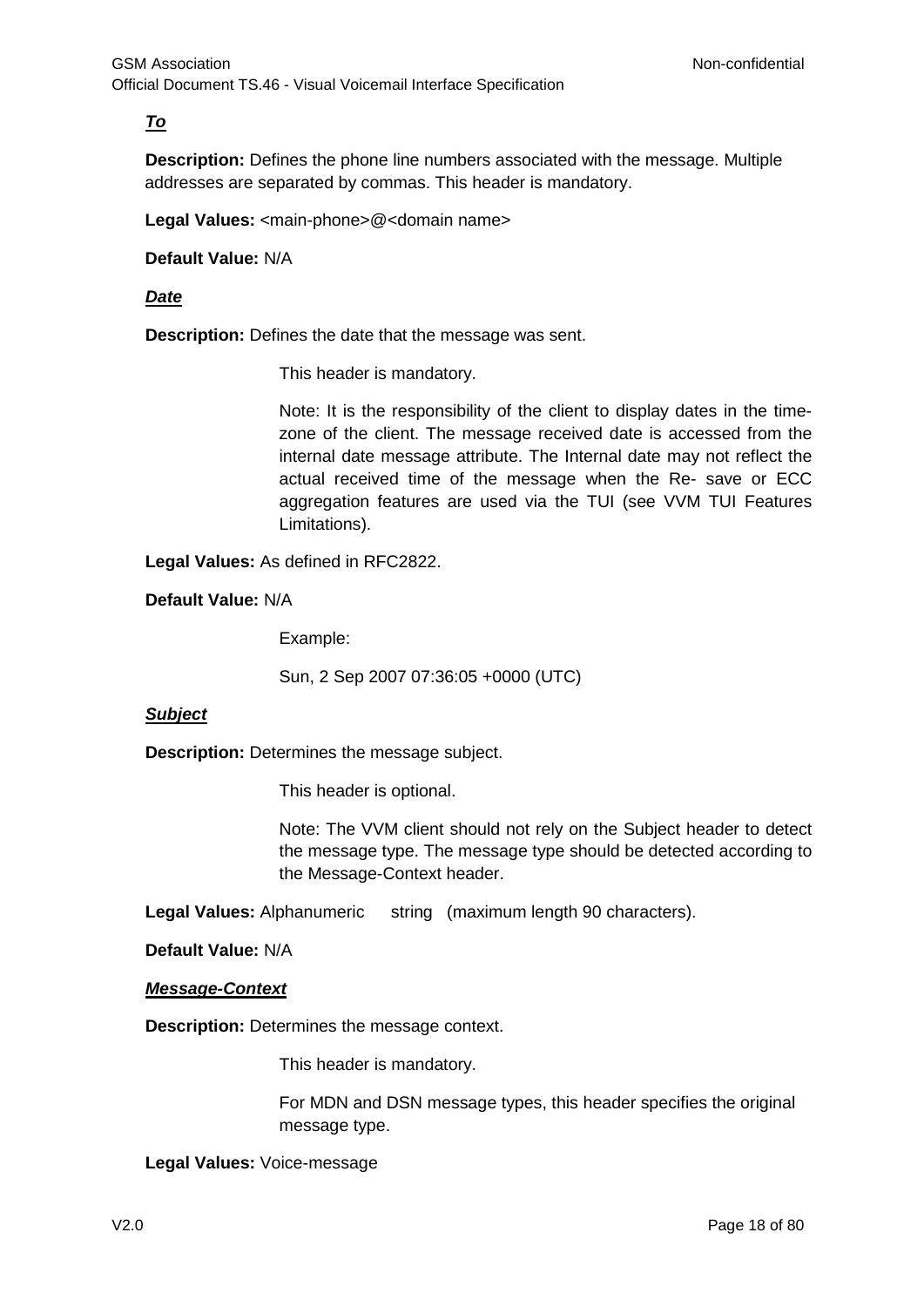***To***

**Description:** Defines the phone line numbers associated with the message. Multiple addresses are separated by commas. This header is mandatory.

**Legal Values:** <main-phone>@<domain name>

**Default Value:** N/A

***Date***

**Description:** Defines the date that the message was sent.

This header is mandatory.

Note: It is the responsibility of the client to display dates in the time-zone of the client. The message received date is accessed from the internal date message attribute. The Internal date may not reflect the actual received time of the message when the Re- save or ECC aggregation features are used via the TUI (see VVM TUI Features Limitations).

**Legal Values:** As defined in RFC2822.

**Default Value:** N/A

Example:

Sun, 2 Sep 2007 07:36:05 +0000 (UTC)

***Subject***

**Description:** Determines the message subject.

This header is optional.

Note: The VVM client should not rely on the Subject header to detect the message type. The message type should be detected according to the Message-Context header.

**Legal Values:** Alphanumeric string (maximum length 90 characters).

**Default Value:** N/A

***Message-Context***

**Description:** Determines the message context.

This header is mandatory.

For MDN and DSN message types, this header specifies the original message type.

**Legal Values:** Voice-message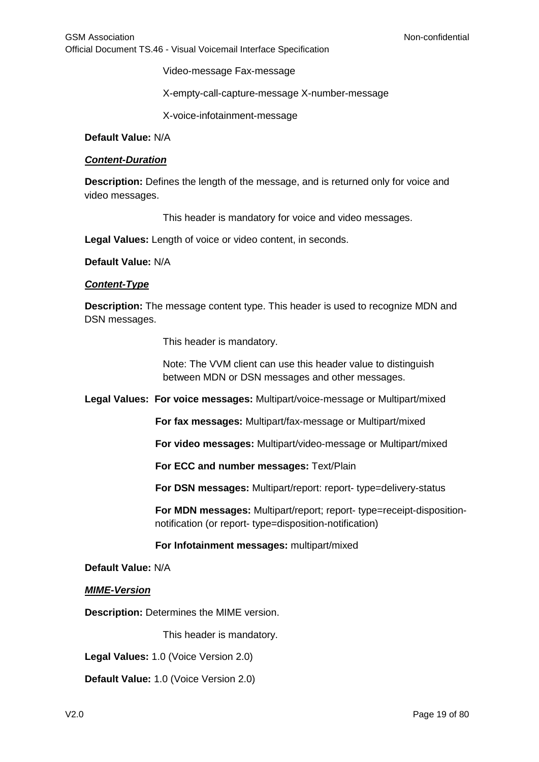Video-message Fax-message

X-empty-call-capture-message X-number-message

X-voice-infotainment-message

**Default Value:** N/A

***Content-Duration***

**Description:** Defines the length of the message, and is returned only for voice and video messages.

This header is mandatory for voice and video messages.

**Legal Values:** Length of voice or video content, in seconds.

**Default Value:** N/A

***Content-Type***

**Description:** The message content type. This header is used to recognize MDN and DSN messages.

This header is mandatory.

Note: The VVM client can use this header value to distinguish between MDN or DSN messages and other messages.

**Legal Values: For voice messages:** Multipart/voice-message or Multipart/mixed

**For fax messages:** Multipart/fax-message or Multipart/mixed

**For video messages:** Multipart/video-message or Multipart/mixed

**For ECC and number messages:** Text/Plain

**For DSN messages:** Multipart/report: report- type=delivery-status

**For MDN messages:** Multipart/report; report- type=receipt-disposition-notification (or report- type=disposition-notification)

**For Infotainment messages:** multipart/mixed

**Default Value:** N/A

***MIME-Version***

**Description:** Determines the MIME version.

This header is mandatory.

**Legal Values:** 1.0 (Voice Version 2.0)

**Default Value:** 1.0 (Voice Version 2.0)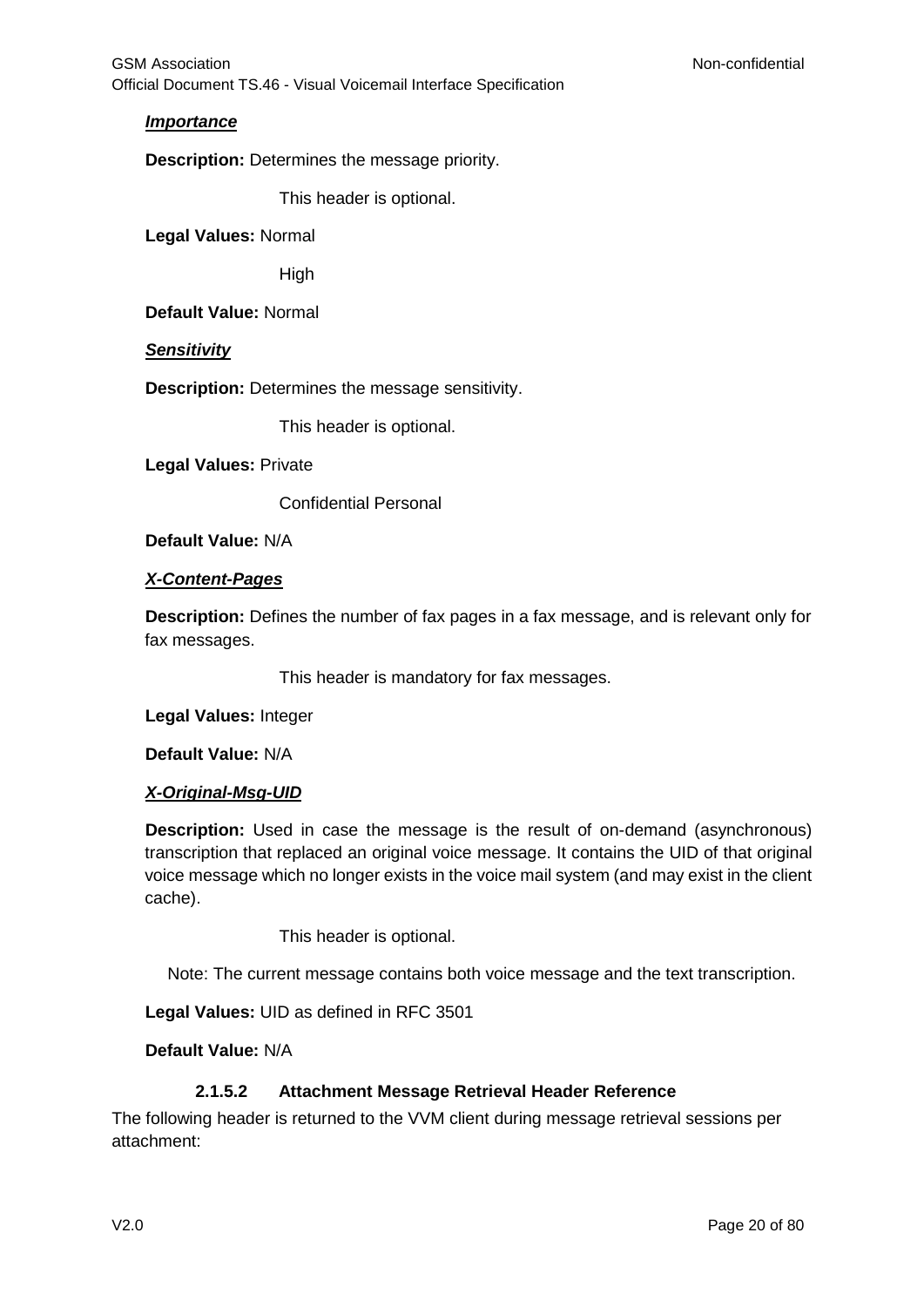***Importance***

**Description:** Determines the message priority.

This header is optional.

**Legal Values:** Normal

High

**Default Value:** Normal

***Sensitivity***

**Description:** Determines the message sensitivity.

This header is optional.

**Legal Values:** Private

Confidential Personal

**Default Value:** N/A

***X-Content-Pages***

**Description:** Defines the number of fax pages in a fax message, and is relevant only for fax messages.

This header is mandatory for fax messages.

**Legal Values:** Integer

**Default Value:** N/A

***X-Original-Msg-UID***

**Description:** Used in case the message is the result of on-demand (asynchronous) transcription that replaced an original voice message. It contains the UID of that original voice message which no longer exists in the voice mail system (and may exist in the client cache).

This header is optional.

Note: The current message contains both voice message and the text transcription.

**Legal Values:** UID as defined in RFC 3501

**Default Value:** N/A

#### 2.1.5.2 Attachment Message Retrieval Header Reference

The following header is returned to the VVM client during message retrieval sessions per attachment: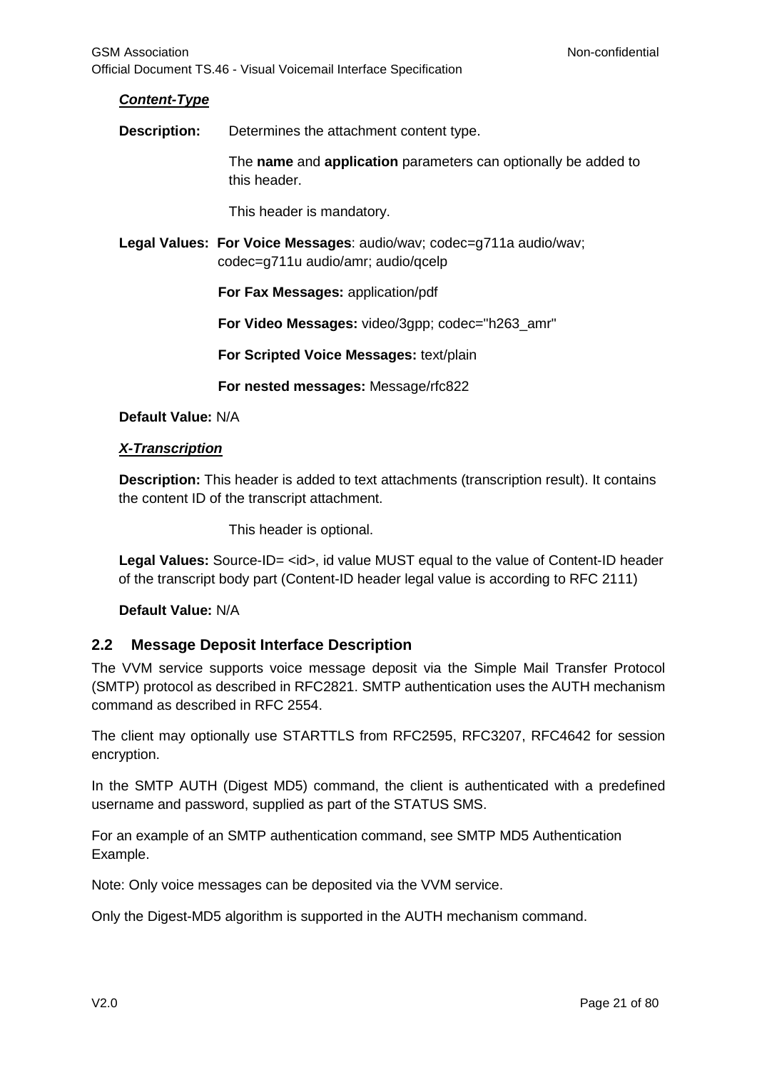***Content-Type***

**Description:** Determines the attachment content type.

The **name** and **application** parameters can optionally be added to this header.

This header is mandatory.

**Legal Values:** **For Voice Messages**: audio/wav; codec=g711a audio/wav; codec=g711u audio/amr; audio/qcelp

**For Fax Messages:** application/pdf

**For Video Messages:** video/3gpp; codec="h263_amr"

**For Scripted Voice Messages:** text/plain

**For nested messages:** Message/rfc822

**Default Value:** N/A

***X-Transcription***

**Description:** This header is added to text attachments (transcription result). It contains the content ID of the transcript attachment.

This header is optional.

**Legal Values:** Source-ID= <id>, id value MUST equal to the value of Content-ID header of the transcript body part (Content-ID header legal value is according to RFC 2111)

**Default Value:** N/A

## 2.2 Message Deposit Interface Description

The VVM service supports voice message deposit via the Simple Mail Transfer Protocol (SMTP) protocol as described in RFC2821. SMTP authentication uses the AUTH mechanism command as described in RFC 2554.

The client may optionally use STARTTLS from RFC2595, RFC3207, RFC4642 for session encryption.

In the SMTP AUTH (Digest MD5) command, the client is authenticated with a predefined username and password, supplied as part of the STATUS SMS.

For an example of an SMTP authentication command, see SMTP MD5 Authentication Example.

Note: Only voice messages can be deposited via the VVM service.

Only the Digest-MD5 algorithm is supported in the AUTH mechanism command.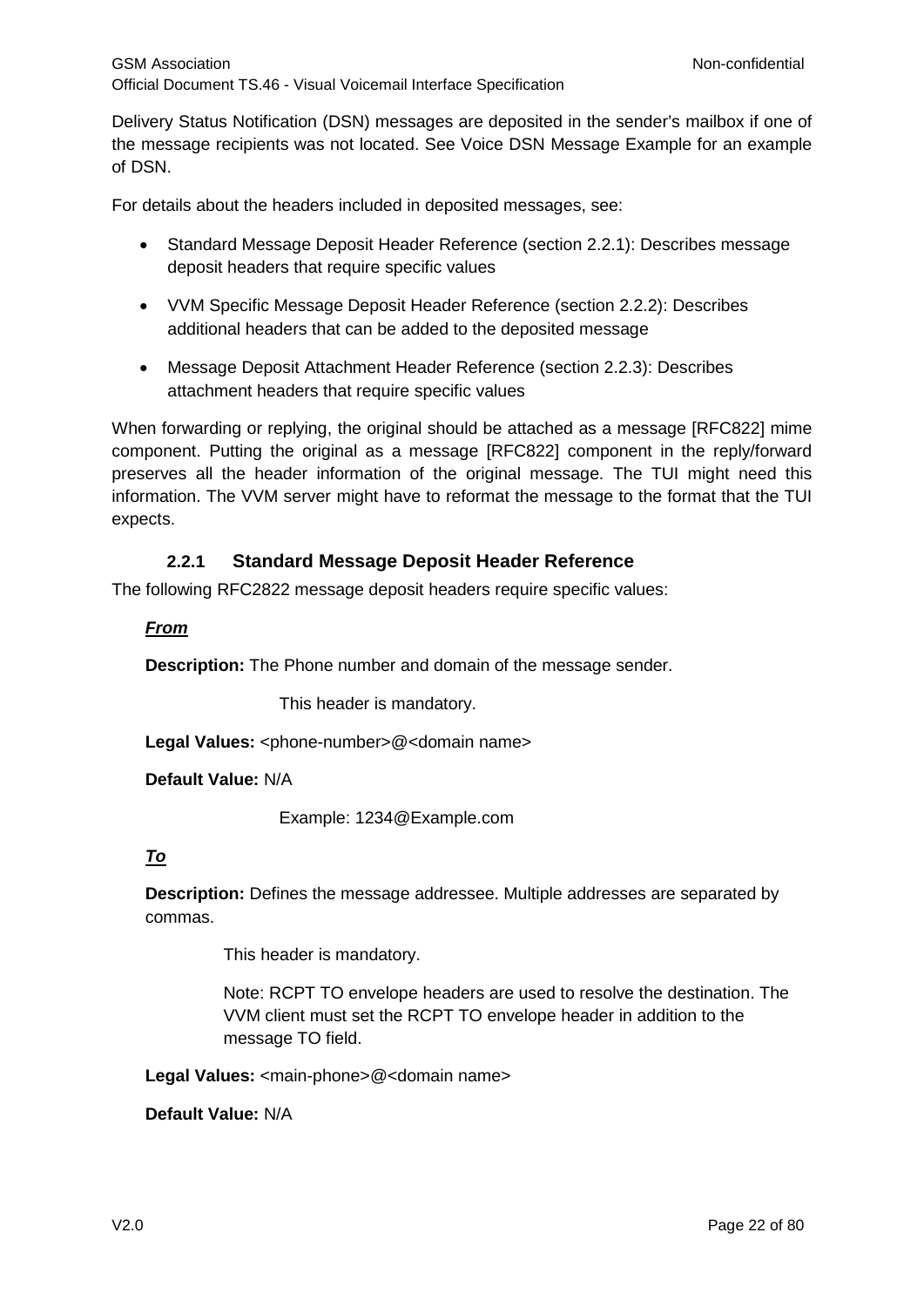Delivery Status Notification (DSN) messages are deposited in the sender's mailbox if one of the message recipients was not located. See Voice DSN Message Example for an example of DSN.

For details about the headers included in deposited messages, see:

- Standard Message Deposit Header Reference (section 2.2.1): Describes message deposit headers that require specific values
- VVM Specific Message Deposit Header Reference (section 2.2.2): Describes additional headers that can be added to the deposited message
- Message Deposit Attachment Header Reference (section 2.2.3): Describes attachment headers that require specific values

When forwarding or replying, the original should be attached as a message [RFC822] mime component. Putting the original as a message [RFC822] component in the reply/forward preserves all the header information of the original message. The TUI might need this information. The VVM server might have to reformat the message to the format that the TUI expects.

### 2.2.1 Standard Message Deposit Header Reference

The following RFC2822 message deposit headers require specific values:

***From***

**Description:** The Phone number and domain of the message sender.

This header is mandatory.

**Legal Values:** <phone-number>@<domain name>

**Default Value:** N/A

Example: 1234@Example.com

***To***

**Description:** Defines the message addressee. Multiple addresses are separated by commas.

This header is mandatory.

Note: RCPT TO envelope headers are used to resolve the destination. The VVM client must set the RCPT TO envelope header in addition to the message TO field.

**Legal Values:** <main-phone>@<domain name>

**Default Value:** N/A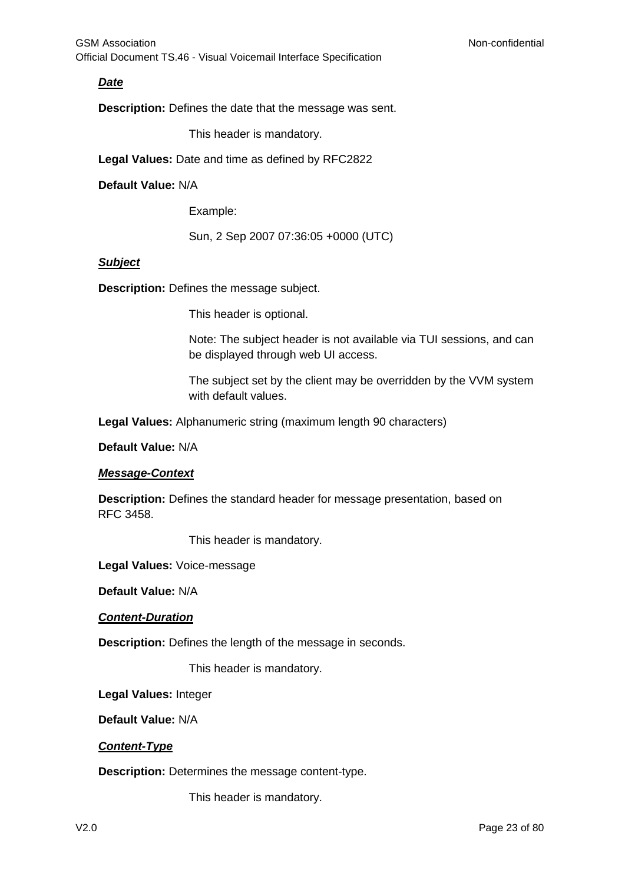***Date***

**Description:** Defines the date that the message was sent.

This header is mandatory.

**Legal Values:** Date and time as defined by RFC2822

**Default Value:** N/A

Example:

Sun, 2 Sep 2007 07:36:05 +0000 (UTC)

***Subject***

**Description:** Defines the message subject.

This header is optional.

Note: The subject header is not available via TUI sessions, and can be displayed through web UI access.

The subject set by the client may be overridden by the VVM system with default values.

**Legal Values:** Alphanumeric string (maximum length 90 characters)

**Default Value:** N/A

***Message-Context***

**Description:** Defines the standard header for message presentation, based on RFC 3458.

This header is mandatory.

**Legal Values:** Voice-message

**Default Value:** N/A

***Content-Duration***

**Description:** Defines the length of the message in seconds.

This header is mandatory.

**Legal Values:** Integer

**Default Value:** N/A

***Content-Type***

**Description:** Determines the message content-type.

This header is mandatory.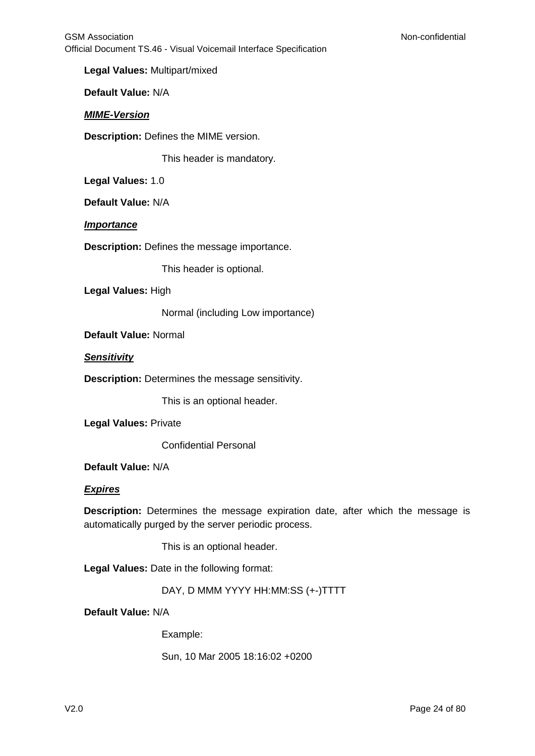**Legal Values:** Multipart/mixed

**Default Value:** N/A

***MIME-Version***

**Description:** Defines the MIME version.

This header is mandatory.

**Legal Values:** 1.0

**Default Value:** N/A

***Importance***

**Description:** Defines the message importance.

This header is optional.

**Legal Values:** High

Normal (including Low importance)

**Default Value:** Normal

***Sensitivity***

**Description:** Determines the message sensitivity.

This is an optional header.

**Legal Values:** Private

Confidential Personal

**Default Value:** N/A

***Expires***

**Description:** Determines the message expiration date, after which the message is automatically purged by the server periodic process.

This is an optional header.

**Legal Values:** Date in the following format:

DAY, D MMM YYYY HH:MM:SS (+-)TTTT

**Default Value:** N/A

Example:

Sun, 10 Mar 2005 18:16:02 +0200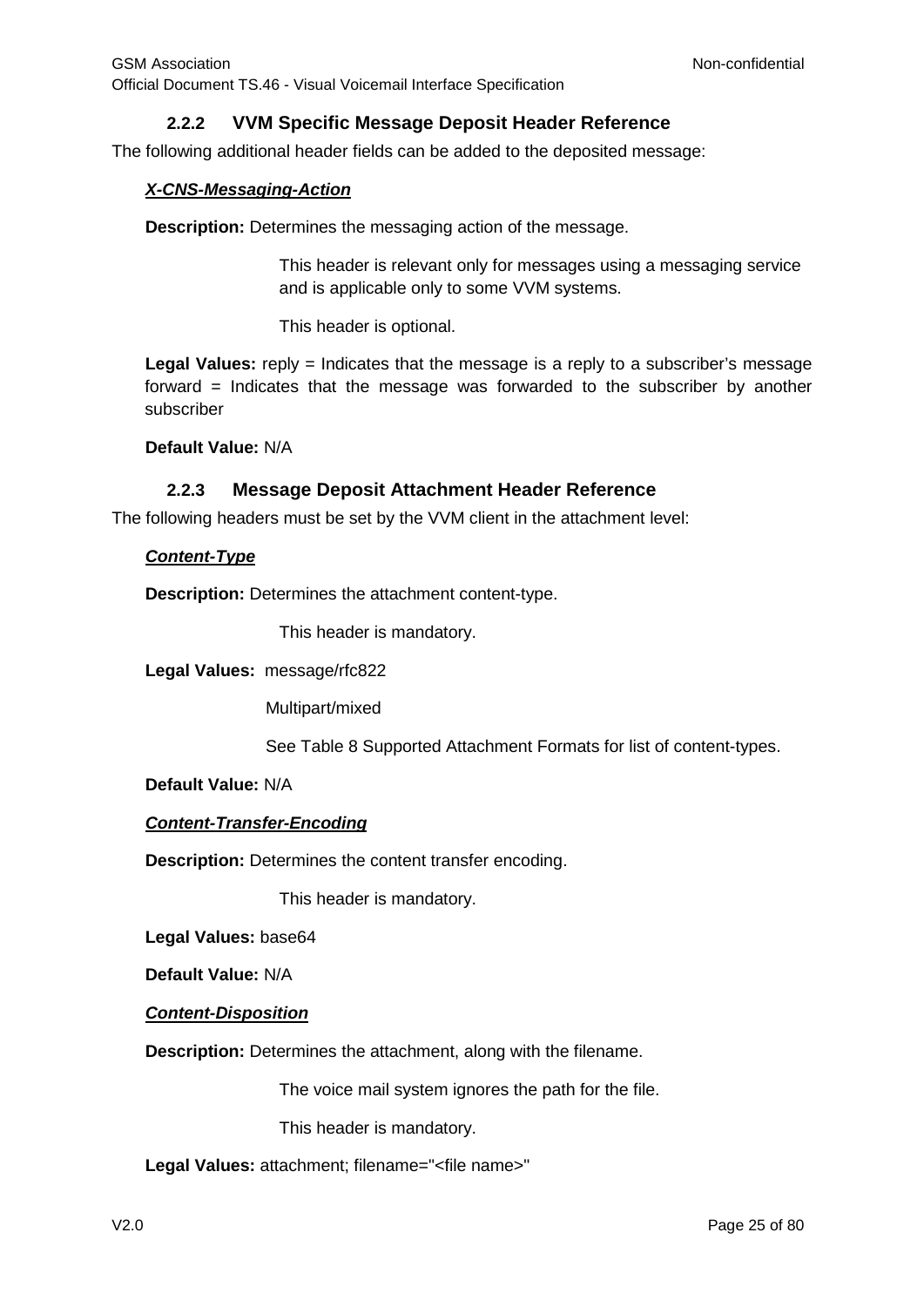### 2.2.2 VVM Specific Message Deposit Header Reference

The following additional header fields can be added to the deposited message:

***X-CNS-Messaging-Action***

**Description:** Determines the messaging action of the message.

This header is relevant only for messages using a messaging service and is applicable only to some VVM systems.

This header is optional.

**Legal Values:** reply = Indicates that the message is a reply to a subscriber's message forward = Indicates that the message was forwarded to the subscriber by another subscriber

**Default Value:** N/A

### 2.2.3 Message Deposit Attachment Header Reference

The following headers must be set by the VVM client in the attachment level:

***Content-Type***

**Description:** Determines the attachment content-type.

This header is mandatory.

**Legal Values:** message/rfc822

Multipart/mixed

See Table 8 Supported Attachment Formats for list of content-types.

**Default Value:** N/A

***Content-Transfer-Encoding***

**Description:** Determines the content transfer encoding.

This header is mandatory.

**Legal Values:** base64

**Default Value:** N/A

***Content-Disposition***

**Description:** Determines the attachment, along with the filename.

The voice mail system ignores the path for the file.

This header is mandatory.

**Legal Values:** attachment; filename="<file name>"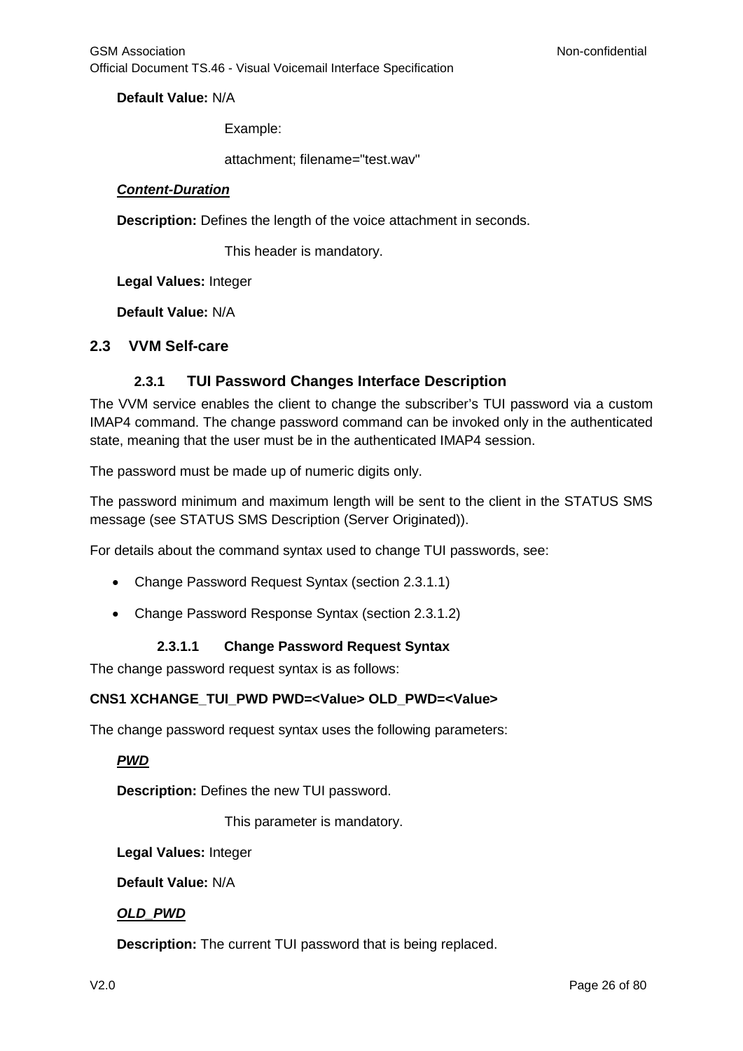**Default Value:** N/A

Example:

attachment; filename="test.wav"

***Content-Duration***

**Description:** Defines the length of the voice attachment in seconds.

This header is mandatory.

**Legal Values:** Integer

**Default Value:** N/A

## 2.3 VVM Self-care

### 2.3.1 TUI Password Changes Interface Description

The VVM service enables the client to change the subscriber's TUI password via a custom IMAP4 command. The change password command can be invoked only in the authenticated state, meaning that the user must be in the authenticated IMAP4 session.

The password must be made up of numeric digits only.

The password minimum and maximum length will be sent to the client in the STATUS SMS message (see STATUS SMS Description (Server Originated)).

For details about the command syntax used to change TUI passwords, see:

- Change Password Request Syntax (section 2.3.1.1)
- Change Password Response Syntax (section 2.3.1.2)

#### 2.3.1.1 Change Password Request Syntax

The change password request syntax is as follows:

**CNS1 XCHANGE_TUI_PWD PWD=<Value> OLD_PWD=<Value>**

The change password request syntax uses the following parameters:

***PWD***

**Description:** Defines the new TUI password.

This parameter is mandatory.

**Legal Values:** Integer

**Default Value:** N/A

***OLD_PWD***

**Description:** The current TUI password that is being replaced.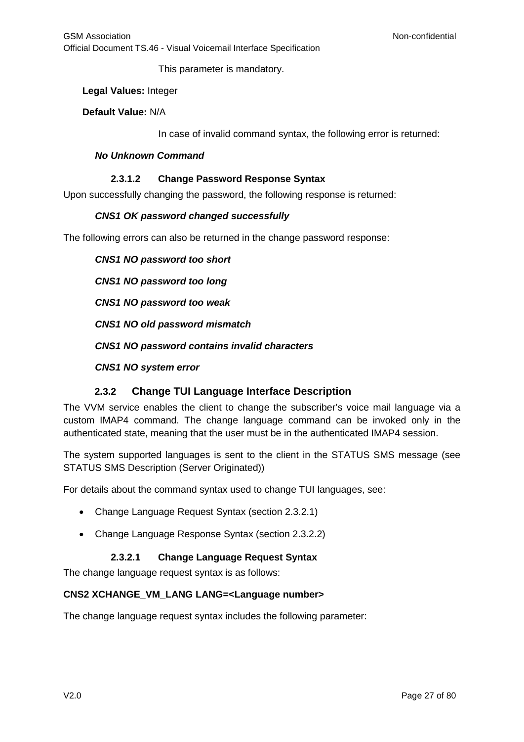This parameter is mandatory.

**Legal Values:** Integer

**Default Value:** N/A

In case of invalid command syntax, the following error is returned:

***No Unknown Command***

#### 2.3.1.2 Change Password Response Syntax

Upon successfully changing the password, the following response is returned:

***CNS1 OK password changed successfully***

The following errors can also be returned in the change password response:

***CNS1 NO password too short***

***CNS1 NO password too long***

***CNS1 NO password too weak***

***CNS1 NO old password mismatch***

***CNS1 NO password contains invalid characters***

***CNS1 NO system error***

### 2.3.2 Change TUI Language Interface Description

The VVM service enables the client to change the subscriber's voice mail language via a custom IMAP4 command. The change language command can be invoked only in the authenticated state, meaning that the user must be in the authenticated IMAP4 session.

The system supported languages is sent to the client in the STATUS SMS message (see STATUS SMS Description (Server Originated))

For details about the command syntax used to change TUI languages, see:

- Change Language Request Syntax (section 2.3.2.1)
- Change Language Response Syntax (section 2.3.2.2)

#### 2.3.2.1 Change Language Request Syntax

The change language request syntax is as follows:

**CNS2 XCHANGE_VM_LANG LANG=<Language number>**

The change language request syntax includes the following parameter: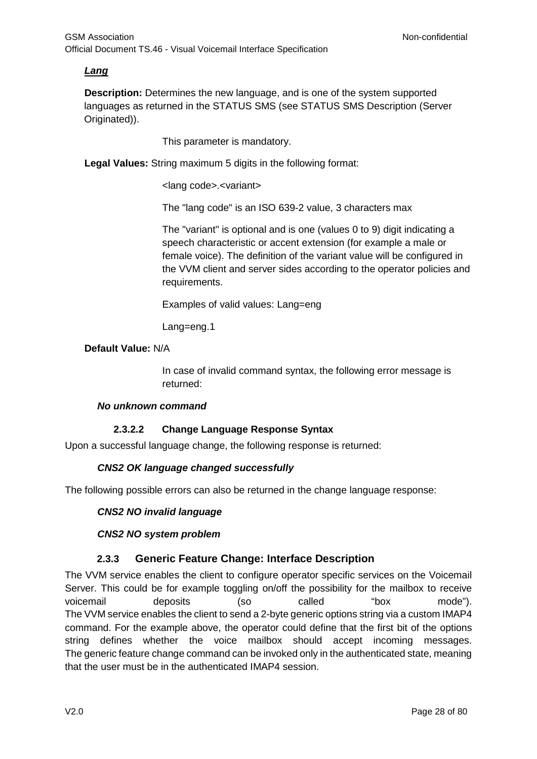***Lang***

**Description:** Determines the new language, and is one of the system supported languages as returned in the STATUS SMS (see STATUS SMS Description (Server Originated)).

This parameter is mandatory.

**Legal Values:** String maximum 5 digits in the following format:

<lang code>.<variant>

The "lang code" is an ISO 639-2 value, 3 characters max

The "variant" is optional and is one (values 0 to 9) digit indicating a speech characteristic or accent extension (for example a male or female voice). The definition of the variant value will be configured in the VVM client and server sides according to the operator policies and requirements.

Examples of valid values: Lang=eng

Lang=eng.1

**Default Value:** N/A

In case of invalid command syntax, the following error message is returned:

***No unknown command***

#### 2.3.2.2 Change Language Response Syntax

Upon a successful language change, the following response is returned:

***CNS2 OK language changed successfully***

The following possible errors can also be returned in the change language response:

***CNS2 NO invalid language***

***CNS2 NO system problem***

### 2.3.3 Generic Feature Change: Interface Description

The VVM service enables the client to configure operator specific services on the Voicemail Server. This could be for example toggling on/off the possibility for the mailbox to receive voicemail deposits (so called "box mode").
The VVM service enables the client to send a 2-byte generic options string via a custom IMAP4 command. For the example above, the operator could define that the first bit of the options string defines whether the voice mailbox should accept incoming messages.
The generic feature change command can be invoked only in the authenticated state, meaning that the user must be in the authenticated IMAP4 session.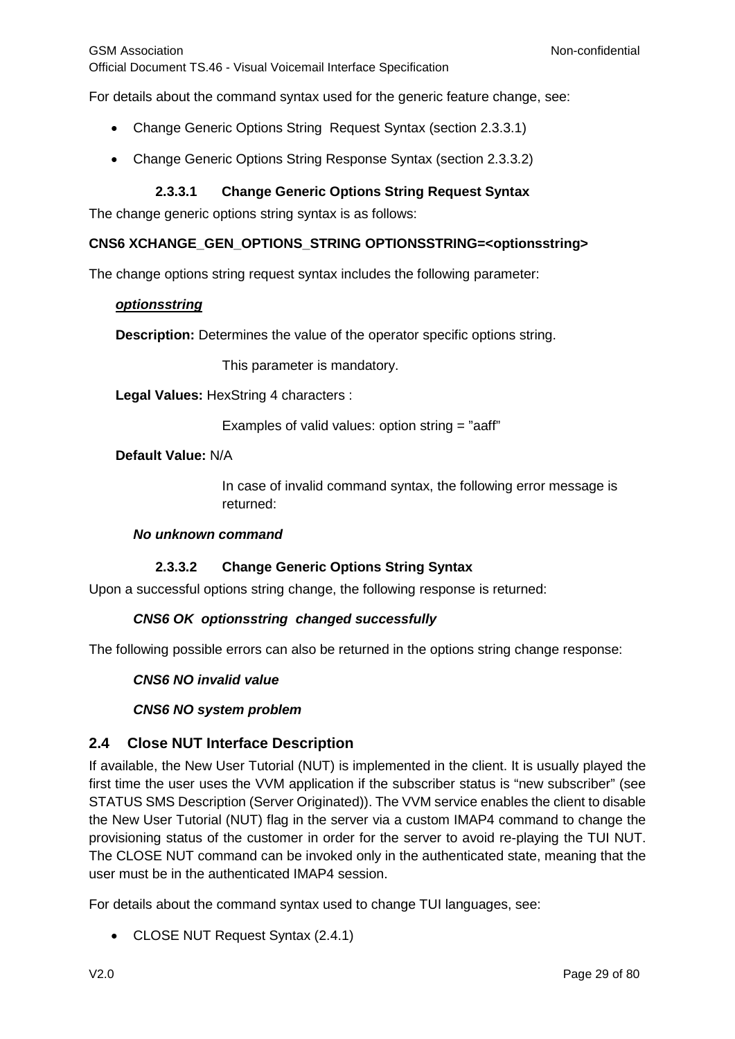For details about the command syntax used for the generic feature change, see:

- Change Generic Options String  Request Syntax (section 2.3.3.1)
- Change Generic Options String Response Syntax (section 2.3.3.2)

#### 2.3.3.1 Change Generic Options String Request Syntax

The change generic options string syntax is as follows:

**CNS6 XCHANGE_GEN_OPTIONS_STRING OPTIONSSTRING=<optionsstring>**

The change options string request syntax includes the following parameter:

***optionsstring***

**Description:** Determines the value of the operator specific options string.

This parameter is mandatory.

**Legal Values:** HexString 4 characters :

Examples of valid values: option string = ”aaff”

**Default Value:** N/A

In case of invalid command syntax, the following error message is returned:

***No unknown command***

#### 2.3.3.2 Change Generic Options String Syntax

Upon a successful options string change, the following response is returned:

***CNS6 OK  optionsstring  changed successfully***

The following possible errors can also be returned in the options string change response:

***CNS6 NO invalid value***

***CNS6 NO system problem***

### 2.4 Close NUT Interface Description

If available, the New User Tutorial (NUT) is implemented in the client. It is usually played the first time the user uses the VVM application if the subscriber status is “new subscriber” (see STATUS SMS Description (Server Originated)). The VVM service enables the client to disable the New User Tutorial (NUT) flag in the server via a custom IMAP4 command to change the provisioning status of the customer in order for the server to avoid re-playing the TUI NUT. The CLOSE NUT command can be invoked only in the authenticated state, meaning that the user must be in the authenticated IMAP4 session.

For details about the command syntax used to change TUI languages, see:

- CLOSE NUT Request Syntax (2.4.1)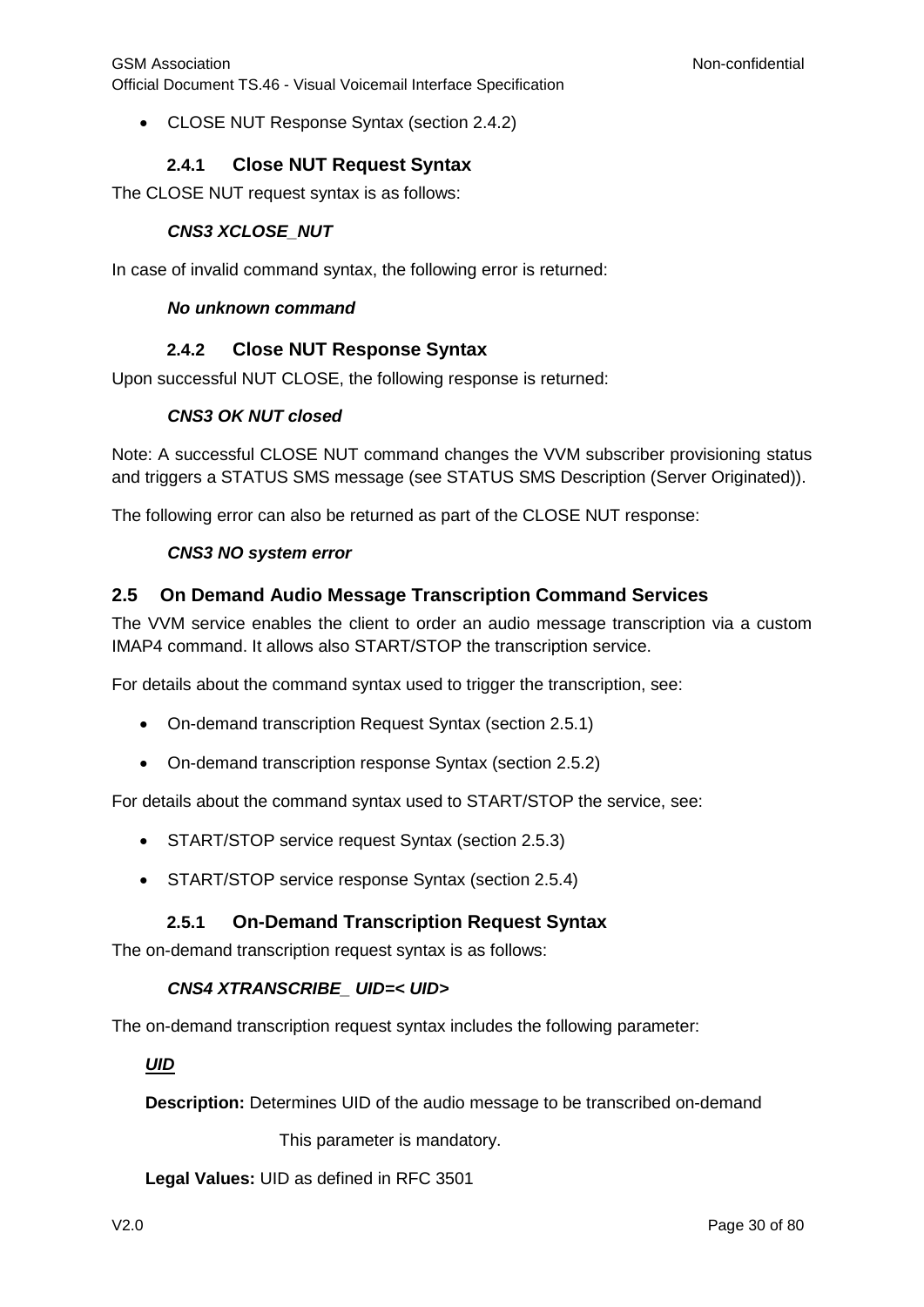- CLOSE NUT Response Syntax (section 2.4.2)

### 2.4.1 Close NUT Request Syntax

The CLOSE NUT request syntax is as follows:

***CNS3 XCLOSE_NUT***

In case of invalid command syntax, the following error is returned:

***No unknown command***

### 2.4.2 Close NUT Response Syntax

Upon successful NUT CLOSE, the following response is returned:

***CNS3 OK NUT closed***

Note: A successful CLOSE NUT command changes the VVM subscriber provisioning status and triggers a STATUS SMS message (see STATUS SMS Description (Server Originated)).

The following error can also be returned as part of the CLOSE NUT response:

***CNS3 NO system error***

## 2.5 On Demand Audio Message Transcription Command Services

The VVM service enables the client to order an audio message transcription via a custom IMAP4 command. It allows also START/STOP the transcription service.

For details about the command syntax used to trigger the transcription, see:

- On-demand transcription Request Syntax (section 2.5.1)
- On-demand transcription response Syntax (section 2.5.2)

For details about the command syntax used to START/STOP the service, see:

- START/STOP service request Syntax (section 2.5.3)
- START/STOP service response Syntax (section 2.5.4)

### 2.5.1 On-Demand Transcription Request Syntax

The on-demand transcription request syntax is as follows:

***CNS4 XTRANSCRIBE_ UID=< UID>***

The on-demand transcription request syntax includes the following parameter:

***UID***

**Description:** Determines UID of the audio message to be transcribed on-demand

This parameter is mandatory.

**Legal Values:** UID as defined in RFC 3501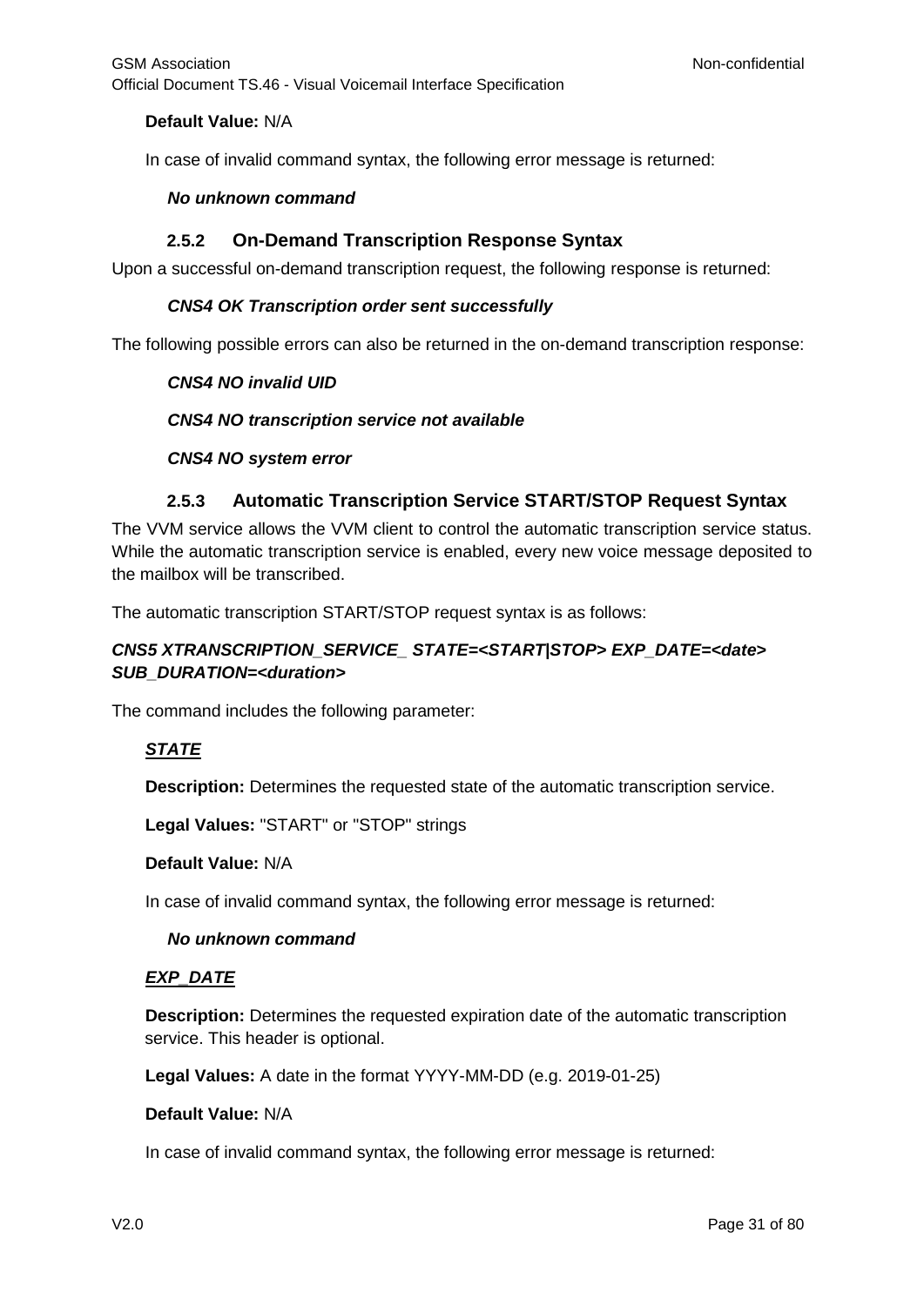**Default Value:** N/A

In case of invalid command syntax, the following error message is returned:

***No unknown command***

### 2.5.2 On-Demand Transcription Response Syntax

Upon a successful on-demand transcription request, the following response is returned:

***CNS4 OK Transcription order sent successfully***

The following possible errors can also be returned in the on-demand transcription response:

***CNS4 NO invalid UID***

***CNS4 NO transcription service not available***

***CNS4 NO system error***

### 2.5.3 Automatic Transcription Service START/STOP Request Syntax

The VVM service allows the VVM client to control the automatic transcription service status. While the automatic transcription service is enabled, every new voice message deposited to the mailbox will be transcribed.

The automatic transcription START/STOP request syntax is as follows:

***CNS5 XTRANSCRIPTION_SERVICE_ STATE=<START|STOP> EXP_DATE=<date> SUB_DURATION=<duration>***

The command includes the following parameter:

***STATE***

**Description:** Determines the requested state of the automatic transcription service.

**Legal Values:** "START" or "STOP" strings

**Default Value:** N/A

In case of invalid command syntax, the following error message is returned:

***No unknown command***

***EXP_DATE***

**Description:** Determines the requested expiration date of the automatic transcription service. This header is optional.

**Legal Values:** A date in the format YYYY-MM-DD (e.g. 2019-01-25)

**Default Value:** N/A

In case of invalid command syntax, the following error message is returned: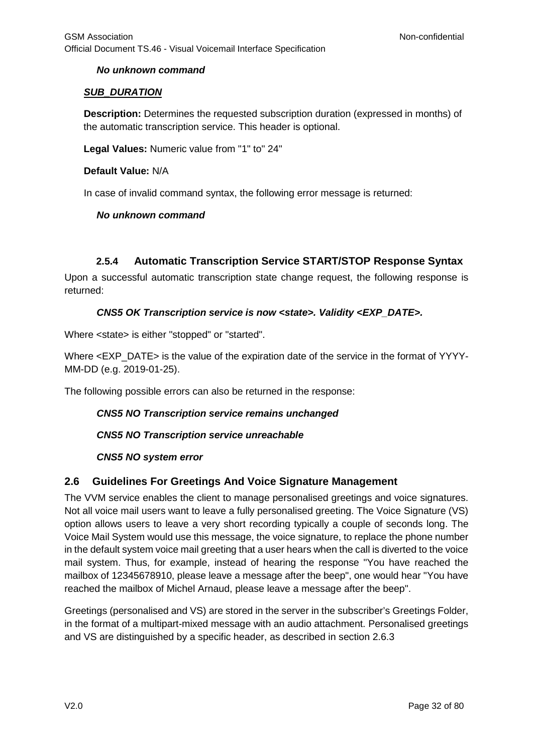***No unknown command***

***SUB_DURATION***

**Description:** Determines the requested subscription duration (expressed in months) of the automatic transcription service. This header is optional.

**Legal Values:** Numeric value from "1" to" 24"

**Default Value:** N/A

In case of invalid command syntax, the following error message is returned:

***No unknown command***

### 2.5.4 Automatic Transcription Service START/STOP Response Syntax

Upon a successful automatic transcription state change request, the following response is returned:

***CNS5 OK Transcription service is now <state>. Validity <EXP_DATE>.***

Where <state> is either "stopped" or "started".

Where <EXP_DATE> is the value of the expiration date of the service in the format of YYYY-MM-DD (e.g. 2019-01-25).

The following possible errors can also be returned in the response:

***CNS5 NO Transcription service remains unchanged***

***CNS5 NO Transcription service unreachable***

***CNS5 NO system error***

## 2.6 Guidelines For Greetings And Voice Signature Management

The VVM service enables the client to manage personalised greetings and voice signatures. Not all voice mail users want to leave a fully personalised greeting. The Voice Signature (VS) option allows users to leave a very short recording typically a couple of seconds long. The Voice Mail System would use this message, the voice signature, to replace the phone number in the default system voice mail greeting that a user hears when the call is diverted to the voice mail system. Thus, for example, instead of hearing the response "You have reached the mailbox of 12345678910, please leave a message after the beep", one would hear "You have reached the mailbox of Michel Arnaud, please leave a message after the beep".

Greetings (personalised and VS) are stored in the server in the subscriber's Greetings Folder, in the format of a multipart-mixed message with an audio attachment. Personalised greetings and VS are distinguished by a specific header, as described in section 2.6.3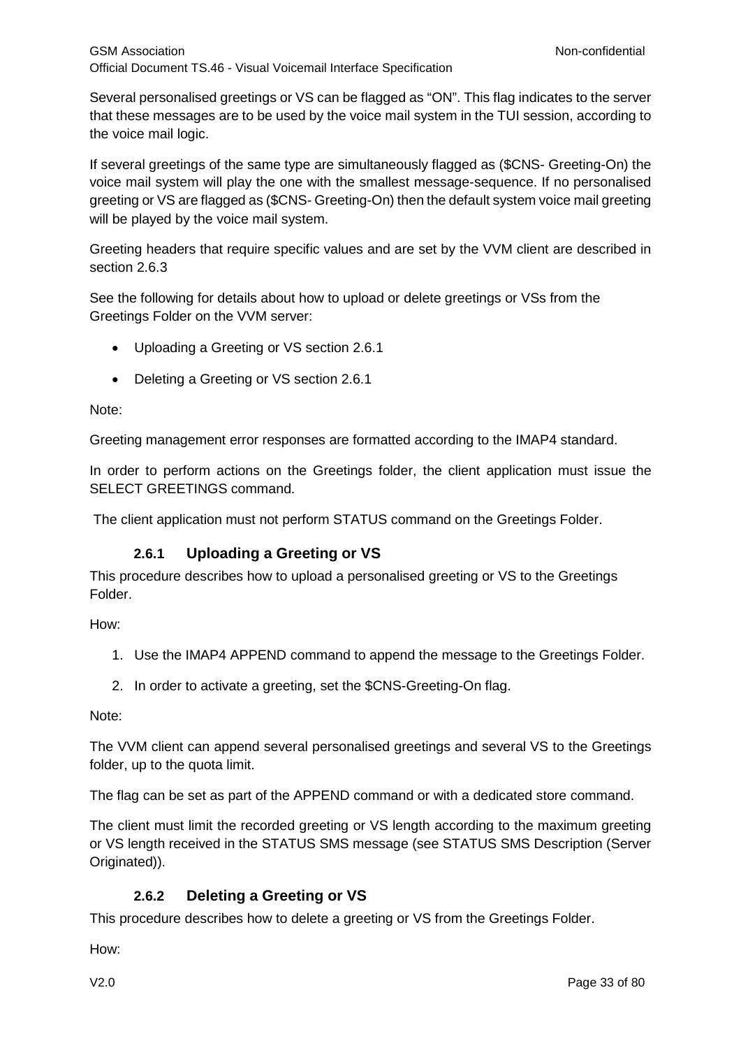Several personalised greetings or VS can be flagged as “ON”. This flag indicates to the server that these messages are to be used by the voice mail system in the TUI session, according to the voice mail logic.

If several greetings of the same type are simultaneously flagged as ($CNS- Greeting-On) the voice mail system will play the one with the smallest message-sequence. If no personalised greeting or VS are flagged as ($CNS- Greeting-On) then the default system voice mail greeting will be played by the voice mail system.

Greeting headers that require specific values and are set by the VVM client are described in section 2.6.3

See the following for details about how to upload or delete greetings or VSs from the Greetings Folder on the VVM server:

- Uploading a Greeting or VS section 2.6.1
- Deleting a Greeting or VS section 2.6.1

Note:

Greeting management error responses are formatted according to the IMAP4 standard.

In order to perform actions on the Greetings folder, the client application must issue the SELECT GREETINGS command.

The client application must not perform STATUS command on the Greetings Folder.

### 2.6.1 Uploading a Greeting or VS

This procedure describes how to upload a personalised greeting or VS to the Greetings Folder.

How:

1. Use the IMAP4 APPEND command to append the message to the Greetings Folder.
2. In order to activate a greeting, set the $CNS-Greeting-On flag.

Note:

The VVM client can append several personalised greetings and several VS to the Greetings folder, up to the quota limit.

The flag can be set as part of the APPEND command or with a dedicated store command.

The client must limit the recorded greeting or VS length according to the maximum greeting or VS length received in the STATUS SMS message (see STATUS SMS Description (Server Originated)).

### 2.6.2 Deleting a Greeting or VS

This procedure describes how to delete a greeting or VS from the Greetings Folder.

How: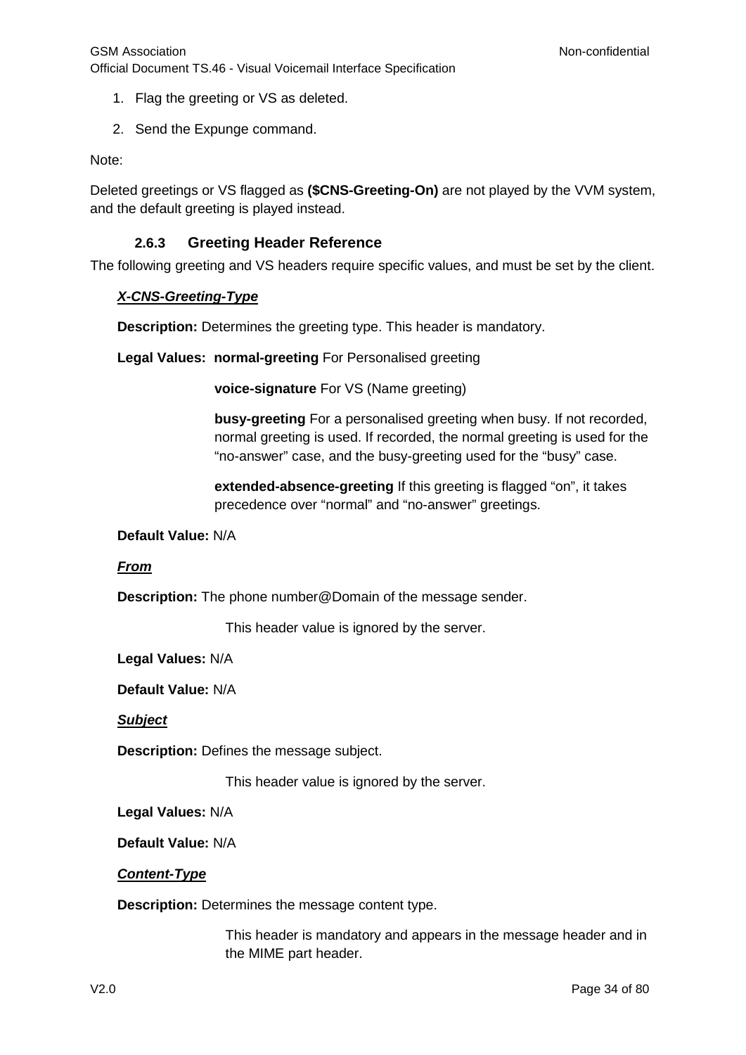1. Flag the greeting or VS as deleted.
2. Send the Expunge command.

Note:

Deleted greetings or VS flagged as **($CNS-Greeting-On)** are not played by the VVM system, and the default greeting is played instead.

### 2.6.3 Greeting Header Reference

The following greeting and VS headers require specific values, and must be set by the client.

***X-CNS-Greeting-Type***

**Description:** Determines the greeting type. This header is mandatory.

**Legal Values:** **normal-greeting** For Personalised greeting

**voice-signature** For VS (Name greeting)

**busy-greeting** For a personalised greeting when busy. If not recorded, normal greeting is used. If recorded, the normal greeting is used for the "no-answer" case, and the busy-greeting used for the "busy" case.

**extended-absence-greeting** If this greeting is flagged "on", it takes precedence over "normal" and "no-answer" greetings.

**Default Value:** N/A

***From***

**Description:** The phone number@Domain of the message sender.

This header value is ignored by the server.

**Legal Values:** N/A

**Default Value:** N/A

***Subject***

**Description:** Defines the message subject.

This header value is ignored by the server.

**Legal Values:** N/A

**Default Value:** N/A

***Content-Type***

**Description:** Determines the message content type.

This header is mandatory and appears in the message header and in the MIME part header.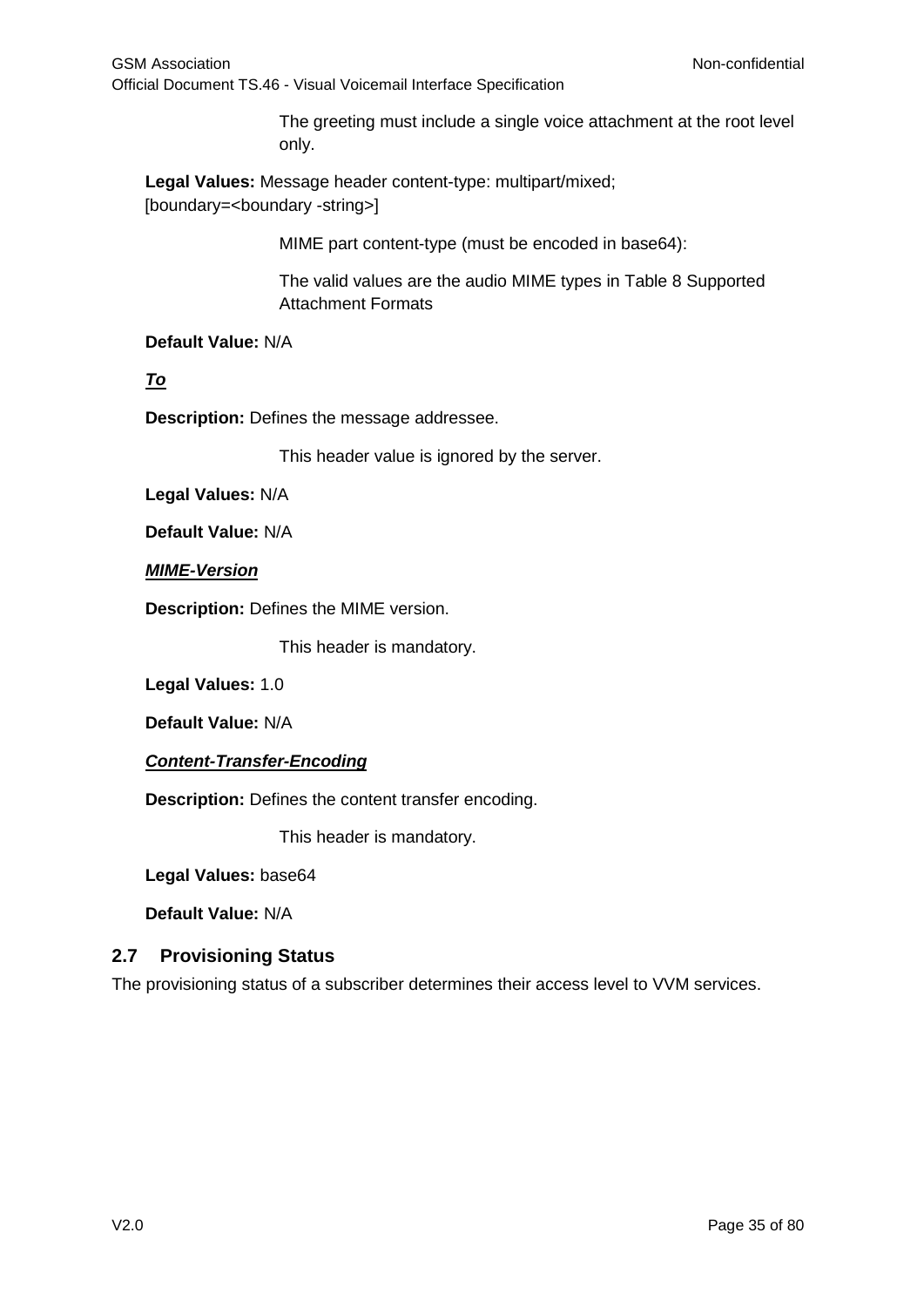The greeting must include a single voice attachment at the root level only.

**Legal Values:** Message header content-type: multipart/mixed; [boundary=<boundary -string>]

MIME part content-type (must be encoded in base64):

The valid values are the audio MIME types in Table 8 Supported Attachment Formats

**Default Value:** N/A

***To***

**Description:** Defines the message addressee.

This header value is ignored by the server.

**Legal Values:** N/A

**Default Value:** N/A

***MIME-Version***

**Description:** Defines the MIME version.

This header is mandatory.

**Legal Values:** 1.0

**Default Value:** N/A

***Content-Transfer-Encoding***

**Description:** Defines the content transfer encoding.

This header is mandatory.

**Legal Values:** base64

**Default Value:** N/A

## 2.7 Provisioning Status

The provisioning status of a subscriber determines their access level to VVM services.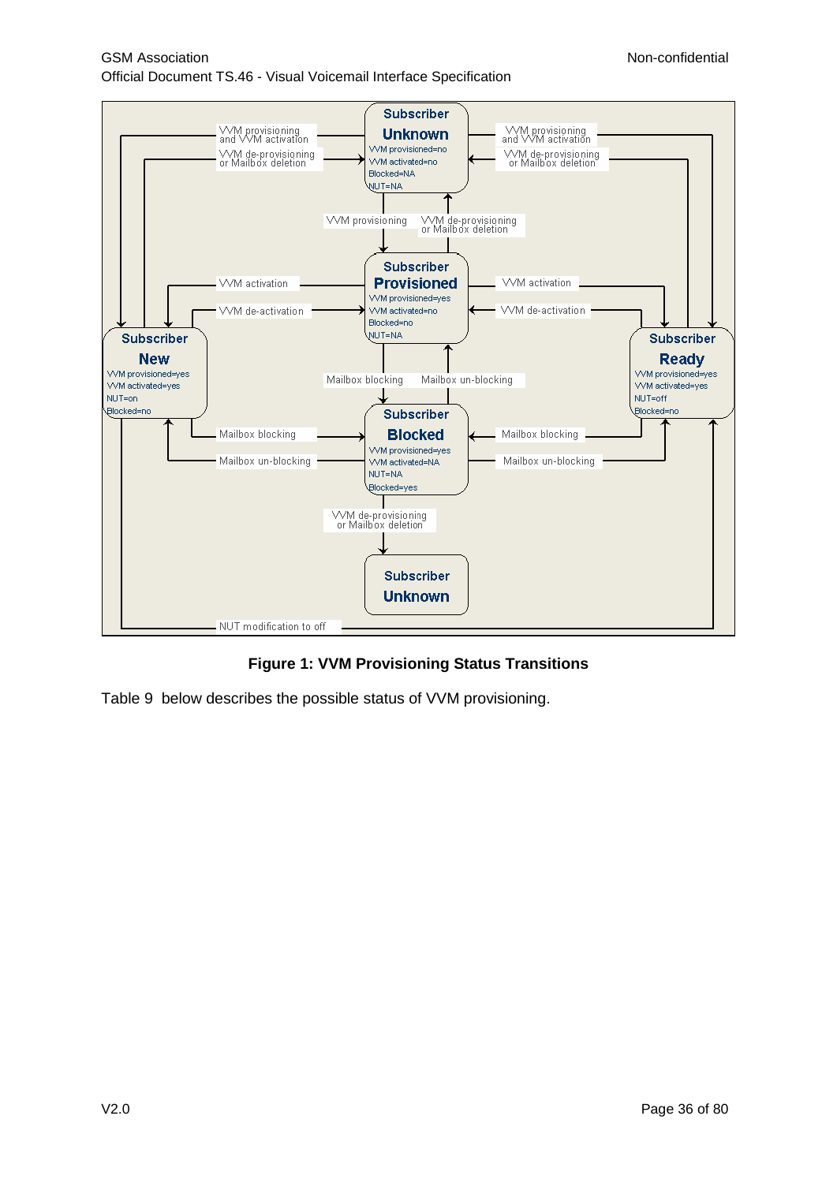**Figure 1: VVM Provisioning Status Transitions**

Table 9 below describes the possible status of VVM provisioning.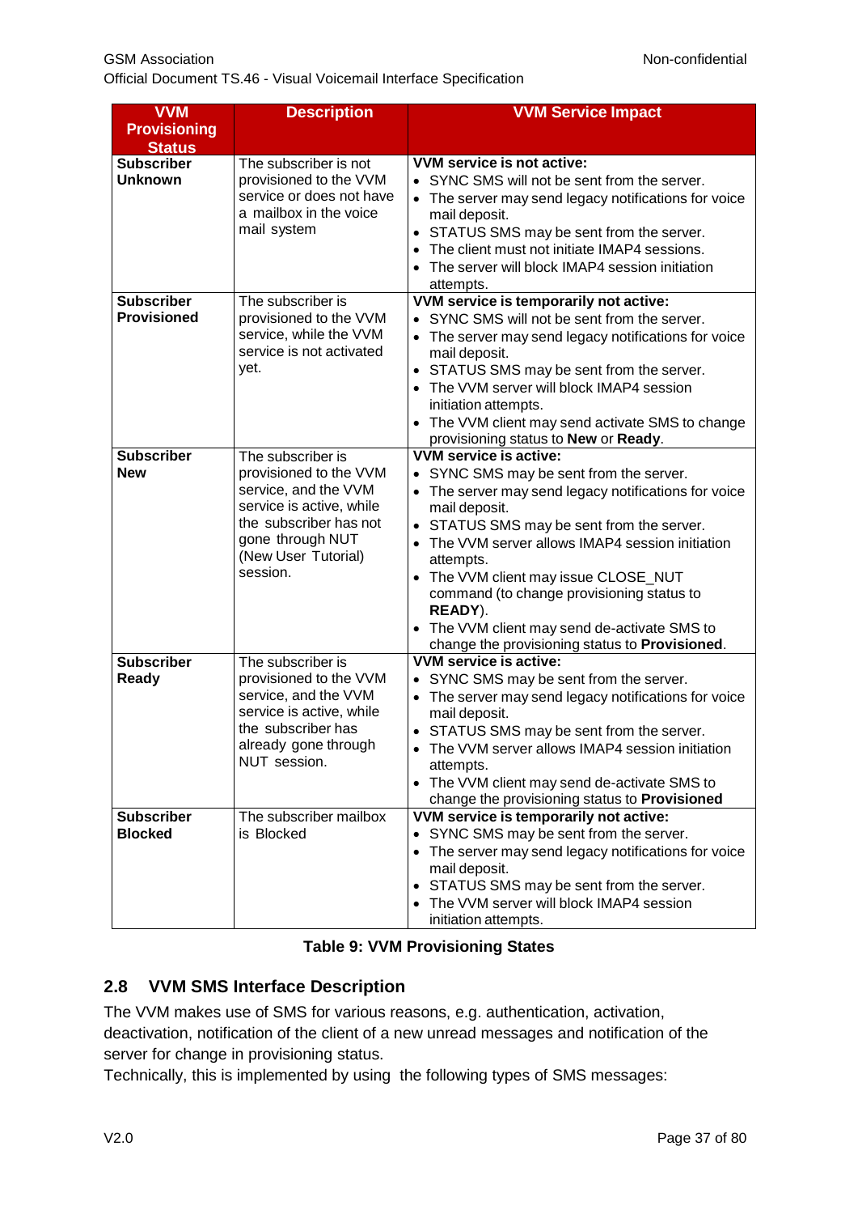| VVM Provisioning Status | Description | VVM Service Impact |
|---|---|---|
| **Subscriber Unknown** | The subscriber is not provisioned to the VVM service or does not have a mailbox in the voice mail system | **VVM service is not active:**<br>• SYNC SMS will not be sent from the server.<br>• The server may send legacy notifications for voice mail deposit.<br>• STATUS SMS may be sent from the server.<br>• The client must not initiate IMAP4 sessions.<br>• The server will block IMAP4 session initiation attempts. |
| **Subscriber Provisioned** | The subscriber is provisioned to the VVM service, while the VVM service is not activated yet. | **VVM service is temporarily not active:**<br>• SYNC SMS will not be sent from the server.<br>• The server may send legacy notifications for voice mail deposit.<br>• STATUS SMS may be sent from the server.<br>• The VVM server will block IMAP4 session initiation attempts.<br>• The VVM client may send activate SMS to change provisioning status to **New** or **Ready**. |
| **Subscriber New** | The subscriber is provisioned to the VVM service, and the VVM service is active, while the subscriber has not gone through NUT (New User Tutorial) session. | **VVM service is active:**<br>• SYNC SMS may be sent from the server.<br>• The server may send legacy notifications for voice mail deposit.<br>• STATUS SMS may be sent from the server.<br>• The VVM server allows IMAP4 session initiation attempts.<br>• The VVM client may issue CLOSE_NUT command (to change provisioning status to **READY**).<br>• The VVM client may send de-activate SMS to change the provisioning status to **Provisioned**. |
| **Subscriber Ready** | The subscriber is provisioned to the VVM service, and the VVM service is active, while the subscriber has already gone through NUT session. | **VVM service is active:**<br>• SYNC SMS may be sent from the server.<br>• The server may send legacy notifications for voice mail deposit.<br>• STATUS SMS may be sent from the server.<br>• The VVM server allows IMAP4 session initiation attempts.<br>• The VVM client may send de-activate SMS to change the provisioning status to **Provisioned** |
| **Subscriber Blocked** | The subscriber mailbox is Blocked | **VVM service is temporarily not active:**<br>• SYNC SMS may be sent from the server.<br>• The server may send legacy notifications for voice mail deposit.<br>• STATUS SMS may be sent from the server.<br>• The VVM server will block IMAP4 session initiation attempts. |

**Table 9: VVM Provisioning States**

## 2.8 VVM SMS Interface Description

The VVM makes use of SMS for various reasons, e.g. authentication, activation, deactivation, notification of the client of a new unread messages and notification of the server for change in provisioning status.

Technically, this is implemented by using the following types of SMS messages: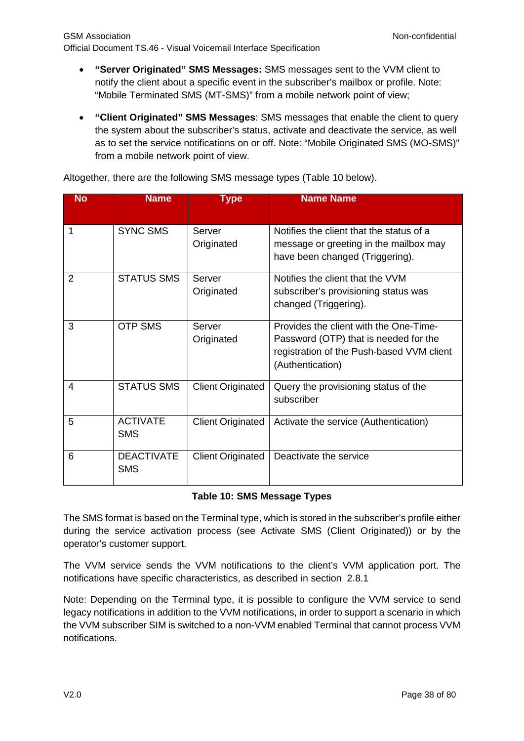- **"Server Originated" SMS Messages:** SMS messages sent to the VVM client to notify the client about a specific event in the subscriber's mailbox or profile. Note: "Mobile Terminated SMS (MT-SMS)" from a mobile network point of view;

- **"Client Originated" SMS Messages**: SMS messages that enable the client to query the system about the subscriber's status, activate and deactivate the service, as well as to set the service notifications on or off. Note: "Mobile Originated SMS (MO-SMS)" from a mobile network point of view.

Altogether, there are the following SMS message types (Table 10 below).

| No | Name | Type | Name Name |
|---|---|---|---|
| 1 | SYNC SMS | Server Originated | Notifies the client that the status of a message or greeting in the mailbox may have been changed (Triggering). |
| 2 | STATUS SMS | Server Originated | Notifies the client that the VVM subscriber's provisioning status was changed (Triggering). |
| 3 | OTP SMS | Server Originated | Provides the client with the One-Time-Password (OTP) that is needed for the registration of the Push-based VVM client (Authentication) |
| 4 | STATUS SMS | Client Originated | Query the provisioning status of the subscriber |
| 5 | ACTIVATE SMS | Client Originated | Activate the service (Authentication) |
| 6 | DEACTIVATE SMS | Client Originated | Deactivate the service |

**Table 10: SMS Message Types**

The SMS format is based on the Terminal type, which is stored in the subscriber's profile either during the service activation process (see Activate SMS (Client Originated)) or by the operator's customer support.

The VVM service sends the VVM notifications to the client's VVM application port. The notifications have specific characteristics, as described in section 2.8.1

Note: Depending on the Terminal type, it is possible to configure the VVM service to send legacy notifications in addition to the VVM notifications, in order to support a scenario in which the VVM subscriber SIM is switched to a non-VVM enabled Terminal that cannot process VVM notifications.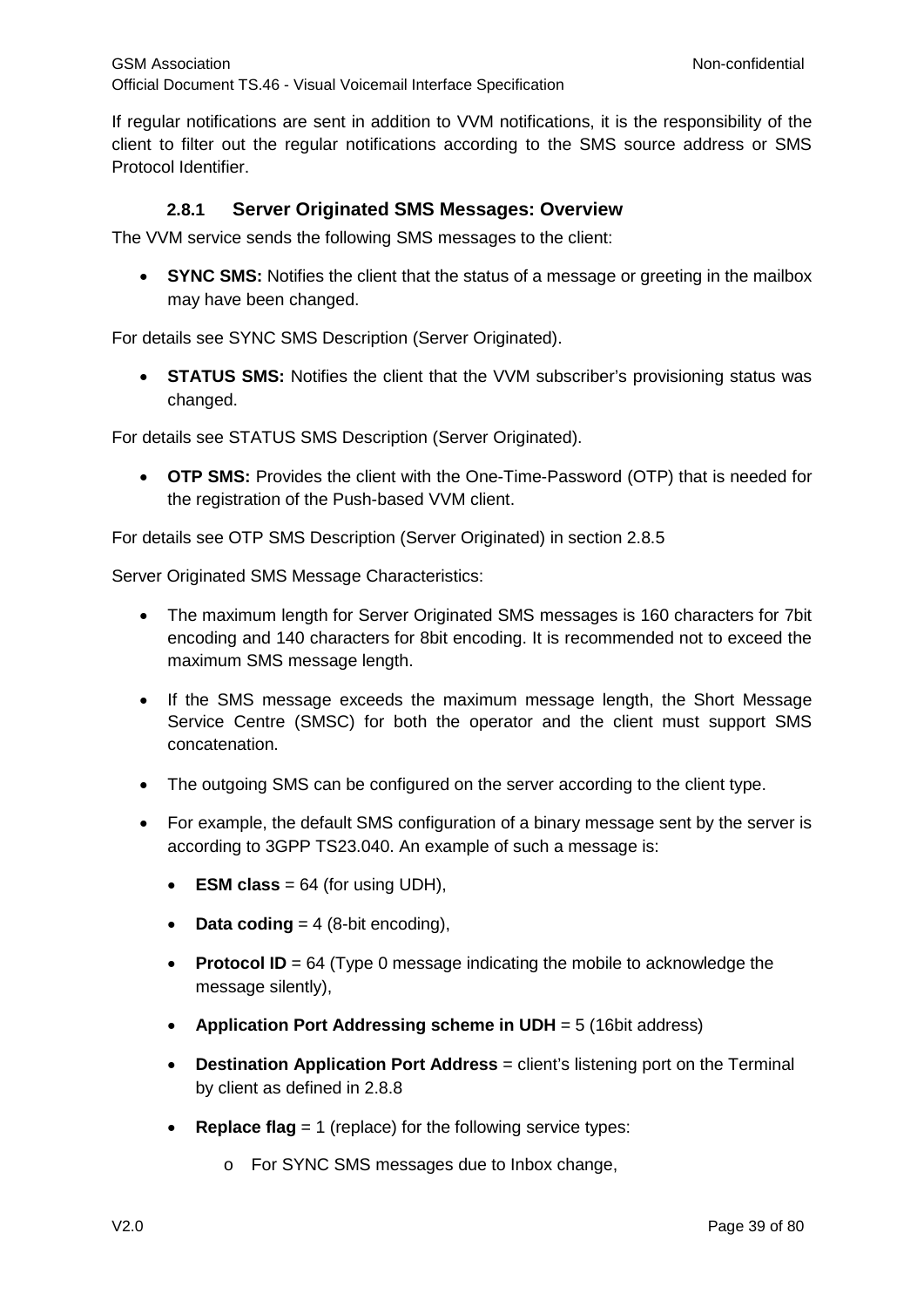If regular notifications are sent in addition to VVM notifications, it is the responsibility of the client to filter out the regular notifications according to the SMS source address or SMS Protocol Identifier.

### 2.8.1 Server Originated SMS Messages: Overview

The VVM service sends the following SMS messages to the client:

- **SYNC SMS:** Notifies the client that the status of a message or greeting in the mailbox may have been changed.

For details see SYNC SMS Description (Server Originated).

- **STATUS SMS:** Notifies the client that the VVM subscriber's provisioning status was changed.

For details see STATUS SMS Description (Server Originated).

- **OTP SMS:** Provides the client with the One-Time-Password (OTP) that is needed for the registration of the Push-based VVM client.

For details see OTP SMS Description (Server Originated) in section 2.8.5

Server Originated SMS Message Characteristics:

- The maximum length for Server Originated SMS messages is 160 characters for 7bit encoding and 140 characters for 8bit encoding. It is recommended not to exceed the maximum SMS message length.
- If the SMS message exceeds the maximum message length, the Short Message Service Centre (SMSC) for both the operator and the client must support SMS concatenation.
- The outgoing SMS can be configured on the server according to the client type.
- For example, the default SMS configuration of a binary message sent by the server is according to 3GPP TS23.040. An example of such a message is:
  - **ESM class** = 64 (for using UDH),
  - **Data coding** = 4 (8-bit encoding),
  - **Protocol ID** = 64 (Type 0 message indicating the mobile to acknowledge the message silently),
  - **Application Port Addressing scheme in UDH** = 5 (16bit address)
  - **Destination Application Port Address** = client's listening port on the Terminal by client as defined in 2.8.8
  - **Replace flag** = 1 (replace) for the following service types:
    - For SYNC SMS messages due to Inbox change,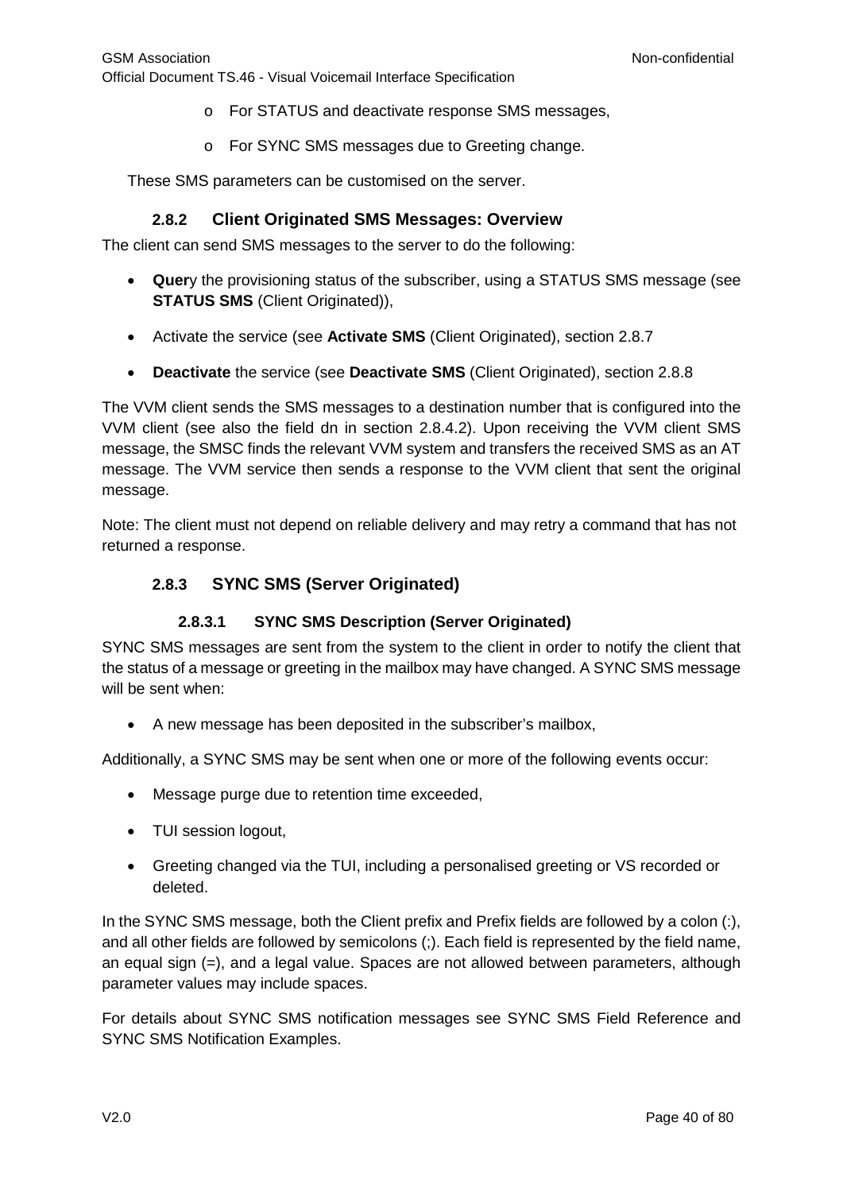- For STATUS and deactivate response SMS messages,
  - For SYNC SMS messages due to Greeting change.

These SMS parameters can be customised on the server.

#### 2.8.2 Client Originated SMS Messages: Overview

The client can send SMS messages to the server to do the following:

- **Quer**y the provisioning status of the subscriber, using a STATUS SMS message (see **STATUS SMS** (Client Originated)),
- Activate the service (see **Activate SMS** (Client Originated), section 2.8.7
- **Deactivate** the service (see **Deactivate SMS** (Client Originated), section 2.8.8

The VVM client sends the SMS messages to a destination number that is configured into the VVM client (see also the field dn in section 2.8.4.2). Upon receiving the VVM client SMS message, the SMSC finds the relevant VVM system and transfers the received SMS as an AT message. The VVM service then sends a response to the VVM client that sent the original message.

Note: The client must not depend on reliable delivery and may retry a command that has not returned a response.

#### 2.8.3 SYNC SMS (Server Originated)

##### 2.8.3.1 SYNC SMS Description (Server Originated)

SYNC SMS messages are sent from the system to the client in order to notify the client that the status of a message or greeting in the mailbox may have changed. A SYNC SMS message will be sent when:

- A new message has been deposited in the subscriber's mailbox,

Additionally, a SYNC SMS may be sent when one or more of the following events occur:

- Message purge due to retention time exceeded,
- TUI session logout,
- Greeting changed via the TUI, including a personalised greeting or VS recorded or deleted.

In the SYNC SMS message, both the Client prefix and Prefix fields are followed by a colon (:), and all other fields are followed by semicolons (;). Each field is represented by the field name, an equal sign (=), and a legal value. Spaces are not allowed between parameters, although parameter values may include spaces.

For details about SYNC SMS notification messages see SYNC SMS Field Reference and SYNC SMS Notification Examples.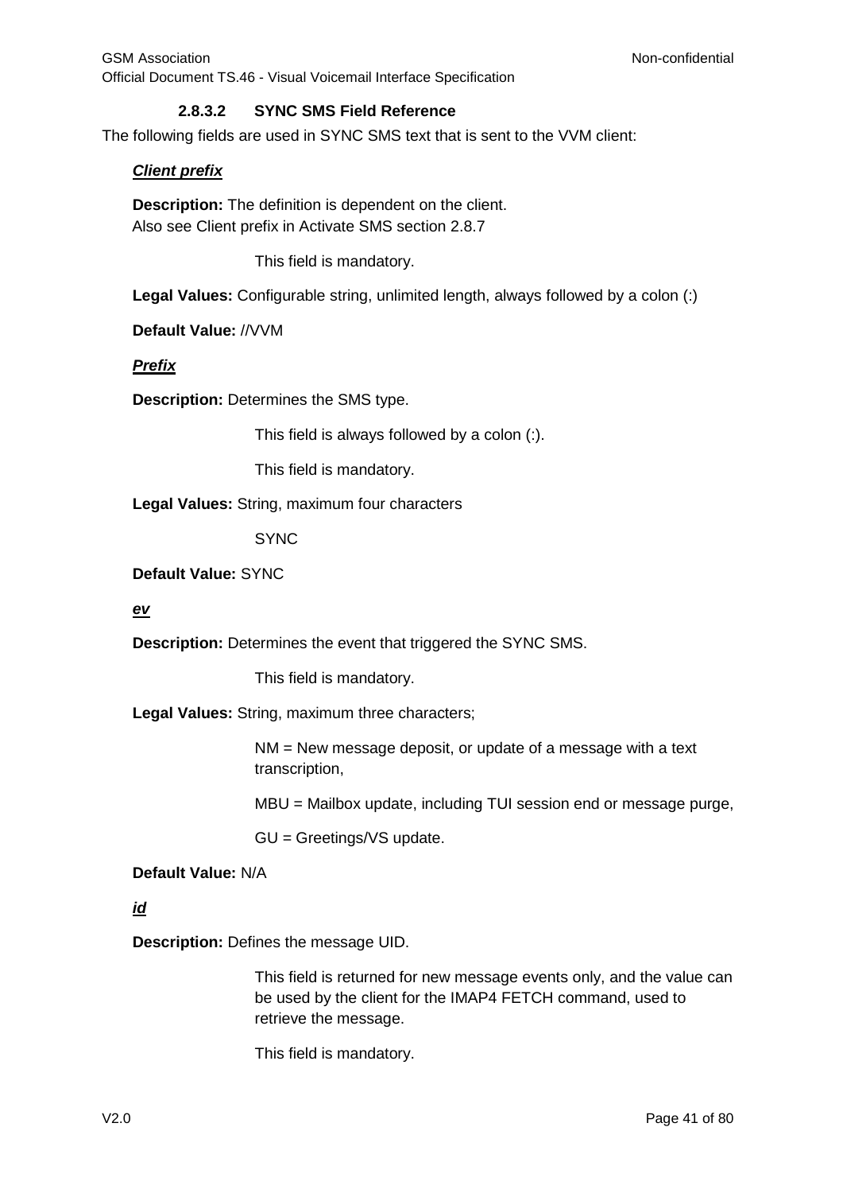#### 2.8.3.2 SYNC SMS Field Reference

The following fields are used in SYNC SMS text that is sent to the VVM client:

***Client prefix***

**Description:** The definition is dependent on the client.
Also see Client prefix in Activate SMS section 2.8.7

This field is mandatory.

**Legal Values:** Configurable string, unlimited length, always followed by a colon (:)

**Default Value:** //VVM

***Prefix***

**Description:** Determines the SMS type.

This field is always followed by a colon (:).

This field is mandatory.

**Legal Values:** String, maximum four characters

SYNC

**Default Value:** SYNC

***ev***

**Description:** Determines the event that triggered the SYNC SMS.

This field is mandatory.

**Legal Values:** String, maximum three characters;

NM = New message deposit, or update of a message with a text transcription,

MBU = Mailbox update, including TUI session end or message purge,

GU = Greetings/VS update.

**Default Value:** N/A

***id***

**Description:** Defines the message UID.

This field is returned for new message events only, and the value can be used by the client for the IMAP4 FETCH command, used to retrieve the message.

This field is mandatory.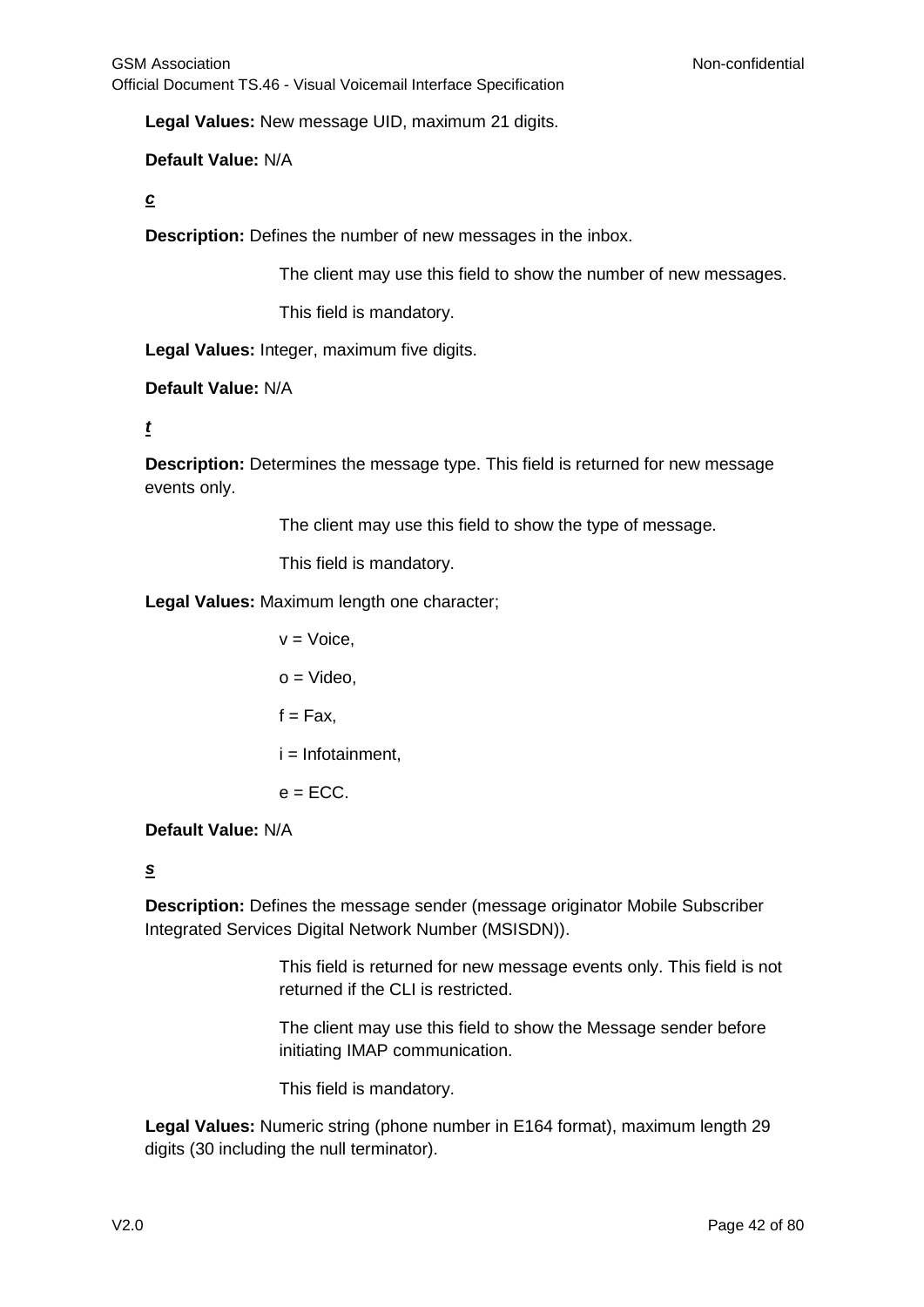**Legal Values:** New message UID, maximum 21 digits.

**Default Value:** N/A

***c***

**Description:** Defines the number of new messages in the inbox.

The client may use this field to show the number of new messages.

This field is mandatory.

**Legal Values:** Integer, maximum five digits.

**Default Value:** N/A

***t***

**Description:** Determines the message type. This field is returned for new message events only.

The client may use this field to show the type of message.

This field is mandatory.

**Legal Values:** Maximum length one character;

v = Voice,

o = Video,

f = Fax,

i = Infotainment,

e = ECC.

**Default Value:** N/A

***s***

**Description:** Defines the message sender (message originator Mobile Subscriber Integrated Services Digital Network Number (MSISDN)).

This field is returned for new message events only. This field is not returned if the CLI is restricted.

The client may use this field to show the Message sender before initiating IMAP communication.

This field is mandatory.

**Legal Values:** Numeric string (phone number in E164 format), maximum length 29 digits (30 including the null terminator).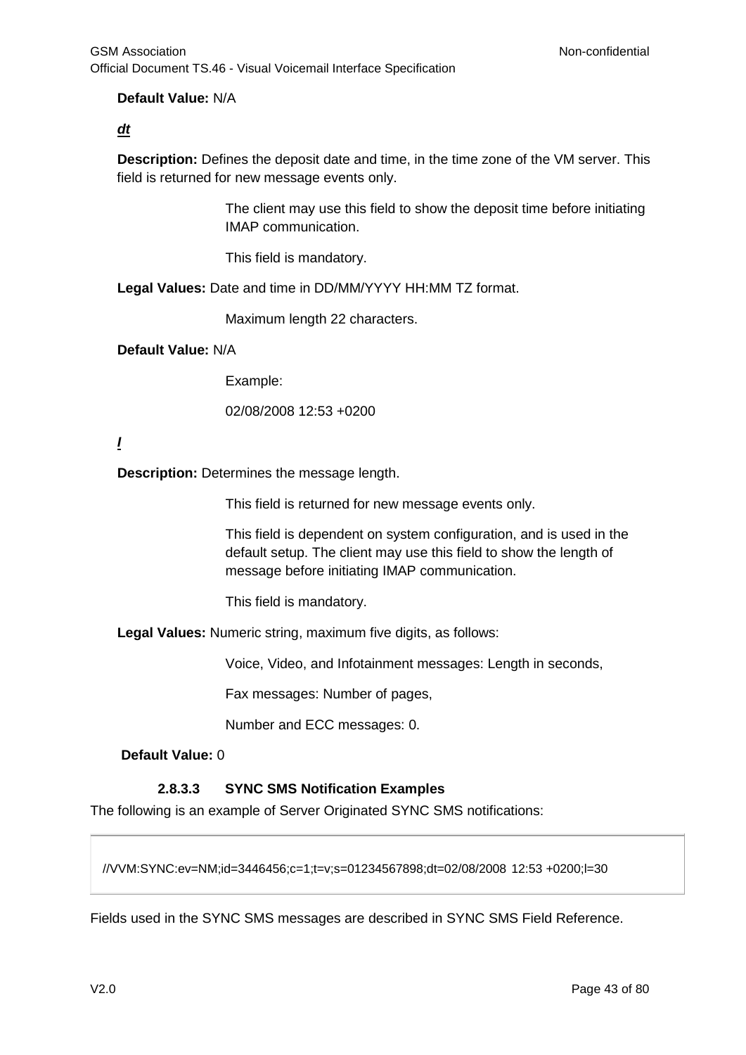**Default Value:** N/A

***dt***

**Description:** Defines the deposit date and time, in the time zone of the VM server. This field is returned for new message events only.

The client may use this field to show the deposit time before initiating IMAP communication.

This field is mandatory.

**Legal Values:** Date and time in DD/MM/YYYY HH:MM TZ format.

Maximum length 22 characters.

**Default Value:** N/A

Example:

02/08/2008 12:53 +0200

***l***

**Description:** Determines the message length.

This field is returned for new message events only.

This field is dependent on system configuration, and is used in the default setup. The client may use this field to show the length of message before initiating IMAP communication.

This field is mandatory.

**Legal Values:** Numeric string, maximum five digits, as follows:

Voice, Video, and Infotainment messages: Length in seconds,

Fax messages: Number of pages,

Number and ECC messages: 0.

**Default Value:** 0

#### 2.8.3.3 SYNC SMS Notification Examples

The following is an example of Server Originated SYNC SMS notifications:

```
//VVM:SYNC:ev=NM;id=3446456;c=1;t=v;s=01234567898;dt=02/08/2008 12:53 +0200;l=30
```

Fields used in the SYNC SMS messages are described in SYNC SMS Field Reference.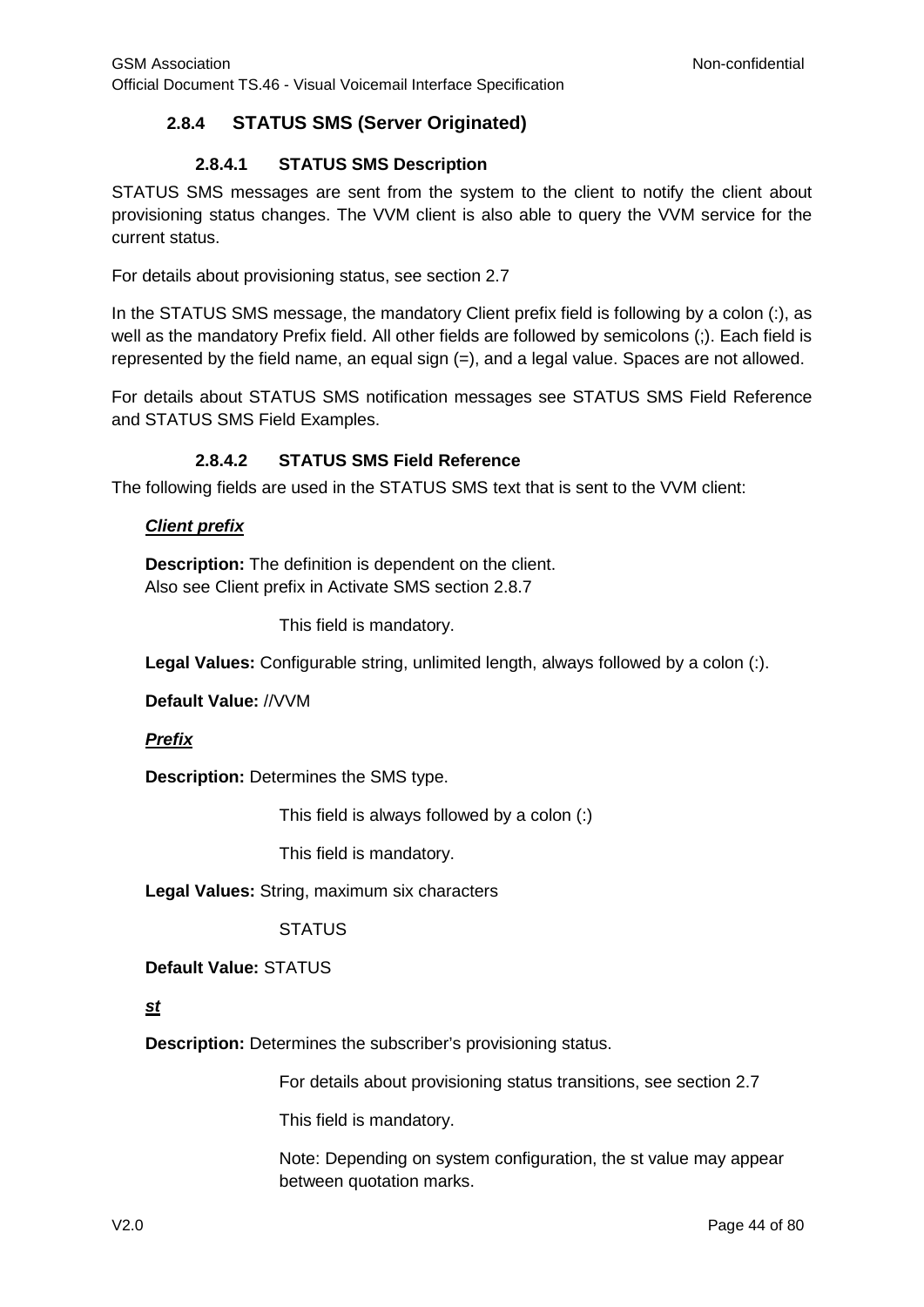### 2.8.4 STATUS SMS (Server Originated)

#### 2.8.4.1 STATUS SMS Description

STATUS SMS messages are sent from the system to the client to notify the client about provisioning status changes. The VVM client is also able to query the VVM service for the current status.

For details about provisioning status, see section 2.7

In the STATUS SMS message, the mandatory Client prefix field is following by a colon (:), as well as the mandatory Prefix field. All other fields are followed by semicolons (;). Each field is represented by the field name, an equal sign (=), and a legal value. Spaces are not allowed.

For details about STATUS SMS notification messages see STATUS SMS Field Reference and STATUS SMS Field Examples.

#### 2.8.4.2 STATUS SMS Field Reference

The following fields are used in the STATUS SMS text that is sent to the VVM client:

***Client prefix***

**Description:** The definition is dependent on the client.
Also see Client prefix in Activate SMS section 2.8.7

This field is mandatory.

**Legal Values:** Configurable string, unlimited length, always followed by a colon (:).

**Default Value:** //VVM

***Prefix***

**Description:** Determines the SMS type.

This field is always followed by a colon (:)

This field is mandatory.

**Legal Values:** String, maximum six characters

STATUS

**Default Value:** STATUS

***st***

**Description:** Determines the subscriber's provisioning status.

For details about provisioning status transitions, see section 2.7

This field is mandatory.

Note: Depending on system configuration, the st value may appear between quotation marks.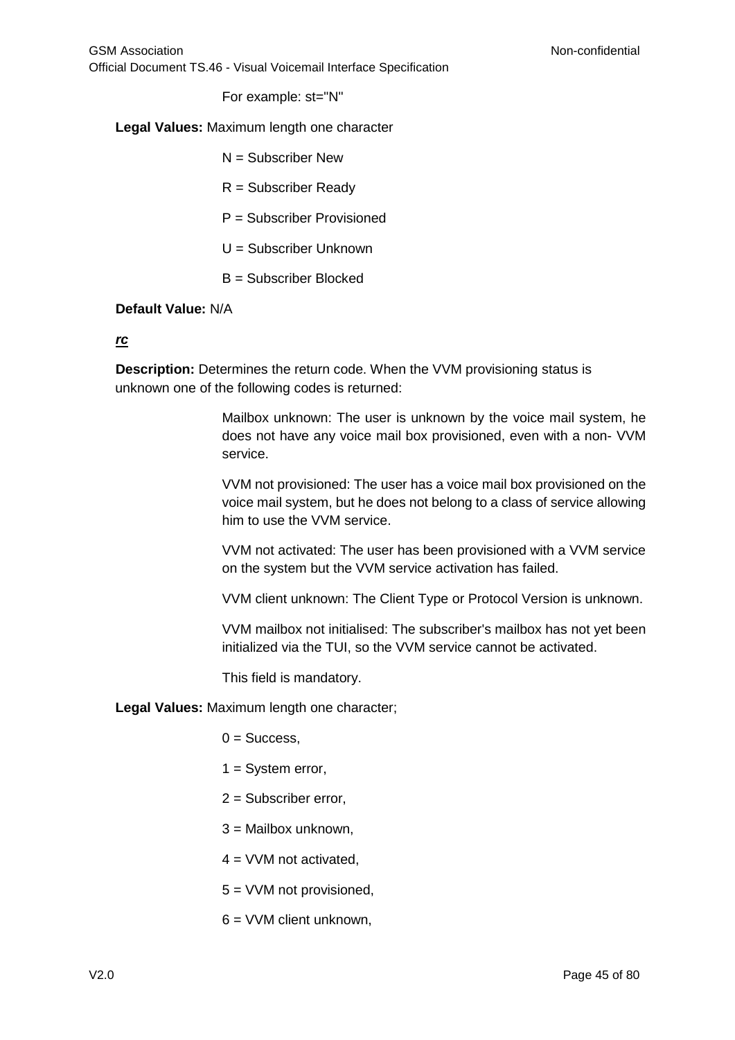For example: st="N"

**Legal Values:** Maximum length one character

N = Subscriber New

R = Subscriber Ready

P = Subscriber Provisioned

U = Subscriber Unknown

B = Subscriber Blocked

**Default Value:** N/A

***rc***

**Description:** Determines the return code. When the VVM provisioning status is unknown one of the following codes is returned:

Mailbox unknown: The user is unknown by the voice mail system, he does not have any voice mail box provisioned, even with a non- VVM service.

VVM not provisioned: The user has a voice mail box provisioned on the voice mail system, but he does not belong to a class of service allowing him to use the VVM service.

VVM not activated: The user has been provisioned with a VVM service on the system but the VVM service activation has failed.

VVM client unknown: The Client Type or Protocol Version is unknown.

VVM mailbox not initialised: The subscriber's mailbox has not yet been initialized via the TUI, so the VVM service cannot be activated.

This field is mandatory.

**Legal Values:** Maximum length one character;

0 = Success,

1 = System error,

2 = Subscriber error,

3 = Mailbox unknown,

4 = VVM not activated,

5 = VVM not provisioned,

6 = VVM client unknown,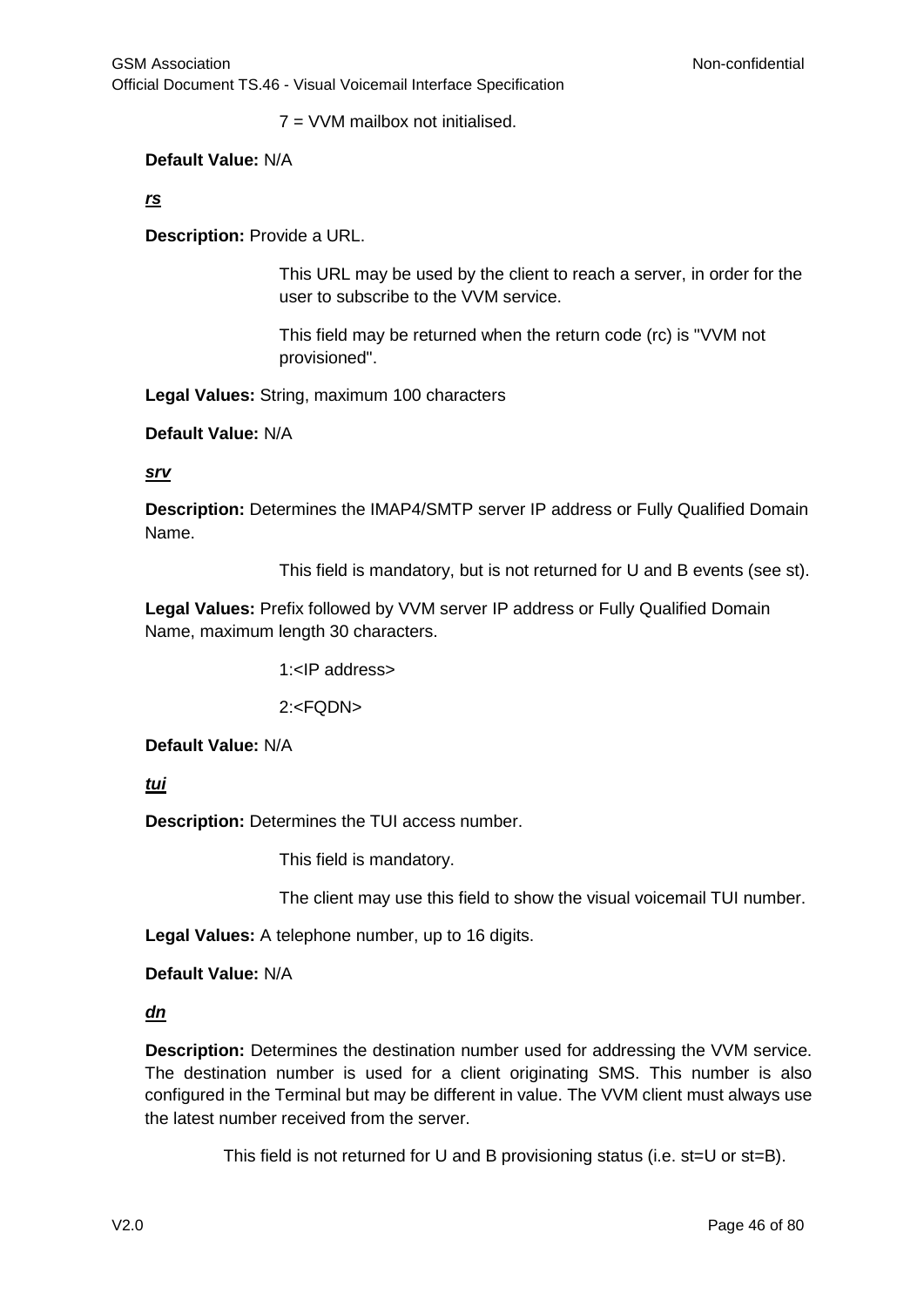7 = VVM mailbox not initialised.

**Default Value:** N/A

***rs***

**Description:** Provide a URL.

This URL may be used by the client to reach a server, in order for the user to subscribe to the VVM service.

This field may be returned when the return code (rc) is "VVM not provisioned".

**Legal Values:** String, maximum 100 characters

**Default Value:** N/A

***srv***

**Description:** Determines the IMAP4/SMTP server IP address or Fully Qualified Domain Name.

This field is mandatory, but is not returned for U and B events (see st).

**Legal Values:** Prefix followed by VVM server IP address or Fully Qualified Domain Name, maximum length 30 characters.

1:<IP address>

2:<FQDN>

**Default Value:** N/A

***tui***

**Description:** Determines the TUI access number.

This field is mandatory.

The client may use this field to show the visual voicemail TUI number.

**Legal Values:** A telephone number, up to 16 digits.

**Default Value:** N/A

***dn***

**Description:** Determines the destination number used for addressing the VVM service. The destination number is used for a client originating SMS. This number is also configured in the Terminal but may be different in value. The VVM client must always use the latest number received from the server.

This field is not returned for U and B provisioning status (i.e. st=U or st=B).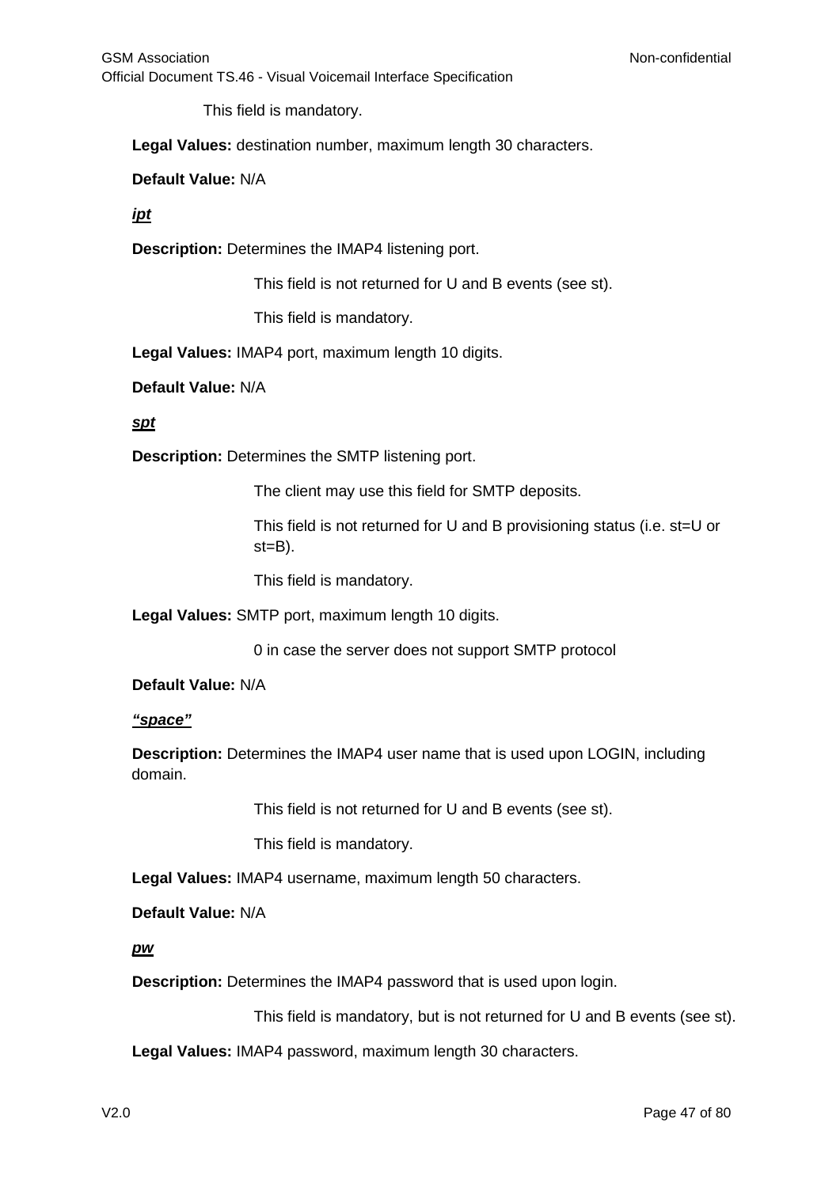This field is mandatory.

**Legal Values:** destination number, maximum length 30 characters.

**Default Value:** N/A

***ipt***

**Description:** Determines the IMAP4 listening port.

This field is not returned for U and B events (see st).

This field is mandatory.

**Legal Values:** IMAP4 port, maximum length 10 digits.

**Default Value:** N/A

***spt***

**Description:** Determines the SMTP listening port.

The client may use this field for SMTP deposits.

This field is not returned for U and B provisioning status (i.e. st=U or st=B).

This field is mandatory.

**Legal Values:** SMTP port, maximum length 10 digits.

0 in case the server does not support SMTP protocol

**Default Value:** N/A

***"space"***

**Description:** Determines the IMAP4 user name that is used upon LOGIN, including domain.

This field is not returned for U and B events (see st).

This field is mandatory.

**Legal Values:** IMAP4 username, maximum length 50 characters.

**Default Value:** N/A

***pw***

**Description:** Determines the IMAP4 password that is used upon login.

This field is mandatory, but is not returned for U and B events (see st).

**Legal Values:** IMAP4 password, maximum length 30 characters.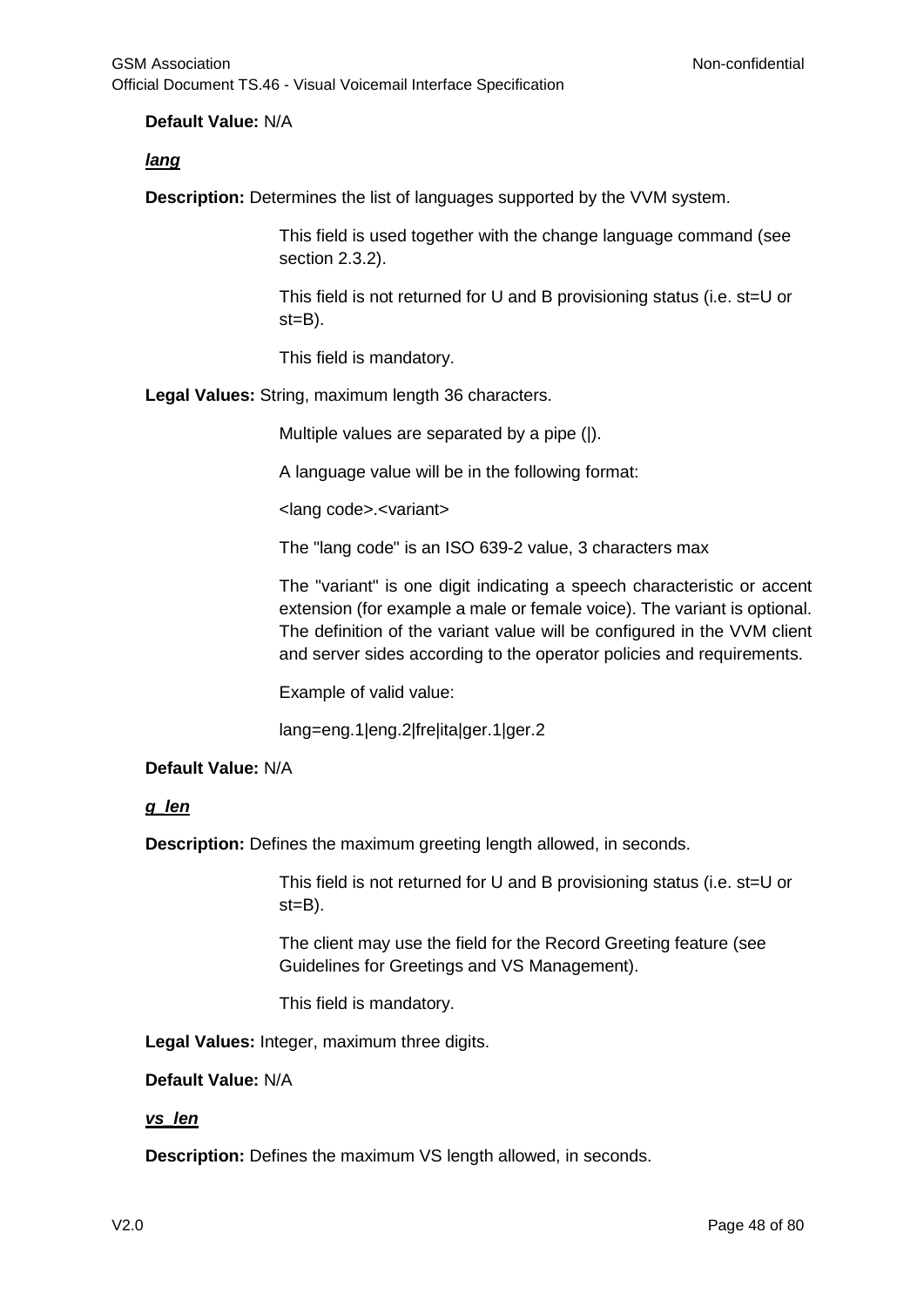**Default Value:** N/A

***lang***

**Description:** Determines the list of languages supported by the VVM system.

This field is used together with the change language command (see section 2.3.2).

This field is not returned for U and B provisioning status (i.e. st=U or st=B).

This field is mandatory.

**Legal Values:** String, maximum length 36 characters.

Multiple values are separated by a pipe (|).

A language value will be in the following format:

<lang code>.<variant>

The "lang code" is an ISO 639-2 value, 3 characters max

The "variant" is one digit indicating a speech characteristic or accent extension (for example a male or female voice). The variant is optional. The definition of the variant value will be configured in the VVM client and server sides according to the operator policies and requirements.

Example of valid value:

lang=eng.1|eng.2|fre|ita|ger.1|ger.2

**Default Value:** N/A

***g_len***

**Description:** Defines the maximum greeting length allowed, in seconds.

This field is not returned for U and B provisioning status (i.e. st=U or st=B).

The client may use the field for the Record Greeting feature (see Guidelines for Greetings and VS Management).

This field is mandatory.

**Legal Values:** Integer, maximum three digits.

**Default Value:** N/A

***vs_len***

**Description:** Defines the maximum VS length allowed, in seconds.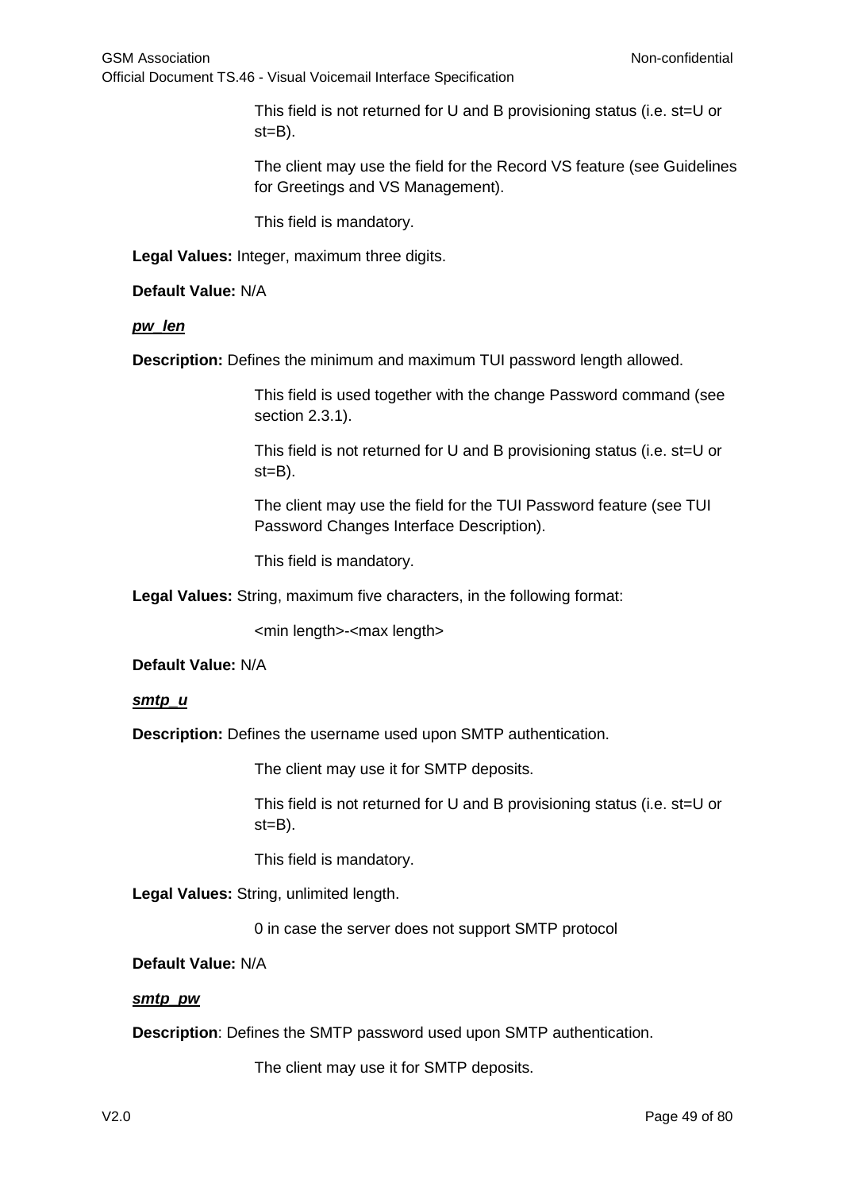This field is not returned for U and B provisioning status (i.e. st=U or st=B).

The client may use the field for the Record VS feature (see Guidelines for Greetings and VS Management).

This field is mandatory.

**Legal Values:** Integer, maximum three digits.

**Default Value:** N/A

***pw_len***

**Description:** Defines the minimum and maximum TUI password length allowed.

This field is used together with the change Password command (see section 2.3.1).

This field is not returned for U and B provisioning status (i.e. st=U or st=B).

The client may use the field for the TUI Password feature (see TUI Password Changes Interface Description).

This field is mandatory.

**Legal Values:** String, maximum five characters, in the following format:

<min length>-<max length>

**Default Value:** N/A

***smtp_u***

**Description:** Defines the username used upon SMTP authentication.

The client may use it for SMTP deposits.

This field is not returned for U and B provisioning status (i.e. st=U or st=B).

This field is mandatory.

**Legal Values:** String, unlimited length.

0 in case the server does not support SMTP protocol

**Default Value:** N/A

***smtp_pw***

**Description**: Defines the SMTP password used upon SMTP authentication.

The client may use it for SMTP deposits.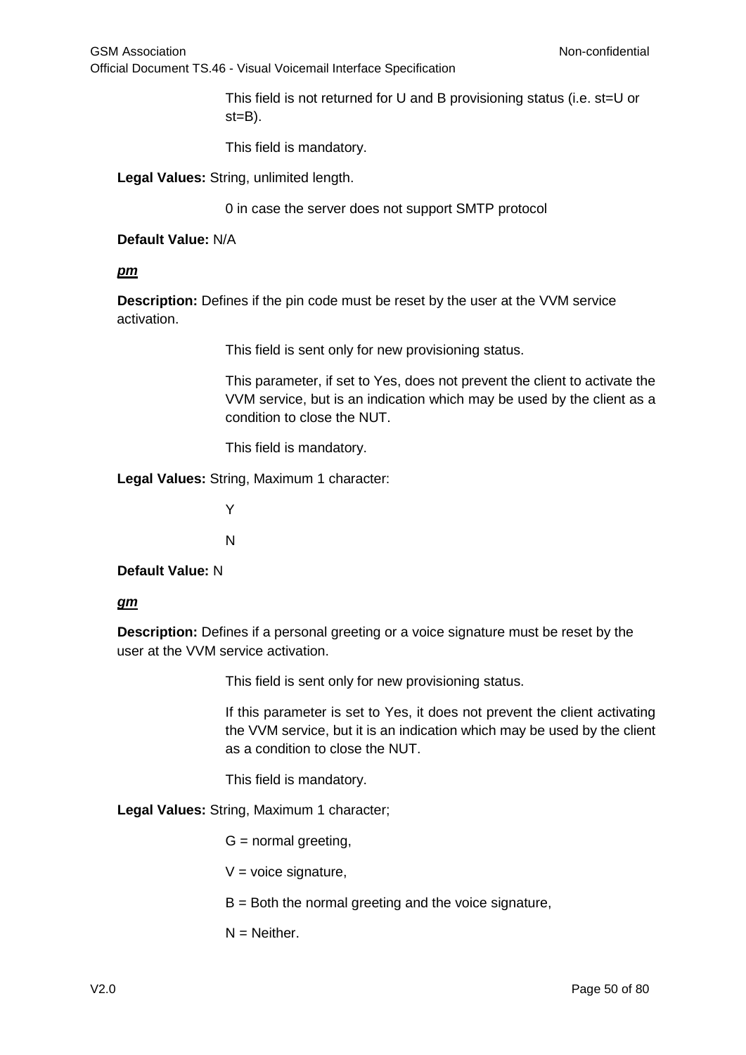This field is not returned for U and B provisioning status (i.e. st=U or st=B).

This field is mandatory.

**Legal Values:** String, unlimited length.

0 in case the server does not support SMTP protocol

**Default Value:** N/A

***pm***

**Description:** Defines if the pin code must be reset by the user at the VVM service activation.

This field is sent only for new provisioning status.

This parameter, if set to Yes, does not prevent the client to activate the VVM service, but is an indication which may be used by the client as a condition to close the NUT.

This field is mandatory.

**Legal Values:** String, Maximum 1 character:

Y

N

**Default Value:** N

***gm***

**Description:** Defines if a personal greeting or a voice signature must be reset by the user at the VVM service activation.

This field is sent only for new provisioning status.

If this parameter is set to Yes, it does not prevent the client activating the VVM service, but it is an indication which may be used by the client as a condition to close the NUT.

This field is mandatory.

**Legal Values:** String, Maximum 1 character;

G = normal greeting,

V = voice signature,

B = Both the normal greeting and the voice signature,

N = Neither.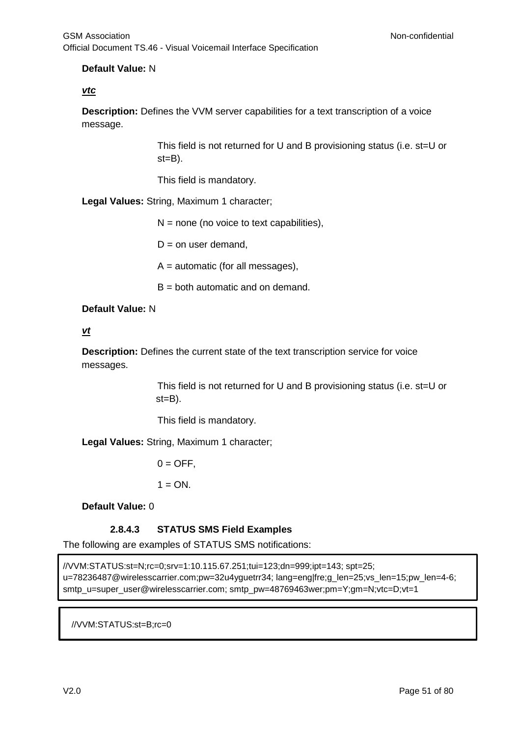**Default Value:** N

***vtc***

**Description:** Defines the VVM server capabilities for a text transcription of a voice message.

This field is not returned for U and B provisioning status (i.e. st=U or st=B).

This field is mandatory.

**Legal Values:** String, Maximum 1 character;

N = none (no voice to text capabilities),

D = on user demand,

A = automatic (for all messages),

B = both automatic and on demand.

**Default Value:** N

***vt***

**Description:** Defines the current state of the text transcription service for voice messages.

This field is not returned for U and B provisioning status (i.e. st=U or st=B).

This field is mandatory.

**Legal Values:** String, Maximum 1 character;

0 = OFF,

1 = ON.

**Default Value:** 0

#### 2.8.4.3 STATUS SMS Field Examples

The following are examples of STATUS SMS notifications:

```
//VVM:STATUS:st=N;rc=0;srv=1:10.115.67.251;tui=123;dn=999;ipt=143; spt=25;
u=78236487@wirelesscarrier.com;pw=32u4yguetrr34; lang=eng|fre;g_len=25;vs_len=15;pw_len=4-6;
smtp_u=super_user@wirelesscarrier.com; smtp_pw=48769463wer;pm=Y;gm=N;vtc=D;vt=1
```

```
//VVM:STATUS:st=B;rc=0
```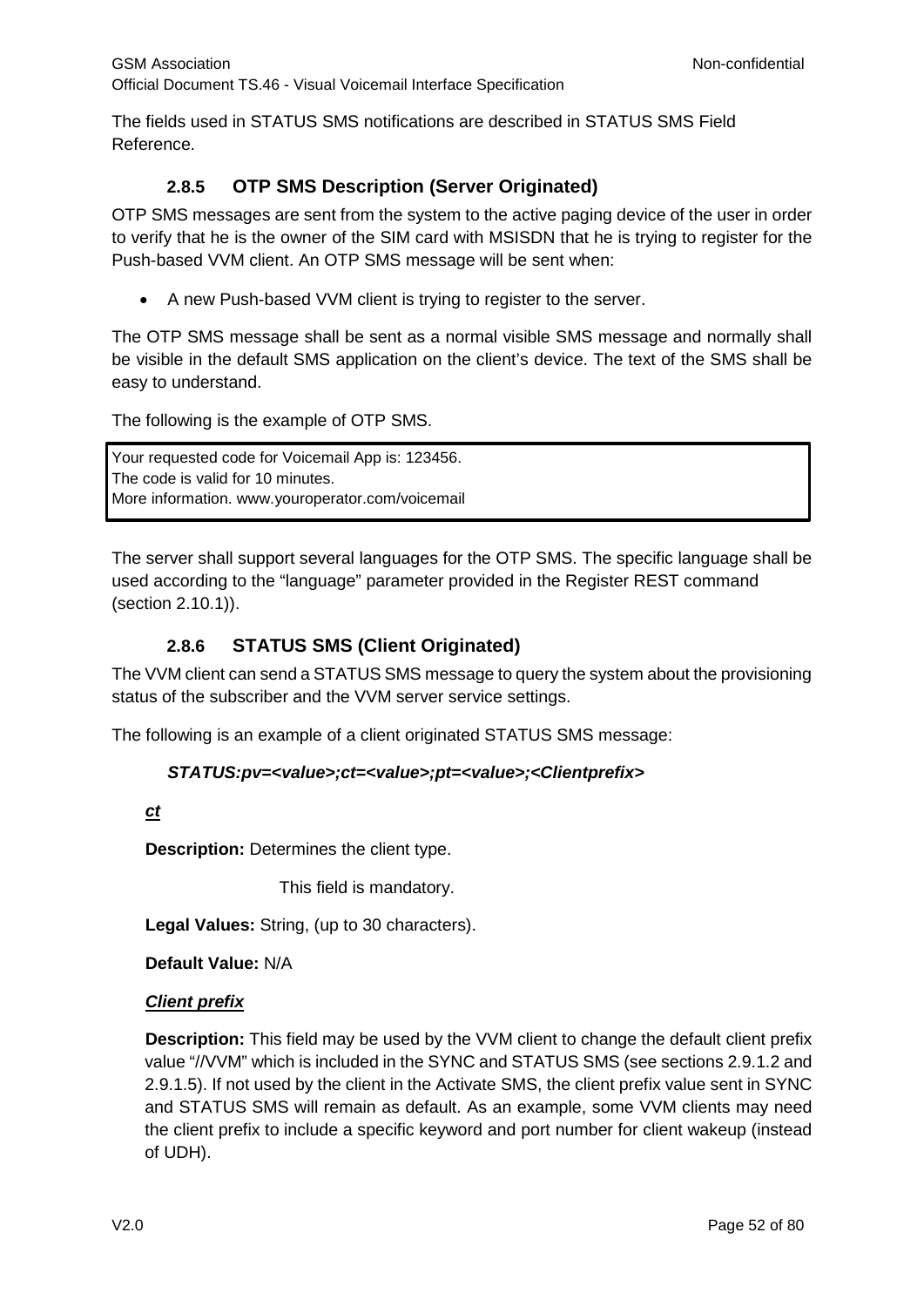The fields used in STATUS SMS notifications are described in STATUS SMS Field Reference.

### 2.8.5 OTP SMS Description (Server Originated)

OTP SMS messages are sent from the system to the active paging device of the user in order to verify that he is the owner of the SIM card with MSISDN that he is trying to register for the Push-based VVM client. An OTP SMS message will be sent when:

- A new Push-based VVM client is trying to register to the server.

The OTP SMS message shall be sent as a normal visible SMS message and normally shall be visible in the default SMS application on the client's device. The text of the SMS shall be easy to understand.

The following is the example of OTP SMS.

```
Your requested code for Voicemail App is: 123456.
The code is valid for 10 minutes.
More information. www.youroperator.com/voicemail
```

The server shall support several languages for the OTP SMS. The specific language shall be used according to the "language" parameter provided in the Register REST command (section 2.10.1)).

### 2.8.6 STATUS SMS (Client Originated)

The VVM client can send a STATUS SMS message to query the system about the provisioning status of the subscriber and the VVM server service settings.

The following is an example of a client originated STATUS SMS message:

***STATUS:pv=<value>;ct=<value>;pt=<value>;<Clientprefix>***

***ct***

**Description:** Determines the client type.

This field is mandatory.

**Legal Values:** String, (up to 30 characters).

**Default Value:** N/A

***Client prefix***

**Description:** This field may be used by the VVM client to change the default client prefix value "//VVM" which is included in the SYNC and STATUS SMS (see sections 2.9.1.2 and 2.9.1.5). If not used by the client in the Activate SMS, the client prefix value sent in SYNC and STATUS SMS will remain as default. As an example, some VVM clients may need the client prefix to include a specific keyword and port number for client wakeup (instead of UDH).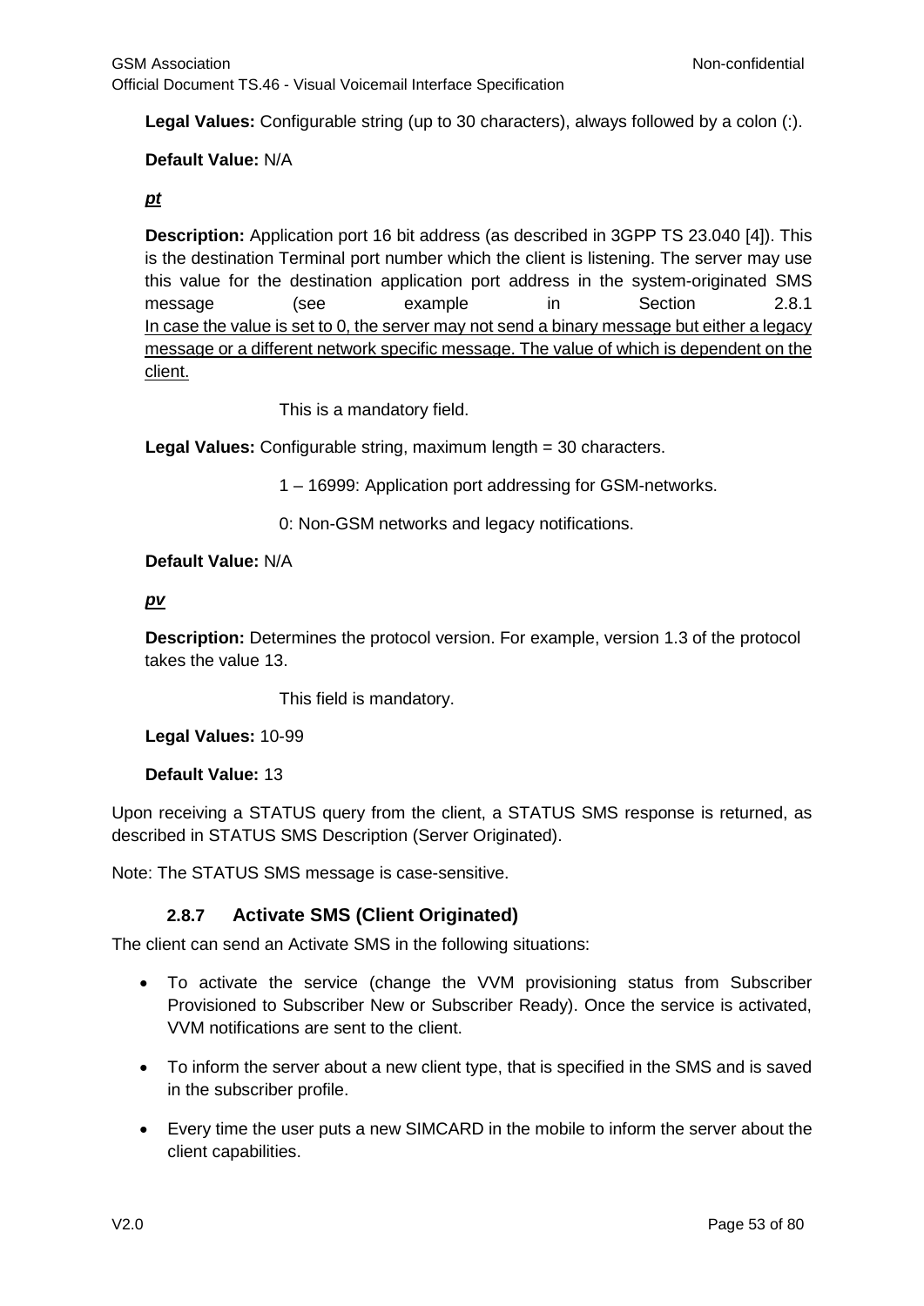**Legal Values:** Configurable string (up to 30 characters), always followed by a colon (:).

**Default Value:** N/A

***pt***

**Description:** Application port 16 bit address (as described in 3GPP TS 23.040 [4]). This is the destination Terminal port number which the client is listening. The server may use this value for the destination application port address in the system-originated SMS message (see example in Section 2.8.1
In case the value is set to 0, the server may not send a binary message but either a legacy message or a different network specific message. The value of which is dependent on the client.

This is a mandatory field.

**Legal Values:** Configurable string, maximum length = 30 characters.

1 – 16999: Application port addressing for GSM-networks.

0: Non-GSM networks and legacy notifications.

**Default Value:** N/A

***pv***

**Description:** Determines the protocol version. For example, version 1.3 of the protocol takes the value 13.

This field is mandatory.

**Legal Values:** 10-99

**Default Value:** 13

Upon receiving a STATUS query from the client, a STATUS SMS response is returned, as described in STATUS SMS Description (Server Originated).

Note: The STATUS SMS message is case-sensitive.

### 2.8.7 Activate SMS (Client Originated)

The client can send an Activate SMS in the following situations:

- To activate the service (change the VVM provisioning status from Subscriber Provisioned to Subscriber New or Subscriber Ready). Once the service is activated, VVM notifications are sent to the client.
- To inform the server about a new client type, that is specified in the SMS and is saved in the subscriber profile.
- Every time the user puts a new SIMCARD in the mobile to inform the server about the client capabilities.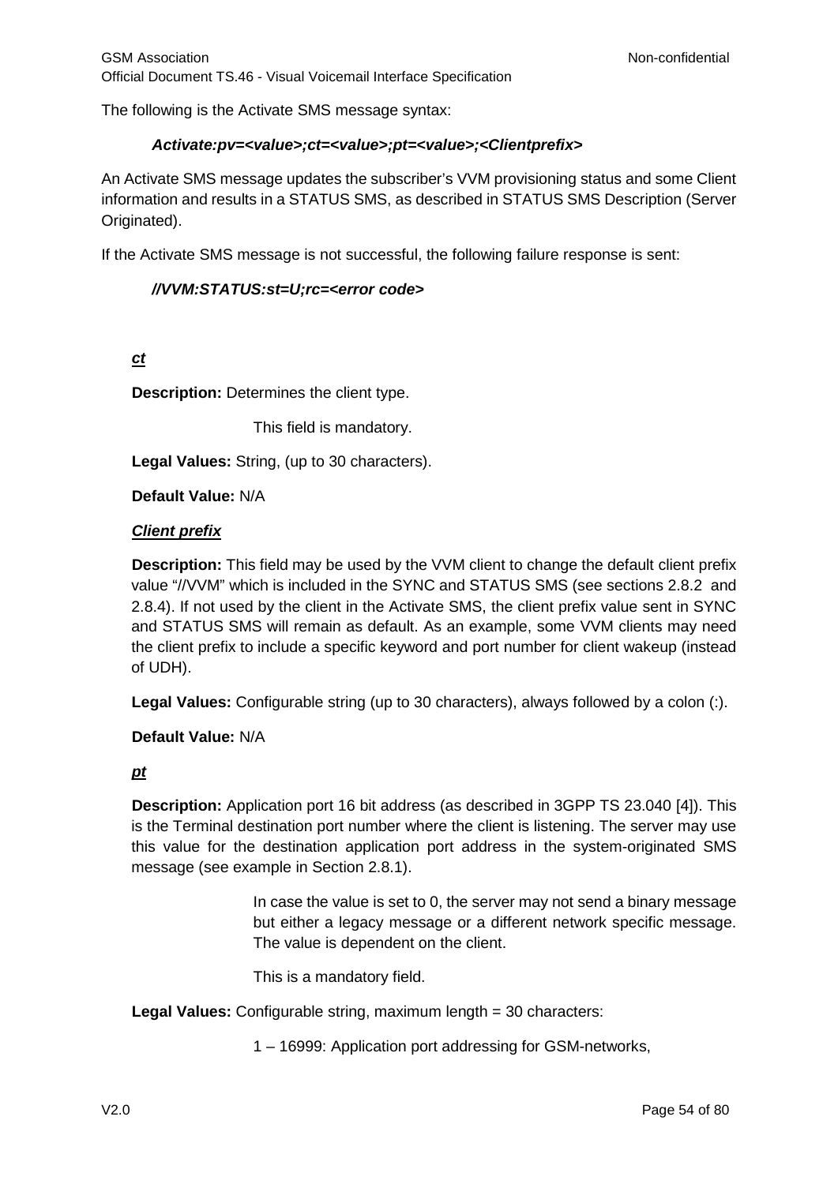The following is the Activate SMS message syntax:

***Activate:pv=<value>;ct=<value>;pt=<value>;<Clientprefix>***

An Activate SMS message updates the subscriber's VVM provisioning status and some Client information and results in a STATUS SMS, as described in STATUS SMS Description (Server Originated).

If the Activate SMS message is not successful, the following failure response is sent:

***//VVM:STATUS:st=U;rc=<error code>***

***ct***

**Description:** Determines the client type.

This field is mandatory.

**Legal Values:** String, (up to 30 characters).

**Default Value:** N/A

***Client prefix***

**Description:** This field may be used by the VVM client to change the default client prefix value "//VVM" which is included in the SYNC and STATUS SMS (see sections 2.8.2 and 2.8.4). If not used by the client in the Activate SMS, the client prefix value sent in SYNC and STATUS SMS will remain as default. As an example, some VVM clients may need the client prefix to include a specific keyword and port number for client wakeup (instead of UDH).

**Legal Values:** Configurable string (up to 30 characters), always followed by a colon (:).

**Default Value:** N/A

***pt***

**Description:** Application port 16 bit address (as described in 3GPP TS 23.040 [4]). This is the Terminal destination port number where the client is listening. The server may use this value for the destination application port address in the system-originated SMS message (see example in Section 2.8.1).

In case the value is set to 0, the server may not send a binary message but either a legacy message or a different network specific message. The value is dependent on the client.

This is a mandatory field.

**Legal Values:** Configurable string, maximum length = 30 characters:

1 – 16999: Application port addressing for GSM-networks,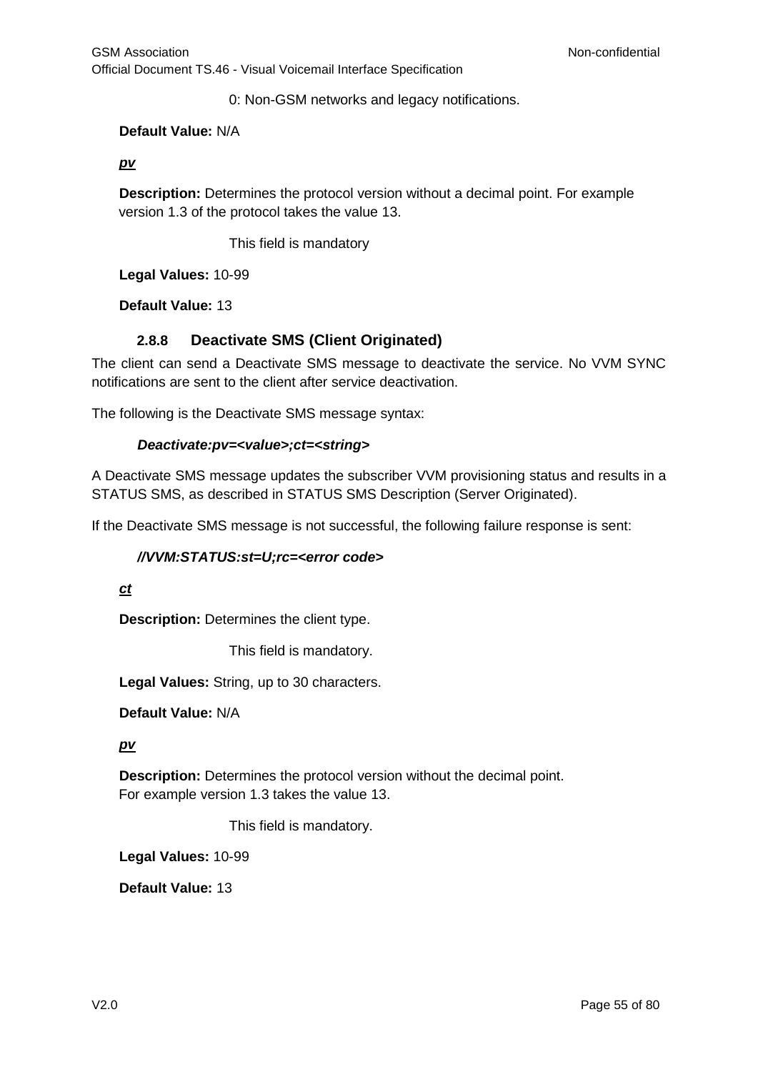0: Non-GSM networks and legacy notifications.

**Default Value:** N/A

***pv***

**Description:** Determines the protocol version without a decimal point. For example version 1.3 of the protocol takes the value 13.

This field is mandatory

**Legal Values:** 10-99

**Default Value:** 13

### 2.8.8 Deactivate SMS (Client Originated)

The client can send a Deactivate SMS message to deactivate the service. No VVM SYNC notifications are sent to the client after service deactivation.

The following is the Deactivate SMS message syntax:

***Deactivate:pv=<value>;ct=<string>***

A Deactivate SMS message updates the subscriber VVM provisioning status and results in a STATUS SMS, as described in STATUS SMS Description (Server Originated).

If the Deactivate SMS message is not successful, the following failure response is sent:

***//VVM:STATUS:st=U;rc=<error code>***

***ct***

**Description:** Determines the client type.

This field is mandatory.

**Legal Values:** String, up to 30 characters.

**Default Value:** N/A

***pv***

**Description:** Determines the protocol version without the decimal point.
For example version 1.3 takes the value 13.

This field is mandatory.

**Legal Values:** 10-99

**Default Value:** 13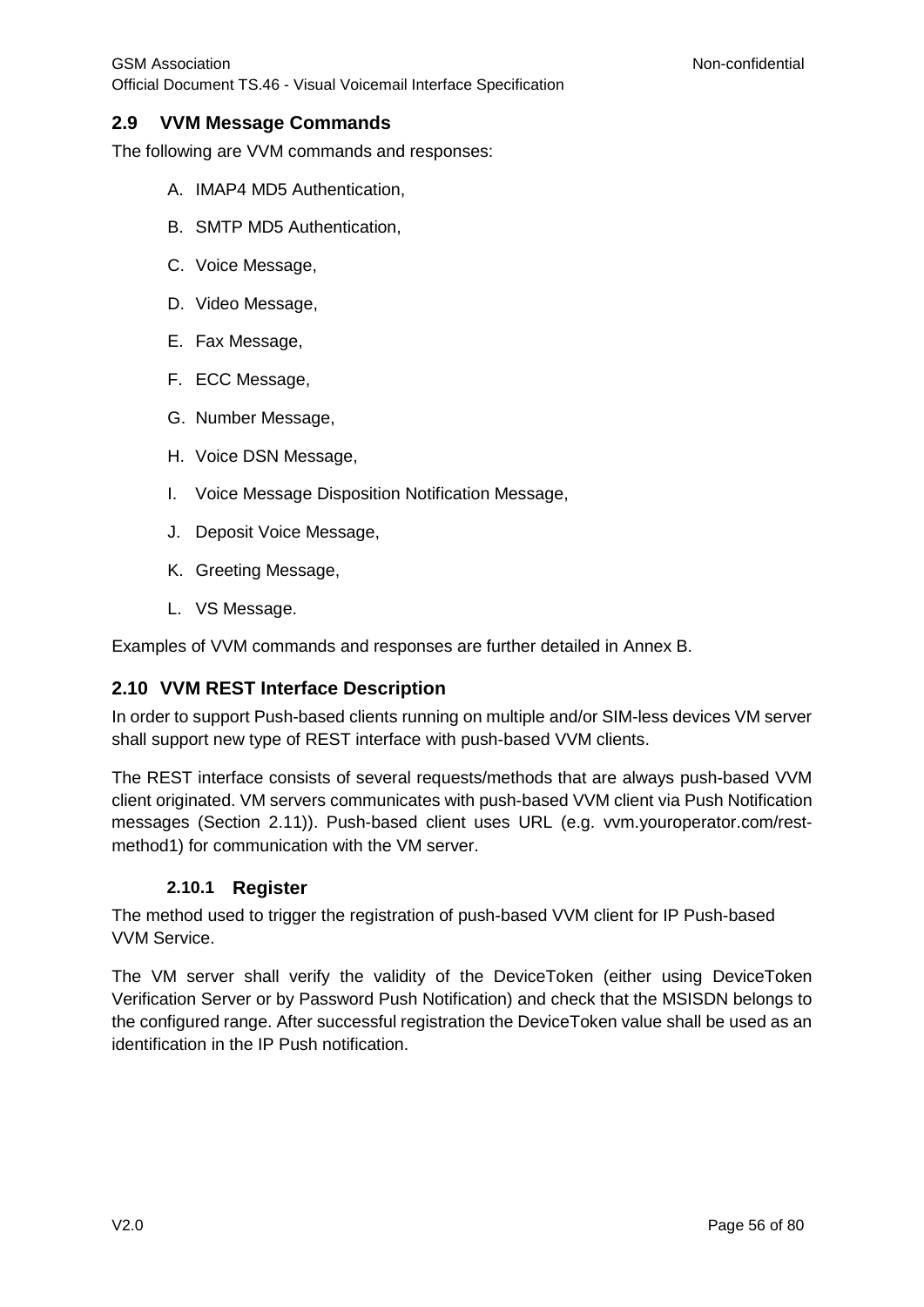## 2.9 VVM Message Commands

The following are VVM commands and responses:

A. IMAP4 MD5 Authentication,

B. SMTP MD5 Authentication,

C. Voice Message,

D. Video Message,

E. Fax Message,

F. ECC Message,

G. Number Message,

H. Voice DSN Message,

I. Voice Message Disposition Notification Message,

J. Deposit Voice Message,

K. Greeting Message,

L. VS Message.

Examples of VVM commands and responses are further detailed in Annex B.

## 2.10 VVM REST Interface Description

In order to support Push-based clients running on multiple and/or SIM-less devices VM server shall support new type of REST interface with push-based VVM clients.

The REST interface consists of several requests/methods that are always push-based VVM client originated. VM servers communicates with push-based VVM client via Push Notification messages (Section 2.11)). Push-based client uses URL (e.g. vvm.youroperator.com/rest-method1) for communication with the VM server.

### 2.10.1 Register

The method used to trigger the registration of push-based VVM client for IP Push-based VVM Service.

The VM server shall verify the validity of the DeviceToken (either using DeviceToken Verification Server or by Password Push Notification) and check that the MSISDN belongs to the configured range. After successful registration the DeviceToken value shall be used as an identification in the IP Push notification.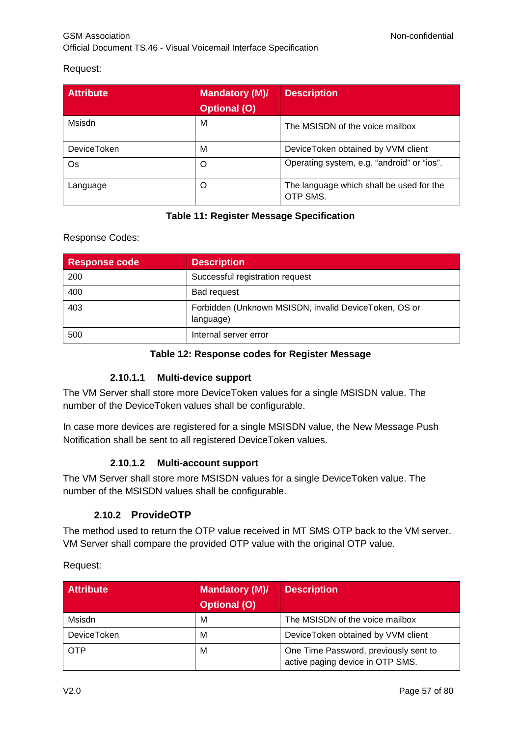Request:

| Attribute | Mandatory (M)/ Optional (O) | Description |
|---|---|---|
| Msisdn | M | The MSISDN of the voice mailbox |
| DeviceToken | M | DeviceToken obtained by VVM client |
| Os | O | Operating system, e.g. “android” or “ios”. |
| Language | O | The language which shall be used for the OTP SMS. |

**Table 11: Register Message Specification**

Response Codes:

| Response code | Description |
|---|---|
| 200 | Successful registration request |
| 400 | Bad request |
| 403 | Forbidden (Unknown MSISDN, invalid DeviceToken, OS or language) |
| 500 | Internal server error |

**Table 12: Response codes for Register Message**

#### 2.10.1.1 Multi-device support

The VM Server shall store more DeviceToken values for a single MSISDN value. The number of the DeviceToken values shall be configurable.

In case more devices are registered for a single MSISDN value, the New Message Push Notification shall be sent to all registered DeviceToken values.

#### 2.10.1.2 Multi-account support

The VM Server shall store more MSISDN values for a single DeviceToken value. The number of the MSISDN values shall be configurable.

### 2.10.2 ProvideOTP

The method used to return the OTP value received in MT SMS OTP back to the VM server. VM Server shall compare the provided OTP value with the original OTP value.

Request:

| Attribute | Mandatory (M)/ Optional (O) | Description |
|---|---|---|
| Msisdn | M | The MSISDN of the voice mailbox |
| DeviceToken | M | DeviceToken obtained by VVM client |
| OTP | M | One Time Password, previously sent to active paging device in OTP SMS. |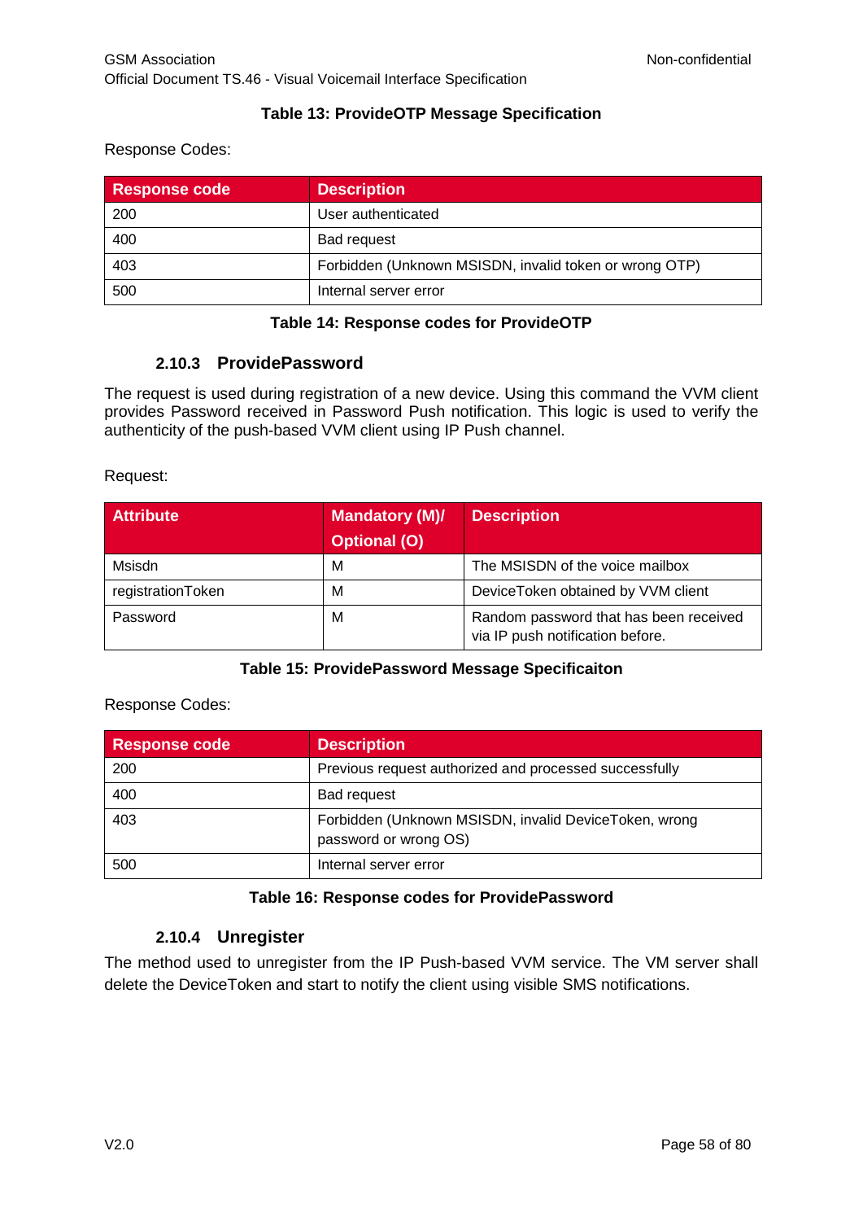**Table 13: ProvideOTP Message Specification**

Response Codes:

| Response code | Description |
|---|---|
| 200 | User authenticated |
| 400 | Bad request |
| 403 | Forbidden (Unknown MSISDN, invalid token or wrong OTP) |
| 500 | Internal server error |

**Table 14: Response codes for ProvideOTP**

### 2.10.3 ProvidePassword

The request is used during registration of a new device. Using this command the VVM client provides Password received in Password Push notification. This logic is used to verify the authenticity of the push-based VVM client using IP Push channel.

Request:

| Attribute | Mandatory (M)/ Optional (O) | Description |
|---|---|---|
| Msisdn | M | The MSISDN of the voice mailbox |
| registrationToken | M | DeviceToken obtained by VVM client |
| Password | M | Random password that has been received via IP push notification before. |

**Table 15: ProvidePassword Message Specificaiton**

Response Codes:

| Response code | Description |
|---|---|
| 200 | Previous request authorized and processed successfully |
| 400 | Bad request |
| 403 | Forbidden (Unknown MSISDN, invalid DeviceToken, wrong password or wrong OS) |
| 500 | Internal server error |

**Table 16: Response codes for ProvidePassword**

### 2.10.4 Unregister

The method used to unregister from the IP Push-based VVM service. The VM server shall delete the DeviceToken and start to notify the client using visible SMS notifications.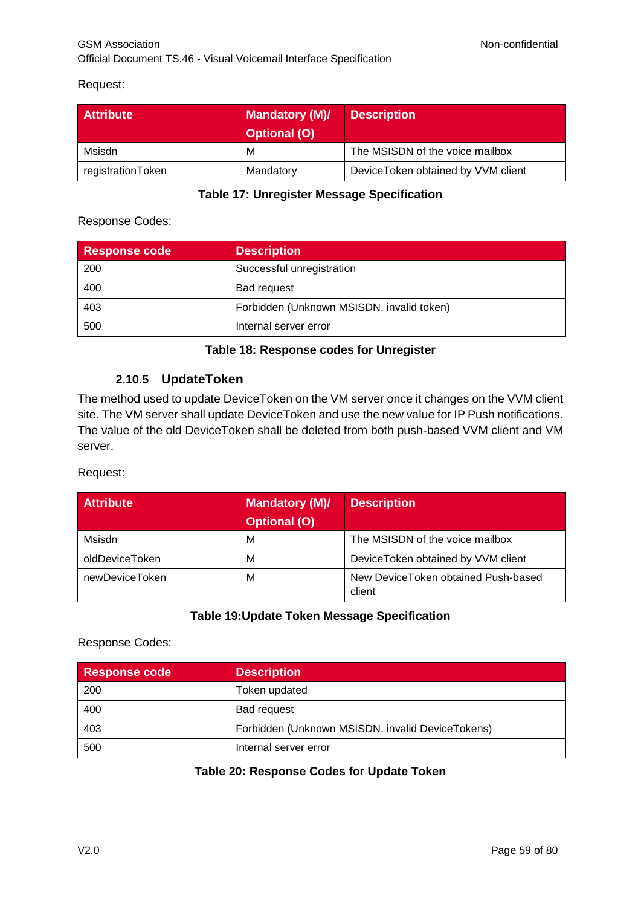Request:

| Attribute | Mandatory (M)/ Optional (O) | Description |
|---|---|---|
| Msisdn | M | The MSISDN of the voice mailbox |
| registrationToken | Mandatory | DeviceToken obtained by VVM client |

**Table 17: Unregister Message Specification**

Response Codes:

| Response code | Description |
|---|---|
| 200 | Successful unregistration |
| 400 | Bad request |
| 403 | Forbidden (Unknown MSISDN, invalid token) |
| 500 | Internal server error |

**Table 18: Response codes for Unregister**

### 2.10.5 UpdateToken

The method used to update DeviceToken on the VM server once it changes on the VVM client site. The VM server shall update DeviceToken and use the new value for IP Push notifications. The value of the old DeviceToken shall be deleted from both push-based VVM client and VM server.

Request:

| Attribute | Mandatory (M)/ Optional (O) | Description |
|---|---|---|
| Msisdn | M | The MSISDN of the voice mailbox |
| oldDeviceToken | M | DeviceToken obtained by VVM client |
| newDeviceToken | M | New DeviceToken obtained Push-based client |

**Table 19:Update Token Message Specification**

Response Codes:

| Response code | Description |
|---|---|
| 200 | Token updated |
| 400 | Bad request |
| 403 | Forbidden (Unknown MSISDN, invalid DeviceTokens) |
| 500 | Internal server error |

**Table 20: Response Codes for Update Token**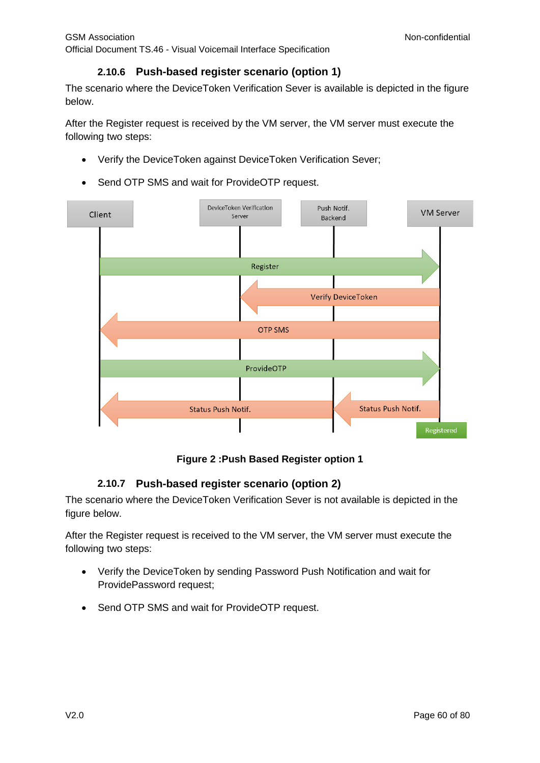### 2.10.6 Push-based register scenario (option 1)

The scenario where the DeviceToken Verification Sever is available is depicted in the figure below.

After the Register request is received by the VM server, the VM server must execute the following two steps:

- Verify the DeviceToken against DeviceToken Verification Sever;
- Send OTP SMS and wait for ProvideOTP request.

**Figure 2 :Push Based Register option 1**

### 2.10.7 Push-based register scenario (option 2)

The scenario where the DeviceToken Verification Sever is not available is depicted in the figure below.

After the Register request is received to the VM server, the VM server must execute the following two steps:

- Verify the DeviceToken by sending Password Push Notification and wait for ProvidePassword request;
- Send OTP SMS and wait for ProvideOTP request.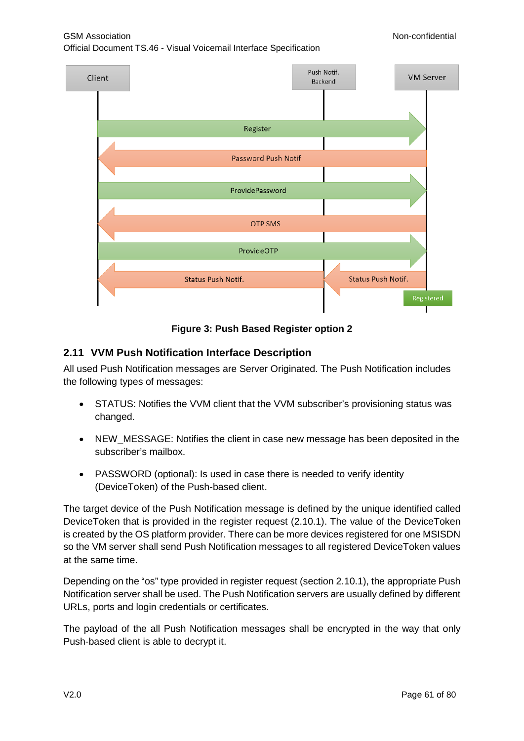Figure 3: Push Based Register option 2

## 2.11 VVM Push Notification Interface Description

All used Push Notification messages are Server Originated. The Push Notification includes the following types of messages:

- STATUS: Notifies the VVM client that the VVM subscriber's provisioning status was changed.
- NEW_MESSAGE: Notifies the client in case new message has been deposited in the subscriber's mailbox.
- PASSWORD (optional): Is used in case there is needed to verify identity (DeviceToken) of the Push-based client.

The target device of the Push Notification message is defined by the unique identified called DeviceToken that is provided in the register request (2.10.1). The value of the DeviceToken is created by the OS platform provider. There can be more devices registered for one MSISDN so the VM server shall send Push Notification messages to all registered DeviceToken values at the same time.

Depending on the "os" type provided in register request (section 2.10.1), the appropriate Push Notification server shall be used. The Push Notification servers are usually defined by different URLs, ports and login credentials or certificates.

The payload of the all Push Notification messages shall be encrypted in the way that only Push-based client is able to decrypt it.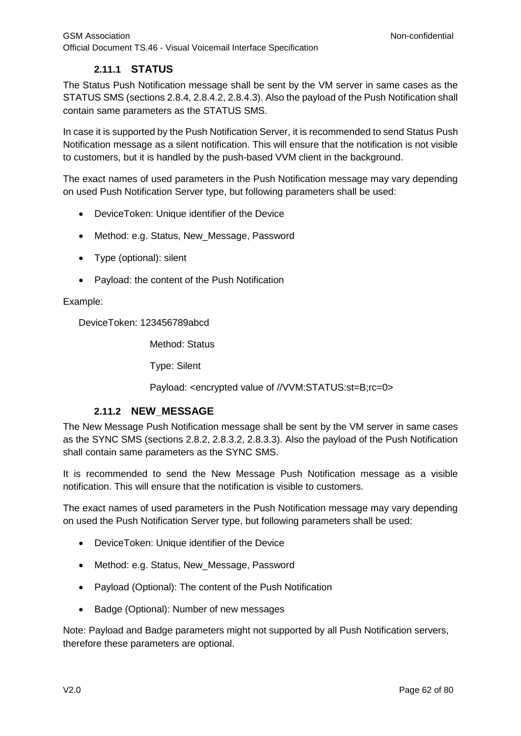### 2.11.1 STATUS

The Status Push Notification message shall be sent by the VM server in same cases as the STATUS SMS (sections 2.8.4, 2.8.4.2, 2.8.4.3). Also the payload of the Push Notification shall contain same parameters as the STATUS SMS.

In case it is supported by the Push Notification Server, it is recommended to send Status Push Notification message as a silent notification. This will ensure that the notification is not visible to customers, but it is handled by the push-based VVM client in the background.

The exact names of used parameters in the Push Notification message may vary depending on used Push Notification Server type, but following parameters shall be used:

- DeviceToken: Unique identifier of the Device
- Method: e.g. Status, New_Message, Password
- Type (optional): silent
- Payload: the content of the Push Notification

Example:

DeviceToken: 123456789abcd

Method: Status

Type: Silent

Payload: <encrypted value of //VVM:STATUS:st=B;rc=0>

### 2.11.2 NEW_MESSAGE

The New Message Push Notification message shall be sent by the VM server in same cases as the SYNC SMS (sections 2.8.2, 2.8.3.2, 2.8.3.3). Also the payload of the Push Notification shall contain same parameters as the SYNC SMS.

It is recommended to send the New Message Push Notification message as a visible notification. This will ensure that the notification is visible to customers.

The exact names of used parameters in the Push Notification message may vary depending on used the Push Notification Server type, but following parameters shall be used:

- DeviceToken: Unique identifier of the Device
- Method: e.g. Status, New_Message, Password
- Payload (Optional): The content of the Push Notification
- Badge (Optional): Number of new messages

Note: Payload and Badge parameters might not supported by all Push Notification servers, therefore these parameters are optional.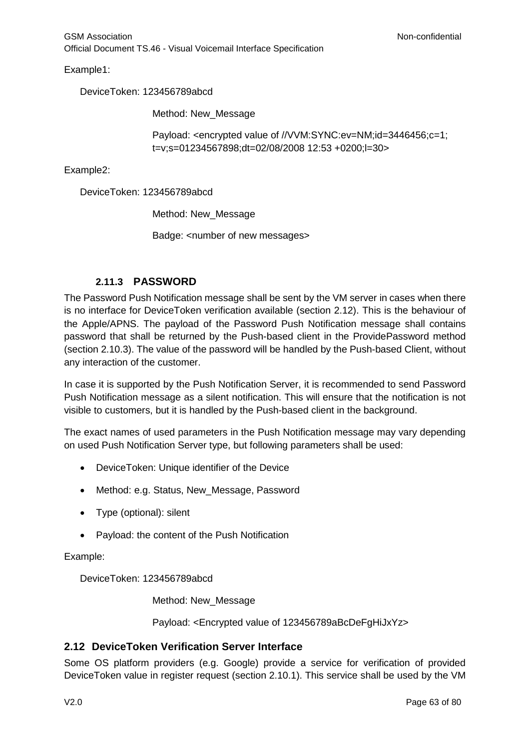Example1:

DeviceToken: 123456789abcd

Method: New_Message

Payload: <encrypted value of //VVM:SYNC:ev=NM;id=3446456;c=1; t=v;s=01234567898;dt=02/08/2008 12:53 +0200;l=30>

Example2:

DeviceToken: 123456789abcd

Method: New_Message

Badge: <number of new messages>

### 2.11.3 PASSWORD

The Password Push Notification message shall be sent by the VM server in cases when there is no interface for DeviceToken verification available (section 2.12). This is the behaviour of the Apple/APNS. The payload of the Password Push Notification message shall contains password that shall be returned by the Push-based client in the ProvidePassword method (section 2.10.3). The value of the password will be handled by the Push-based Client, without any interaction of the customer.

In case it is supported by the Push Notification Server, it is recommended to send Password Push Notification message as a silent notification. This will ensure that the notification is not visible to customers, but it is handled by the Push-based client in the background.

The exact names of used parameters in the Push Notification message may vary depending on used Push Notification Server type, but following parameters shall be used:

- DeviceToken: Unique identifier of the Device
- Method: e.g. Status, New_Message, Password
- Type (optional): silent
- Payload: the content of the Push Notification

Example:

DeviceToken: 123456789abcd

Method: New_Message

Payload: <Encrypted value of 123456789aBcDeFgHiJxYz>

## 2.12 DeviceToken Verification Server Interface

Some OS platform providers (e.g. Google) provide a service for verification of provided DeviceToken value in register request (section 2.10.1). This service shall be used by the VM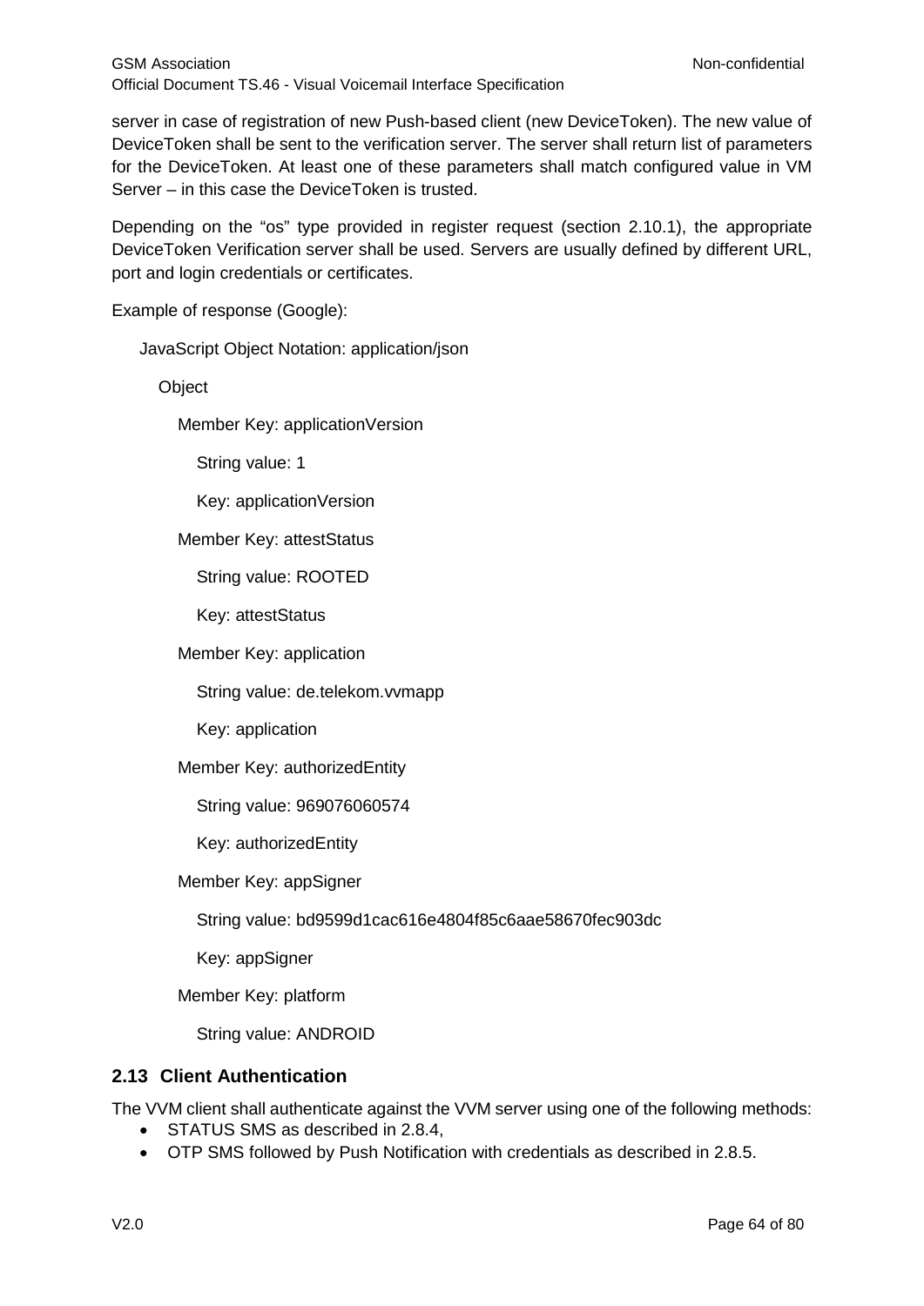server in case of registration of new Push-based client (new DeviceToken). The new value of DeviceToken shall be sent to the verification server. The server shall return list of parameters for the DeviceToken. At least one of these parameters shall match configured value in VM Server – in this case the DeviceToken is trusted.

Depending on the "os" type provided in register request (section 2.10.1), the appropriate DeviceToken Verification server shall be used. Servers are usually defined by different URL, port and login credentials or certificates.

Example of response (Google):

```
JavaScript Object Notation: application/json
  Object
    Member Key: applicationVersion
      String value: 1
      Key: applicationVersion
    Member Key: attestStatus
      String value: ROOTED
      Key: attestStatus
    Member Key: application
      String value: de.telekom.vvmapp
      Key: application
    Member Key: authorizedEntity
      String value: 969076060574
      Key: authorizedEntity
    Member Key: appSigner
      String value: bd9599d1cac616e4804f85c6aae58670fec903dc
      Key: appSigner
    Member Key: platform
      String value: ANDROID
```

## 2.13 Client Authentication

The VVM client shall authenticate against the VVM server using one of the following methods:

- STATUS SMS as described in 2.8.4,
- OTP SMS followed by Push Notification with credentials as described in 2.8.5.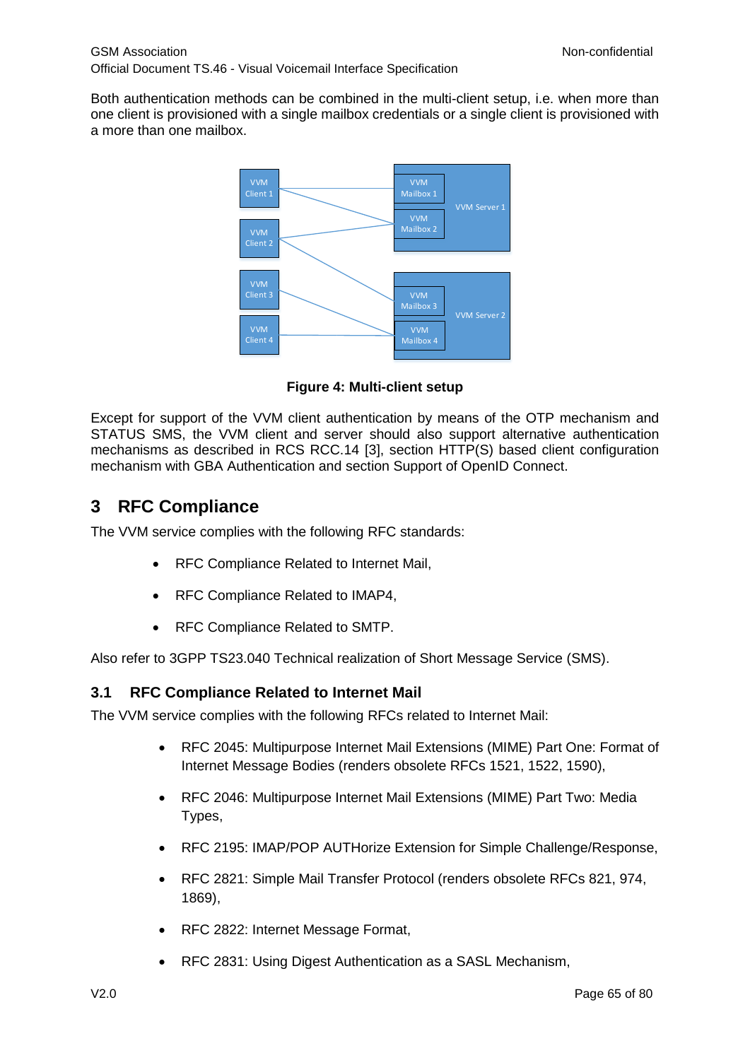Both authentication methods can be combined in the multi-client setup, i.e. when more than one client is provisioned with a single mailbox credentials or a single client is provisioned with a more than one mailbox.

**Figure 4: Multi-client setup**

Except for support of the VVM client authentication by means of the OTP mechanism and STATUS SMS, the VVM client and server should also support alternative authentication mechanisms as described in RCS RCC.14 [3], section HTTP(S) based client configuration mechanism with GBA Authentication and section Support of OpenID Connect.

# 3 RFC Compliance

The VVM service complies with the following RFC standards:

- RFC Compliance Related to Internet Mail,
- RFC Compliance Related to IMAP4,
- RFC Compliance Related to SMTP.

Also refer to 3GPP TS23.040 Technical realization of Short Message Service (SMS).

## 3.1 RFC Compliance Related to Internet Mail

The VVM service complies with the following RFCs related to Internet Mail:

- RFC 2045: Multipurpose Internet Mail Extensions (MIME) Part One: Format of Internet Message Bodies (renders obsolete RFCs 1521, 1522, 1590),
- RFC 2046: Multipurpose Internet Mail Extensions (MIME) Part Two: Media Types,
- RFC 2195: IMAP/POP AUTHorize Extension for Simple Challenge/Response,
- RFC 2821: Simple Mail Transfer Protocol (renders obsolete RFCs 821, 974, 1869),
- RFC 2822: Internet Message Format,
- RFC 2831: Using Digest Authentication as a SASL Mechanism,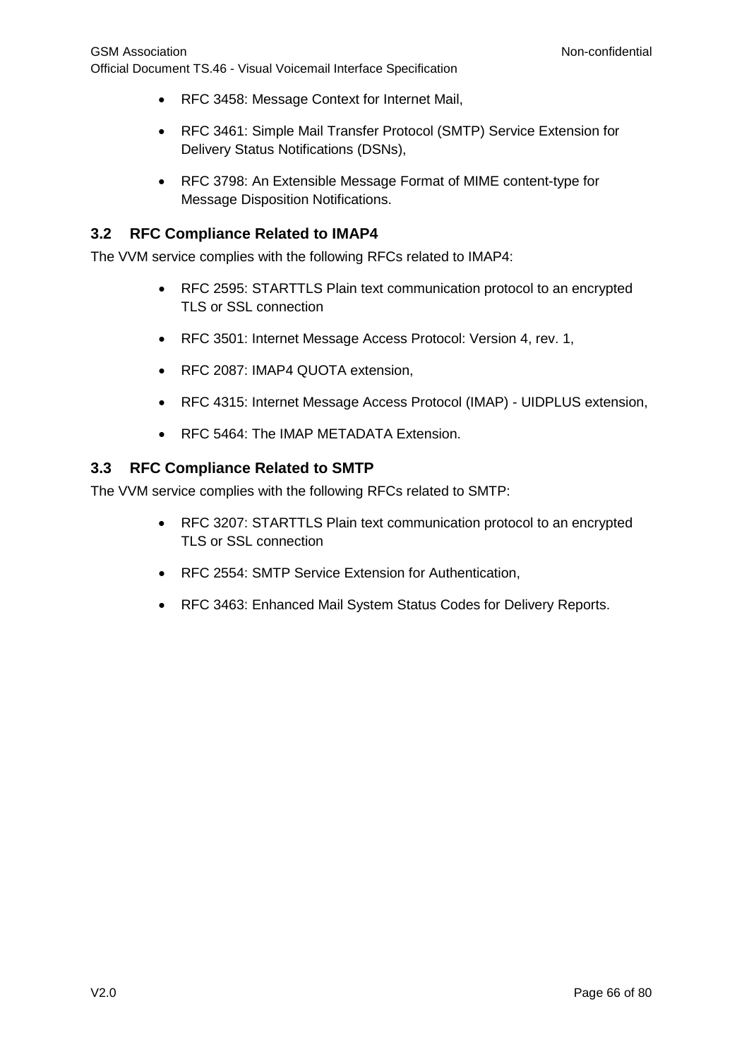- RFC 3458: Message Context for Internet Mail,
- RFC 3461: Simple Mail Transfer Protocol (SMTP) Service Extension for Delivery Status Notifications (DSNs),
- RFC 3798: An Extensible Message Format of MIME content-type for Message Disposition Notifications.

### 3.2 RFC Compliance Related to IMAP4

The VVM service complies with the following RFCs related to IMAP4:

- RFC 2595: STARTTLS Plain text communication protocol to an encrypted TLS or SSL connection
- RFC 3501: Internet Message Access Protocol: Version 4, rev. 1,
- RFC 2087: IMAP4 QUOTA extension,
- RFC 4315: Internet Message Access Protocol (IMAP) - UIDPLUS extension,
- RFC 5464: The IMAP METADATA Extension.

### 3.3 RFC Compliance Related to SMTP

The VVM service complies with the following RFCs related to SMTP:

- RFC 3207: STARTTLS Plain text communication protocol to an encrypted TLS or SSL connection
- RFC 2554: SMTP Service Extension for Authentication,
- RFC 3463: Enhanced Mail System Status Codes for Delivery Reports.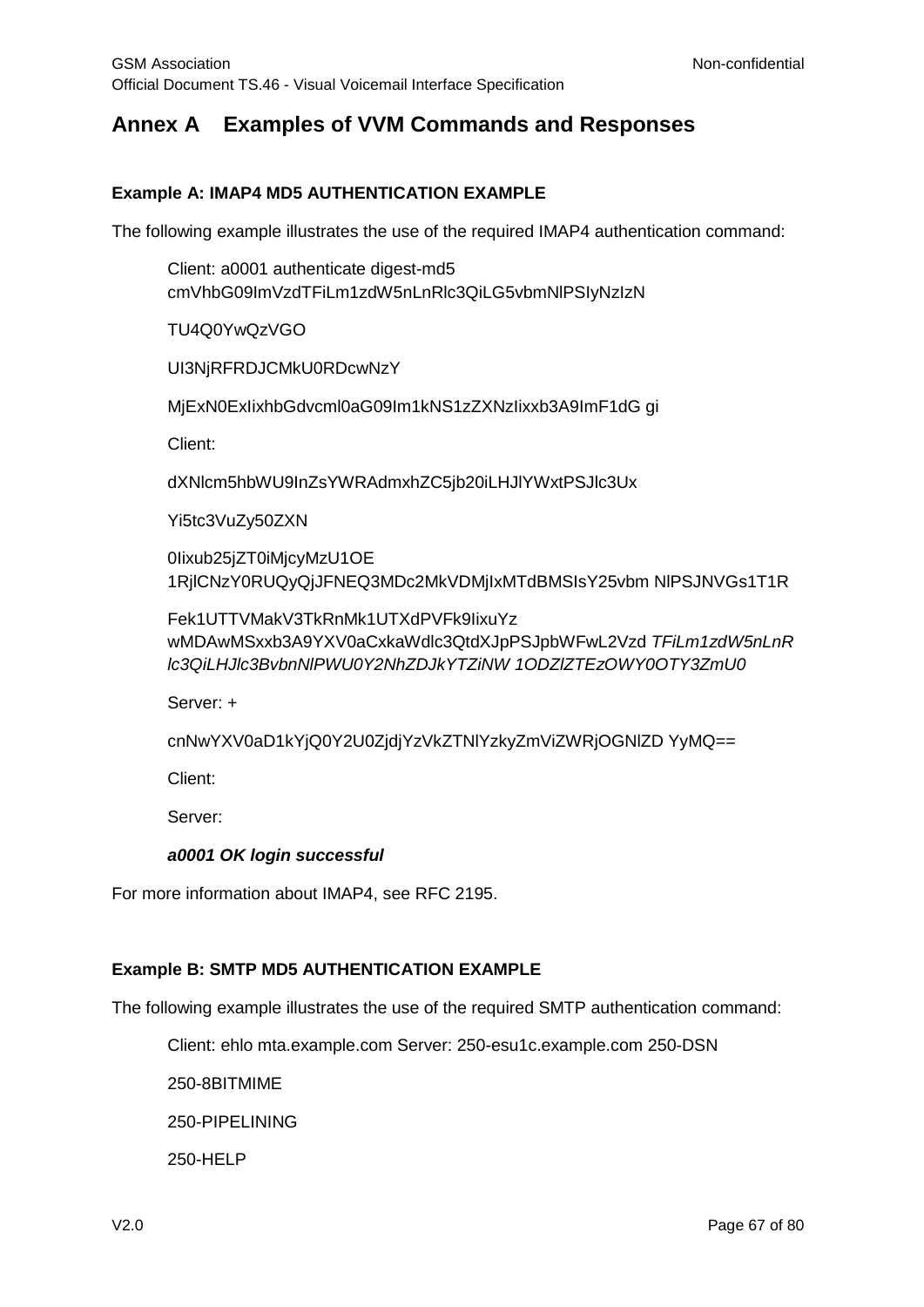# Annex A Examples of VVM Commands and Responses

**Example A: IMAP4 MD5 AUTHENTICATION EXAMPLE**

The following example illustrates the use of the required IMAP4 authentication command:

Client: a0001 authenticate digest-md5 cmVhbG09ImVzdTFiLm1zdW5nLnRlc3QiLG5vbmNlPSIyNzIzN

TU4Q0YwQzVGO

UI3NjRFRDJCMkU0RDcwNzY

MjExN0ExIixhbGdvcml0aG09Im1kNS1zZXNzIixxb3A9ImF1dG gi

Client:

dXNlcm5hbWU9InZsYWRAdmxhZC5jb20iLHJlYWxtPSJlc3Ux

Yi5tc3VuZy50ZXN

0Iixub25jZT0iMjcyMzU1OE 1RjlCNzY0RUQyQjJFNEQ3MDc2MkVDMjIxMTdBMSIsY25vbm NlPSJNVGs1T1R

Fek1UTTVMakV3TkRnMk1UTXdPVFk9IixuYz wMDAwMSxxb3A9YXV0aCxkaWdlc3QtdXJpPSJpbWFwL2Vzd *TFiLm1zdW5nLnR lc3QiLHJlc3BvbnNlPWU0Y2NhZDJkYTZiNW 1ODZlZTEzOWY0OTY3ZmU0*

Server: +

cnNwYXV0aD1kYjQ0Y2U0ZjdjYzVkZTNlYzkyZmViZWRjOGNlZD YyMQ==

Client:

Server:

***a0001 OK login successful***

For more information about IMAP4, see RFC 2195.

**Example B: SMTP MD5 AUTHENTICATION EXAMPLE**

The following example illustrates the use of the required SMTP authentication command:

Client: ehlo mta.example.com Server: 250-esu1c.example.com 250-DSN

250-8BITMIME

250-PIPELINING

250-HELP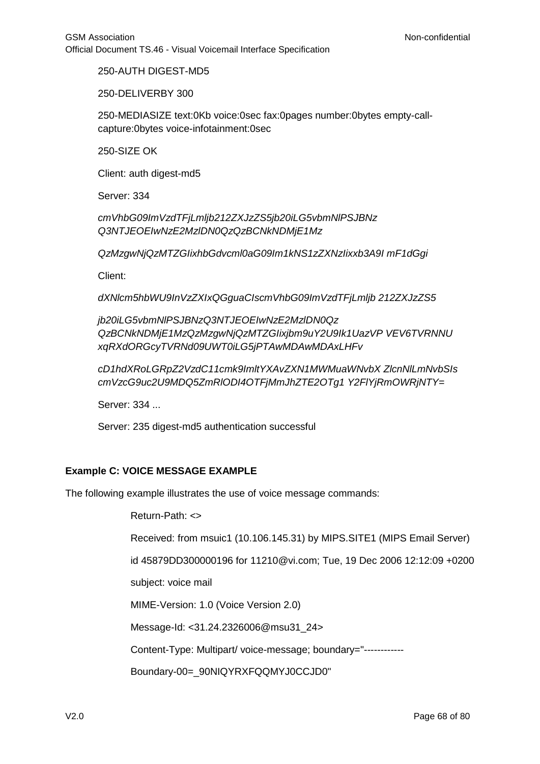250-AUTH DIGEST-MD5

250-DELIVERBY 300

250-MEDIASIZE text:0Kb voice:0sec fax:0pages number:0bytes empty-call-capture:0bytes voice-infotainment:0sec

250-SIZE OK

Client: auth digest-md5

Server: 334

*cmVhbG09ImVzdTFjLmljb212ZXJzZS5jb20iLG5vbmNlPSJBNz Q3NTJEOEIwNzE2MzlDN0QzQzBCNkNDMjE1Mz*

*QzMzgwNjQzMTZGIixhbGdvcml0aG09Im1kNS1zZXNzIixxb3A9I mF1dGgi*

Client:

*dXNlcm5hbWU9InVzZXIxQGguaCIscmVhbG09ImVzdTFjLmljb 212ZXJzZS5*

*jb20iLG5vbmNlPSJBNzQ3NTJEOEIwNzE2MzlDN0Qz QzBCNkNDMjE1MzQzMzgwNjQzMTZGIixjbm9uY2U9Ik1UazVP VEV6TVRNNU xqRXdORGcyTVRNd09UWT0iLG5jPTAwMDAwMDAxLHFv*

*cD1hdXRoLGRpZ2VzdC11cmk9ImltYXAvZXN1MWMuaWNvbX ZlcnNlLmNvbSIs cmVzcG9uc2U9MDQ5ZmRlODI4OTFjMmJhZTE2OTg1 Y2FlYjRmOWRjNTY=*

Server: 334 ...

Server: 235 digest-md5 authentication successful

**Example C: VOICE MESSAGE EXAMPLE**

The following example illustrates the use of voice message commands:

Return-Path: <>

Received: from msuic1 (10.106.145.31) by MIPS.SITE1 (MIPS Email Server)

id 45879DD300000196 for 11210@vi.com; Tue, 19 Dec 2006 12:12:09 +0200

subject: voice mail

MIME-Version: 1.0 (Voice Version 2.0)

Message-Id: <31.24.2326006@msu31_24>

Content-Type: Multipart/ voice-message; boundary="------------

Boundary-00=_90NIQYRXFQQMYJ0CCJD0"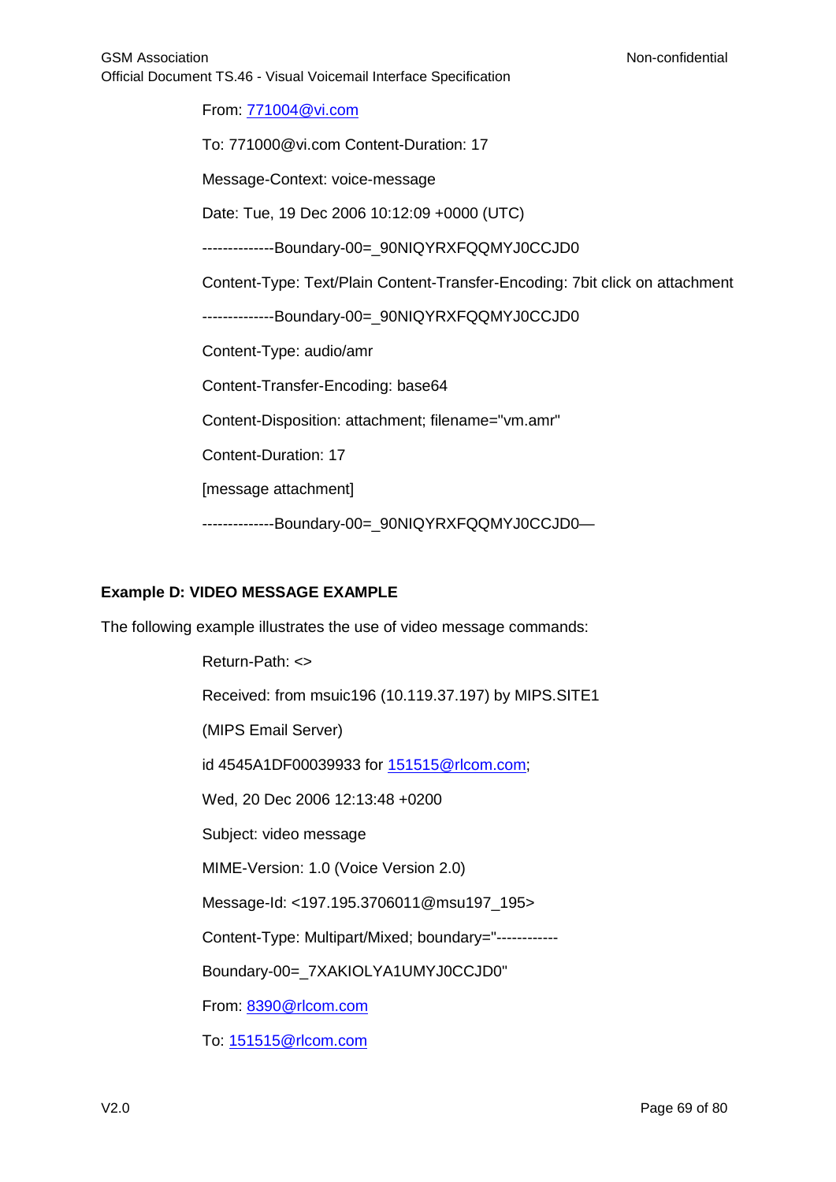From: 771004@vi.com

To: 771000@vi.com Content-Duration: 17

Message-Context: voice-message

Date: Tue, 19 Dec 2006 10:12:09 +0000 (UTC)

--------------Boundary-00=_90NIQYRXFQQMYJ0CCJD0

Content-Type: Text/Plain Content-Transfer-Encoding: 7bit click on attachment

--------------Boundary-00=_90NIQYRXFQQMYJ0CCJD0

Content-Type: audio/amr

Content-Transfer-Encoding: base64

Content-Disposition: attachment; filename="vm.amr"

Content-Duration: 17

[message attachment]

--------------Boundary-00=_90NIQYRXFQQMYJ0CCJD0—

**Example D: VIDEO MESSAGE EXAMPLE**

The following example illustrates the use of video message commands:

Return-Path: <>

Received: from msuic196 (10.119.37.197) by MIPS.SITE1

(MIPS Email Server)

id 4545A1DF00039933 for 151515@rlcom.com;

Wed, 20 Dec 2006 12:13:48 +0200

Subject: video message

MIME-Version: 1.0 (Voice Version 2.0)

Message-Id: <197.195.3706011@msu197_195>

Content-Type: Multipart/Mixed; boundary="------------

Boundary-00=_7XAKIOLYA1UMYJ0CCJD0"

From: 8390@rlcom.com

To: 151515@rlcom.com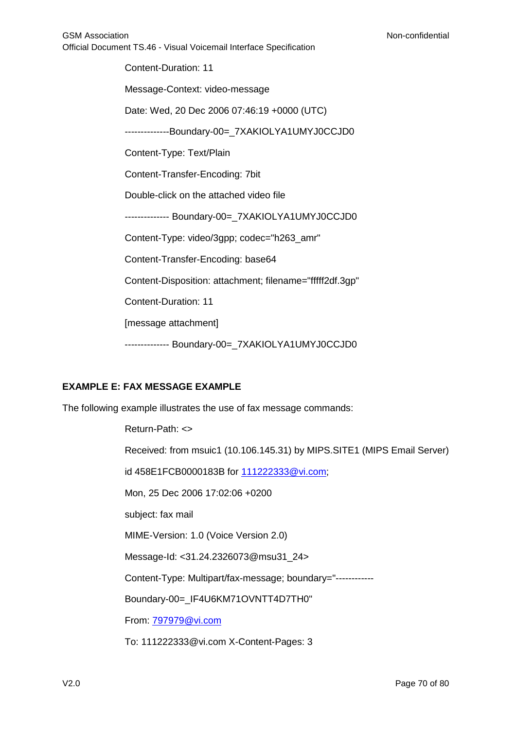Content-Duration: 11

Message-Context: video-message

Date: Wed, 20 Dec 2006 07:46:19 +0000 (UTC)

--------------Boundary-00=_7XAKIOLYA1UMYJ0CCJD0

Content-Type: Text/Plain

Content-Transfer-Encoding: 7bit

Double-click on the attached video file

-------------- Boundary-00=_7XAKIOLYA1UMYJ0CCJD0

Content-Type: video/3gpp; codec="h263_amr"

Content-Transfer-Encoding: base64

Content-Disposition: attachment; filename="fffff2df.3gp"

Content-Duration: 11

[message attachment]

-------------- Boundary-00=_7XAKIOLYA1UMYJ0CCJD0

**EXAMPLE E: FAX MESSAGE EXAMPLE**

The following example illustrates the use of fax message commands:

Return-Path: <>

Received: from msuic1 (10.106.145.31) by MIPS.SITE1 (MIPS Email Server)

id 458E1FCB0000183B for 111222333@vi.com;

Mon, 25 Dec 2006 17:02:06 +0200

subject: fax mail

MIME-Version: 1.0 (Voice Version 2.0)

Message-Id: <31.24.2326073@msu31_24>

Content-Type: Multipart/fax-message; boundary="------------

Boundary-00=_IF4U6KM71OVNTT4D7TH0"

From: 797979@vi.com

To: 111222333@vi.com X-Content-Pages: 3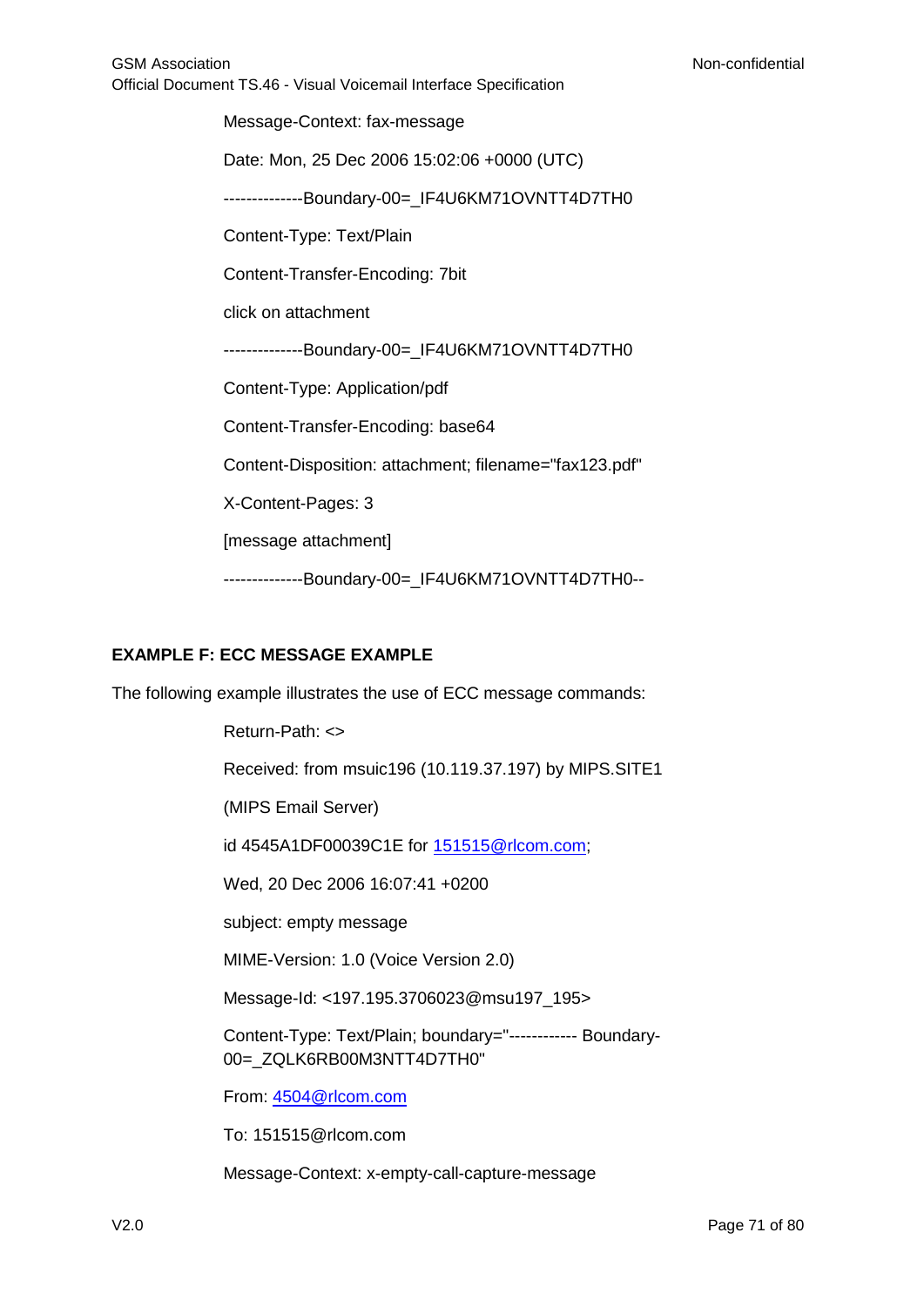Message-Context: fax-message

Date: Mon, 25 Dec 2006 15:02:06 +0000 (UTC)

--------------Boundary-00=_IF4U6KM71OVNTT4D7TH0

Content-Type: Text/Plain

Content-Transfer-Encoding: 7bit

click on attachment

--------------Boundary-00=_IF4U6KM71OVNTT4D7TH0

Content-Type: Application/pdf

Content-Transfer-Encoding: base64

Content-Disposition: attachment; filename="fax123.pdf"

X-Content-Pages: 3

[message attachment]

--------------Boundary-00=_IF4U6KM71OVNTT4D7TH0--

**EXAMPLE F: ECC MESSAGE EXAMPLE**

The following example illustrates the use of ECC message commands:

Return-Path: <>

Received: from msuic196 (10.119.37.197) by MIPS.SITE1

(MIPS Email Server)

id 4545A1DF00039C1E for 151515@rlcom.com;

Wed, 20 Dec 2006 16:07:41 +0200

subject: empty message

MIME-Version: 1.0 (Voice Version 2.0)

Message-Id: <197.195.3706023@msu197_195>

Content-Type: Text/Plain; boundary="------------ Boundary-00=_ZQLK6RB00M3NTT4D7TH0"

From: 4504@rlcom.com

To: 151515@rlcom.com

Message-Context: x-empty-call-capture-message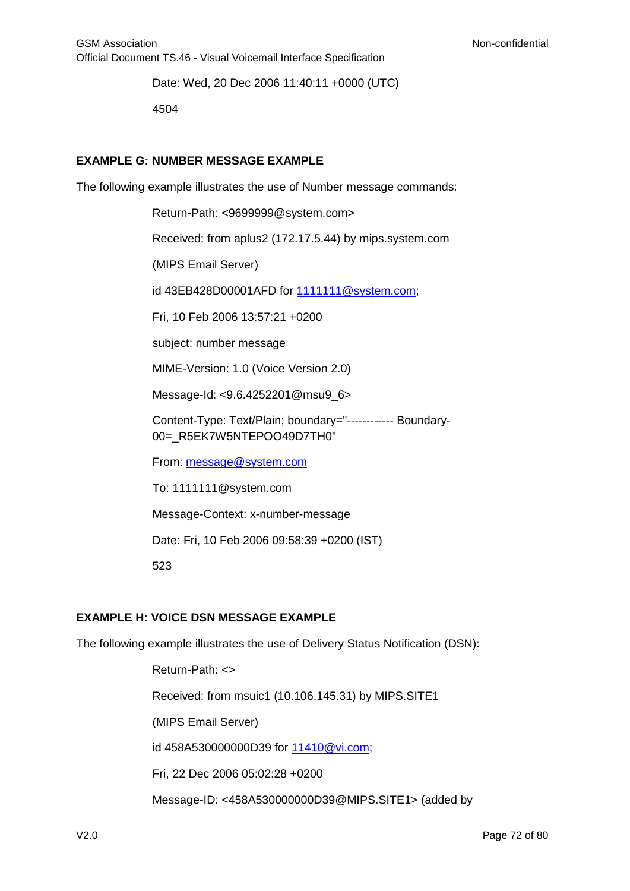Date: Wed, 20 Dec 2006 11:40:11 +0000 (UTC)

4504

**EXAMPLE G: NUMBER MESSAGE EXAMPLE**

The following example illustrates the use of Number message commands:

Return-Path: <9699999@system.com>

Received: from aplus2 (172.17.5.44) by mips.system.com

(MIPS Email Server)

id 43EB428D00001AFD for 1111111@system.com;

Fri, 10 Feb 2006 13:57:21 +0200

subject: number message

MIME-Version: 1.0 (Voice Version 2.0)

Message-Id: <9.6.4252201@msu9_6>

Content-Type: Text/Plain; boundary="------------ Boundary-00=_R5EK7W5NTEPOO49D7TH0"

From: message@system.com

To: 1111111@system.com

Message-Context: x-number-message

Date: Fri, 10 Feb 2006 09:58:39 +0200 (IST)

523

**EXAMPLE H: VOICE DSN MESSAGE EXAMPLE**

The following example illustrates the use of Delivery Status Notification (DSN):

Return-Path: <>

Received: from msuic1 (10.106.145.31) by MIPS.SITE1

(MIPS Email Server)

id 458A530000000D39 for 11410@vi.com;

Fri, 22 Dec 2006 05:02:28 +0200

Message-ID: <458A530000000D39@MIPS.SITE1> (added by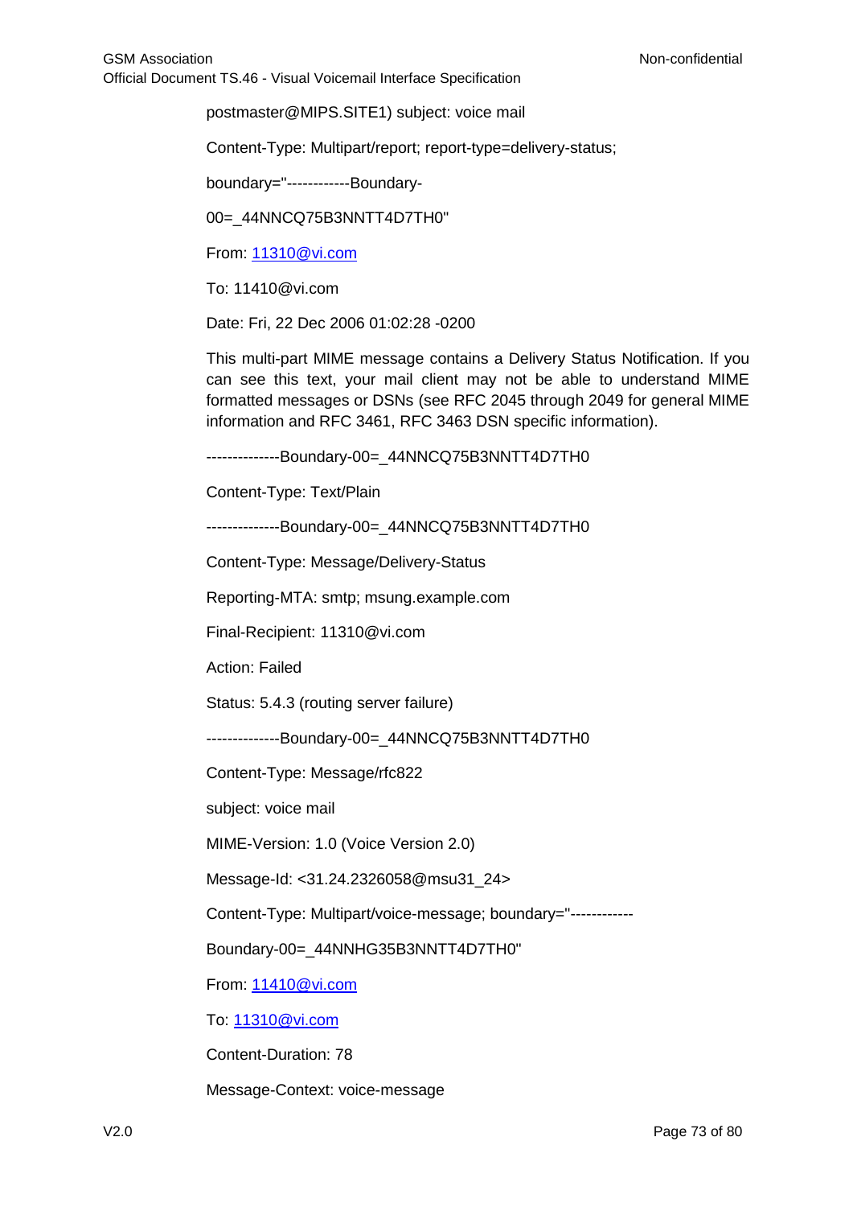postmaster@MIPS.SITE1) subject: voice mail

Content-Type: Multipart/report; report-type=delivery-status;

boundary="------------Boundary-

00=_44NNCQ75B3NNTT4D7TH0"

From: 11310@vi.com

To: 11410@vi.com

Date: Fri, 22 Dec 2006 01:02:28 -0200

This multi-part MIME message contains a Delivery Status Notification. If you can see this text, your mail client may not be able to understand MIME formatted messages or DSNs (see RFC 2045 through 2049 for general MIME information and RFC 3461, RFC 3463 DSN specific information).

--------------Boundary-00=_44NNCQ75B3NNTT4D7TH0

Content-Type: Text/Plain

--------------Boundary-00=_44NNCQ75B3NNTT4D7TH0

Content-Type: Message/Delivery-Status

Reporting-MTA: smtp; msung.example.com

Final-Recipient: 11310@vi.com

Action: Failed

Status: 5.4.3 (routing server failure)

--------------Boundary-00=_44NNCQ75B3NNTT4D7TH0

Content-Type: Message/rfc822

subject: voice mail

MIME-Version: 1.0 (Voice Version 2.0)

Message-Id: <31.24.2326058@msu31_24>

Content-Type: Multipart/voice-message; boundary="------------

Boundary-00=_44NNHG35B3NNTT4D7TH0"

From: 11410@vi.com

To: 11310@vi.com

Content-Duration: 78

Message-Context: voice-message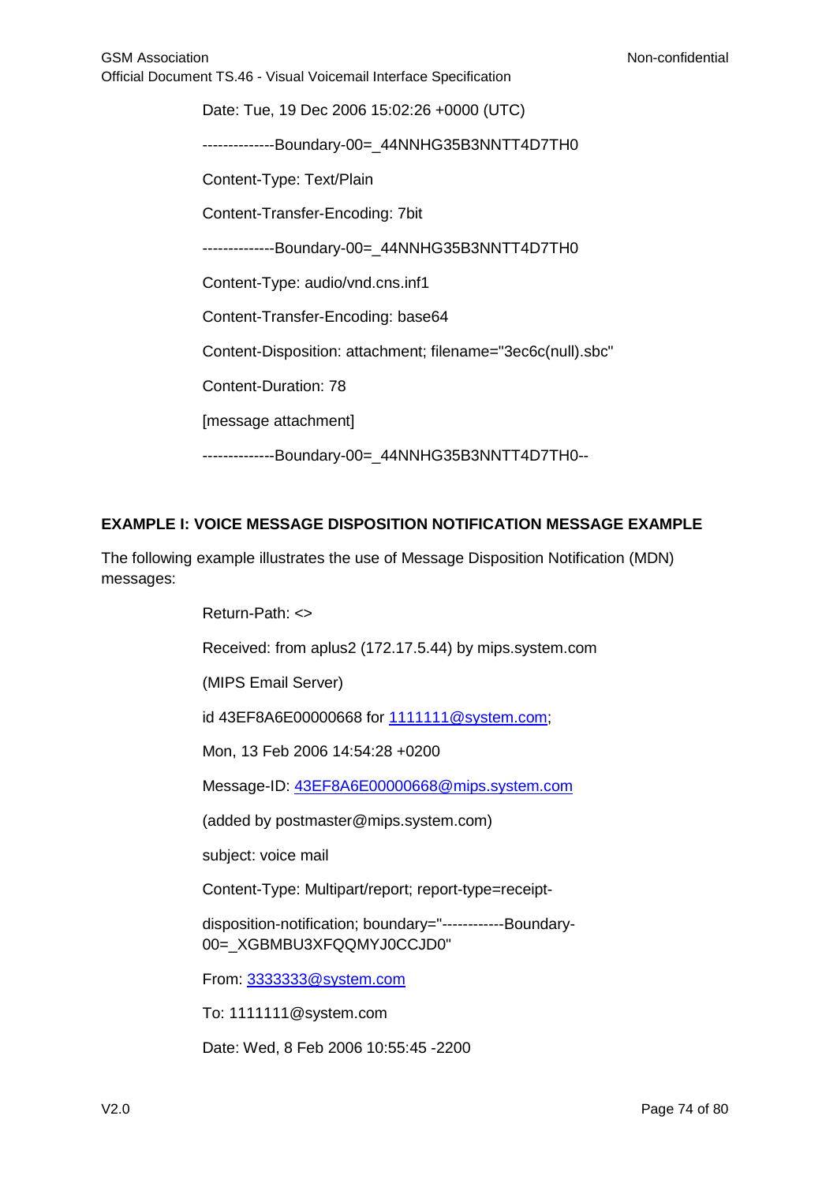Date: Tue, 19 Dec 2006 15:02:26 +0000 (UTC)

--------------Boundary-00=_44NNHG35B3NNTT4D7TH0

Content-Type: Text/Plain

Content-Transfer-Encoding: 7bit

--------------Boundary-00=_44NNHG35B3NNTT4D7TH0

Content-Type: audio/vnd.cns.inf1

Content-Transfer-Encoding: base64

Content-Disposition: attachment; filename="3ec6c(null).sbc"

Content-Duration: 78

[message attachment]

--------------Boundary-00=_44NNHG35B3NNTT4D7TH0--

**EXAMPLE I: VOICE MESSAGE DISPOSITION NOTIFICATION MESSAGE EXAMPLE**

The following example illustrates the use of Message Disposition Notification (MDN) messages:

Return-Path: <>

Received: from aplus2 (172.17.5.44) by mips.system.com

(MIPS Email Server)

id 43EF8A6E00000668 for 1111111@system.com;

Mon, 13 Feb 2006 14:54:28 +0200

Message-ID: 43EF8A6E00000668@mips.system.com

(added by postmaster@mips.system.com)

subject: voice mail

Content-Type: Multipart/report; report-type=receipt-

disposition-notification; boundary="------------Boundary-00=_XGBMBU3XFQQMYJ0CCJD0"

From: 3333333@system.com

To: 1111111@system.com

Date: Wed, 8 Feb 2006 10:55:45 -2200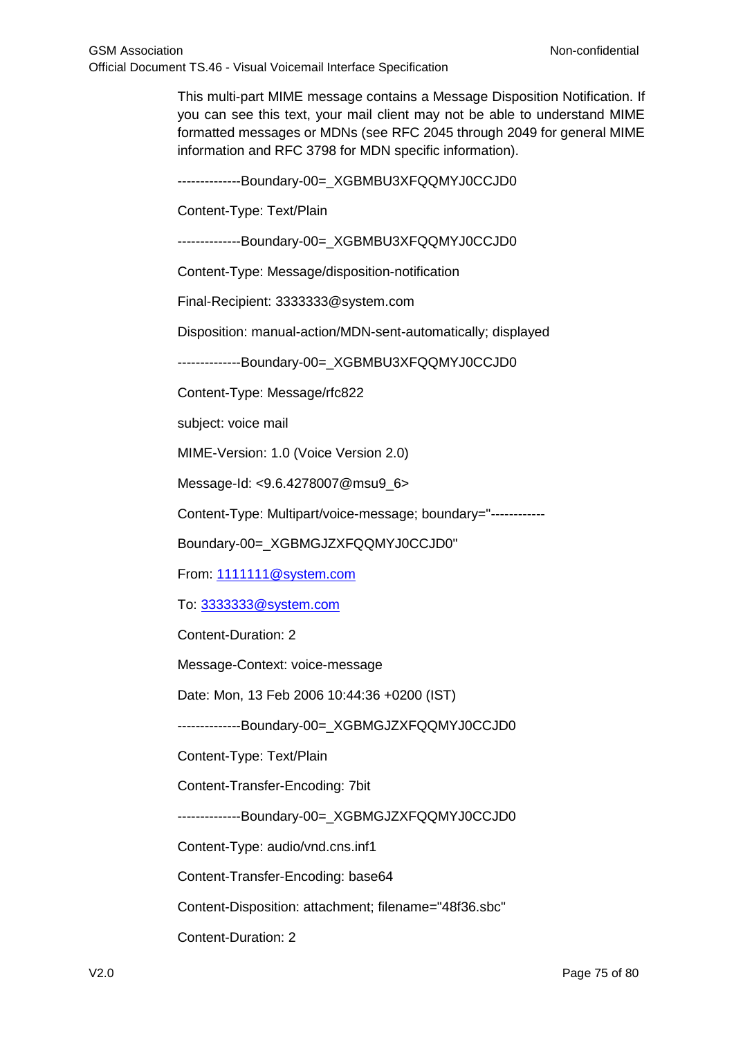This multi-part MIME message contains a Message Disposition Notification. If you can see this text, your mail client may not be able to understand MIME formatted messages or MDNs (see RFC 2045 through 2049 for general MIME information and RFC 3798 for MDN specific information).

--------------Boundary-00=_XGBMBU3XFQQMYJ0CCJD0

Content-Type: Text/Plain

--------------Boundary-00=_XGBMBU3XFQQMYJ0CCJD0

Content-Type: Message/disposition-notification

Final-Recipient: 3333333@system.com

Disposition: manual-action/MDN-sent-automatically; displayed

--------------Boundary-00=_XGBMBU3XFQQMYJ0CCJD0

Content-Type: Message/rfc822

subject: voice mail

MIME-Version: 1.0 (Voice Version 2.0)

Message-Id: <9.6.4278007@msu9_6>

Content-Type: Multipart/voice-message; boundary="------------

Boundary-00=_XGBMGJZXFQQMYJ0CCJD0"

From: 1111111@system.com

To: 3333333@system.com

Content-Duration: 2

Message-Context: voice-message

Date: Mon, 13 Feb 2006 10:44:36 +0200 (IST)

--------------Boundary-00=_XGBMGJZXFQQMYJ0CCJD0

Content-Type: Text/Plain

Content-Transfer-Encoding: 7bit

--------------Boundary-00=_XGBMGJZXFQQMYJ0CCJD0

Content-Type: audio/vnd.cns.inf1

Content-Transfer-Encoding: base64

Content-Disposition: attachment; filename="48f36.sbc"

Content-Duration: 2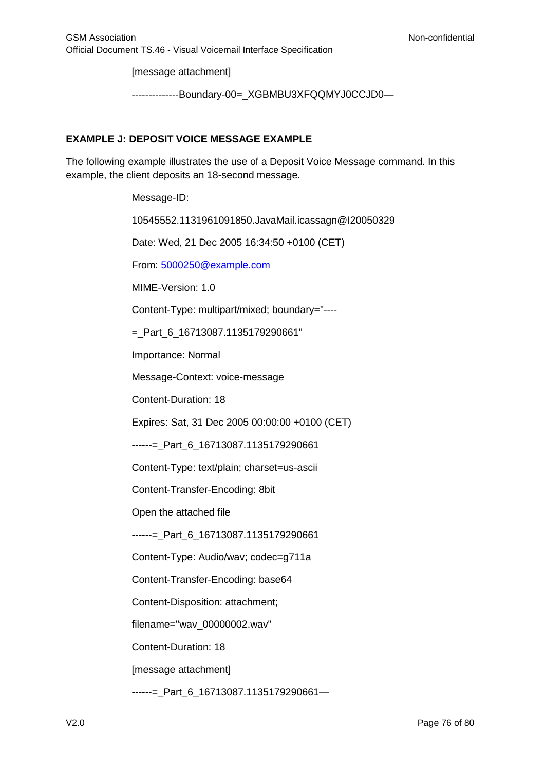[message attachment]

--------------Boundary-00=_XGBMBU3XFQQMYJ0CCJD0—

**EXAMPLE J: DEPOSIT VOICE MESSAGE EXAMPLE**

The following example illustrates the use of a Deposit Voice Message command. In this example, the client deposits an 18-second message.

```
Message-ID:

10545552.1131961091850.JavaMail.icassagn@I20050329

Date: Wed, 21 Dec 2005 16:34:50 +0100 (CET)

From: 5000250@example.com

MIME-Version: 1.0

Content-Type: multipart/mixed; boundary="----

=_Part_6_16713087.1135179290661"

Importance: Normal

Message-Context: voice-message

Content-Duration: 18

Expires: Sat, 31 Dec 2005 00:00:00 +0100 (CET)

------=_Part_6_16713087.1135179290661

Content-Type: text/plain; charset=us-ascii

Content-Transfer-Encoding: 8bit

Open the attached file

------=_Part_6_16713087.1135179290661

Content-Type: Audio/wav; codec=g711a

Content-Transfer-Encoding: base64

Content-Disposition: attachment;

filename="wav_00000002.wav"

Content-Duration: 18

[message attachment]

------=_Part_6_16713087.1135179290661—
```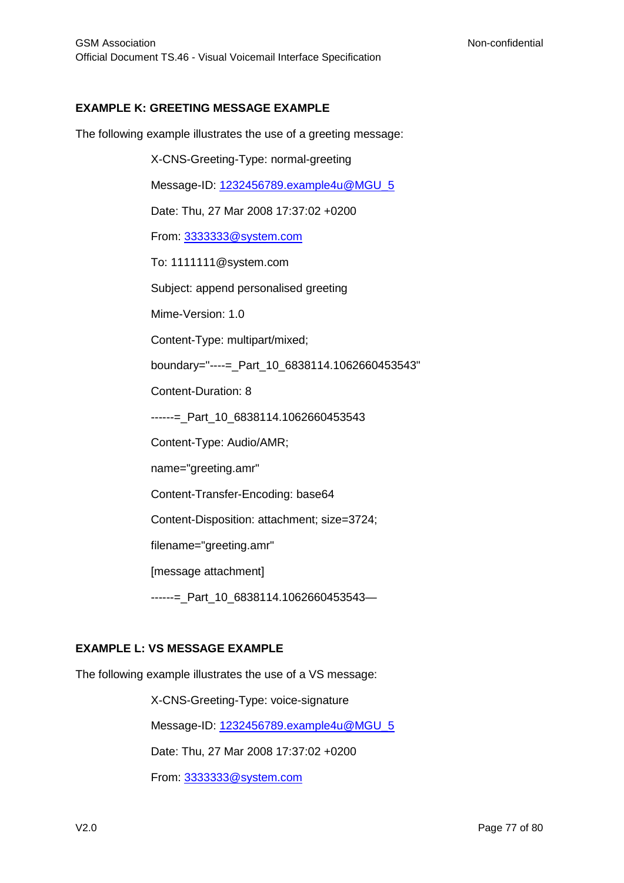**EXAMPLE K: GREETING MESSAGE EXAMPLE**

The following example illustrates the use of a greeting message:

X-CNS-Greeting-Type: normal-greeting

Message-ID: 1232456789.example4u@MGU_5

Date: Thu, 27 Mar 2008 17:37:02 +0200

From: 3333333@system.com

To: 1111111@system.com

Subject: append personalised greeting

Mime-Version: 1.0

Content-Type: multipart/mixed;

boundary="----=_Part_10_6838114.1062660453543"

Content-Duration: 8

------=_Part_10_6838114.1062660453543

Content-Type: Audio/AMR;

name="greeting.amr"

Content-Transfer-Encoding: base64

Content-Disposition: attachment; size=3724;

filename="greeting.amr"

[message attachment]

------=_Part_10_6838114.1062660453543—

**EXAMPLE L: VS MESSAGE EXAMPLE**

The following example illustrates the use of a VS message:

X-CNS-Greeting-Type: voice-signature

Message-ID: 1232456789.example4u@MGU_5

Date: Thu, 27 Mar 2008 17:37:02 +0200

From: 3333333@system.com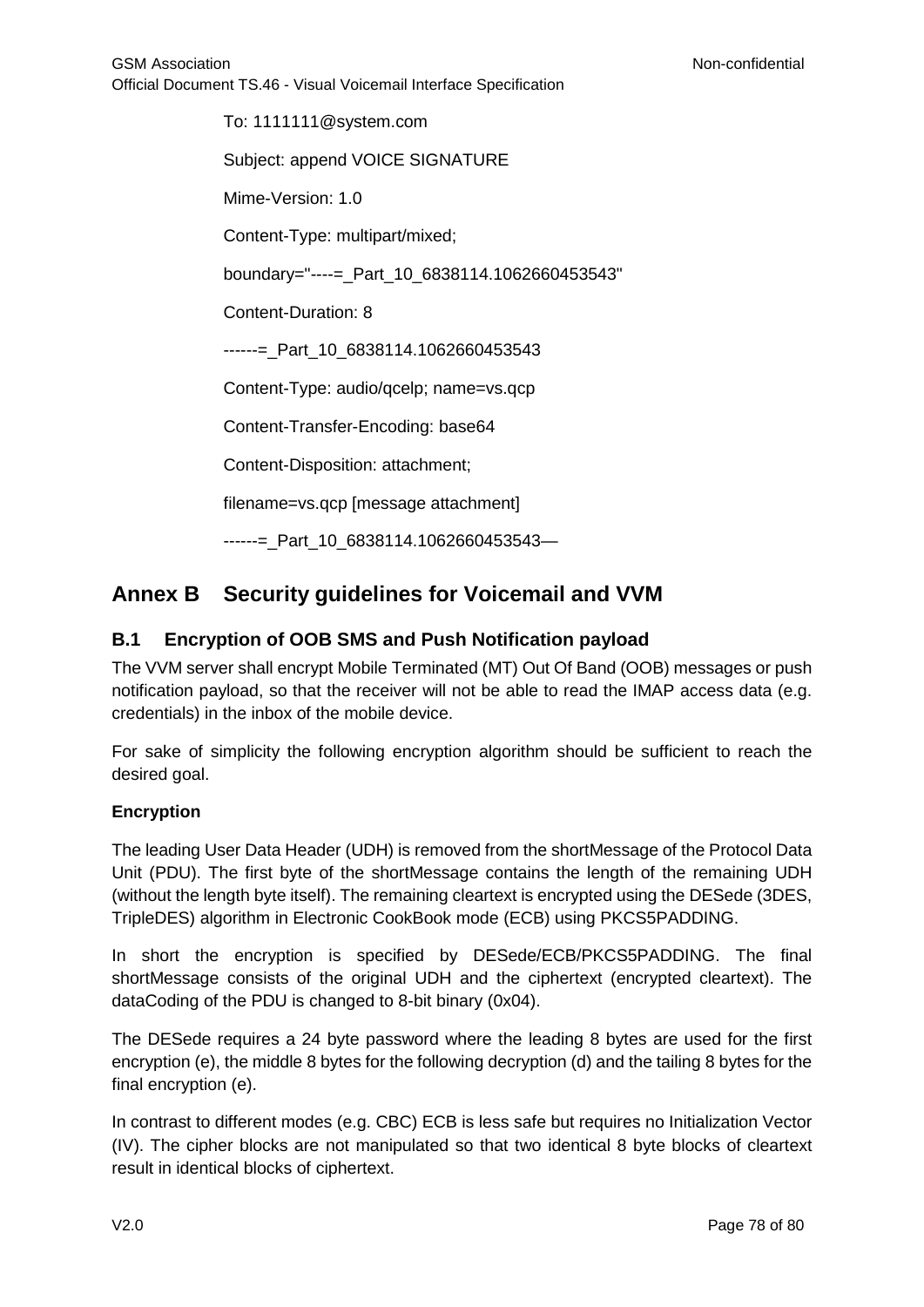To: 1111111@system.com

Subject: append VOICE SIGNATURE

Mime-Version: 1.0

Content-Type: multipart/mixed;

boundary="----=_Part_10_6838114.1062660453543"

Content-Duration: 8

------=_Part_10_6838114.1062660453543

Content-Type: audio/qcelp; name=vs.qcp

Content-Transfer-Encoding: base64

Content-Disposition: attachment;

filename=vs.qcp [message attachment]

------=_Part_10_6838114.1062660453543—

# Annex B Security guidelines for Voicemail and VVM

## B.1 Encryption of OOB SMS and Push Notification payload

The VVM server shall encrypt Mobile Terminated (MT) Out Of Band (OOB) messages or push notification payload, so that the receiver will not be able to read the IMAP access data (e.g. credentials) in the inbox of the mobile device.

For sake of simplicity the following encryption algorithm should be sufficient to reach the desired goal.

**Encryption**

The leading User Data Header (UDH) is removed from the shortMessage of the Protocol Data Unit (PDU). The first byte of the shortMessage contains the length of the remaining UDH (without the length byte itself). The remaining cleartext is encrypted using the DESede (3DES, TripleDES) algorithm in Electronic CookBook mode (ECB) using PKCS5PADDING.

In short the encryption is specified by DESede/ECB/PKCS5PADDING. The final shortMessage consists of the original UDH and the ciphertext (encrypted cleartext). The dataCoding of the PDU is changed to 8-bit binary (0x04).

The DESede requires a 24 byte password where the leading 8 bytes are used for the first encryption (e), the middle 8 bytes for the following decryption (d) and the tailing 8 bytes for the final encryption (e).

In contrast to different modes (e.g. CBC) ECB is less safe but requires no Initialization Vector (IV). The cipher blocks are not manipulated so that two identical 8 byte blocks of cleartext result in identical blocks of ciphertext.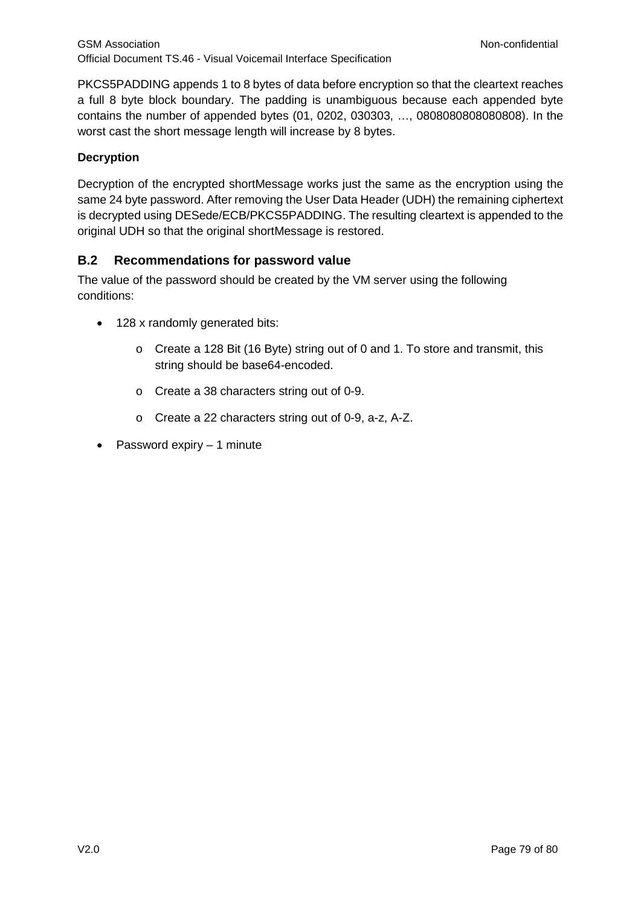PKCS5PADDING appends 1 to 8 bytes of data before encryption so that the cleartext reaches a full 8 byte block boundary. The padding is unambiguous because each appended byte contains the number of appended bytes (01, 0202, 030303, …, 0808080808080808). In the worst cast the short message length will increase by 8 bytes.

**Decryption**

Decryption of the encrypted shortMessage works just the same as the encryption using the same 24 byte password. After removing the User Data Header (UDH) the remaining ciphertext is decrypted using DESede/ECB/PKCS5PADDING. The resulting cleartext is appended to the original UDH so that the original shortMessage is restored.

## B.2 Recommendations for password value

The value of the password should be created by the VM server using the following conditions:

- 128 x randomly generated bits:
  - Create a 128 Bit (16 Byte) string out of 0 and 1. To store and transmit, this string should be base64-encoded.
  - Create a 38 characters string out of 0-9.
  - Create a 22 characters string out of 0-9, a-z, A-Z.
- Password expiry – 1 minute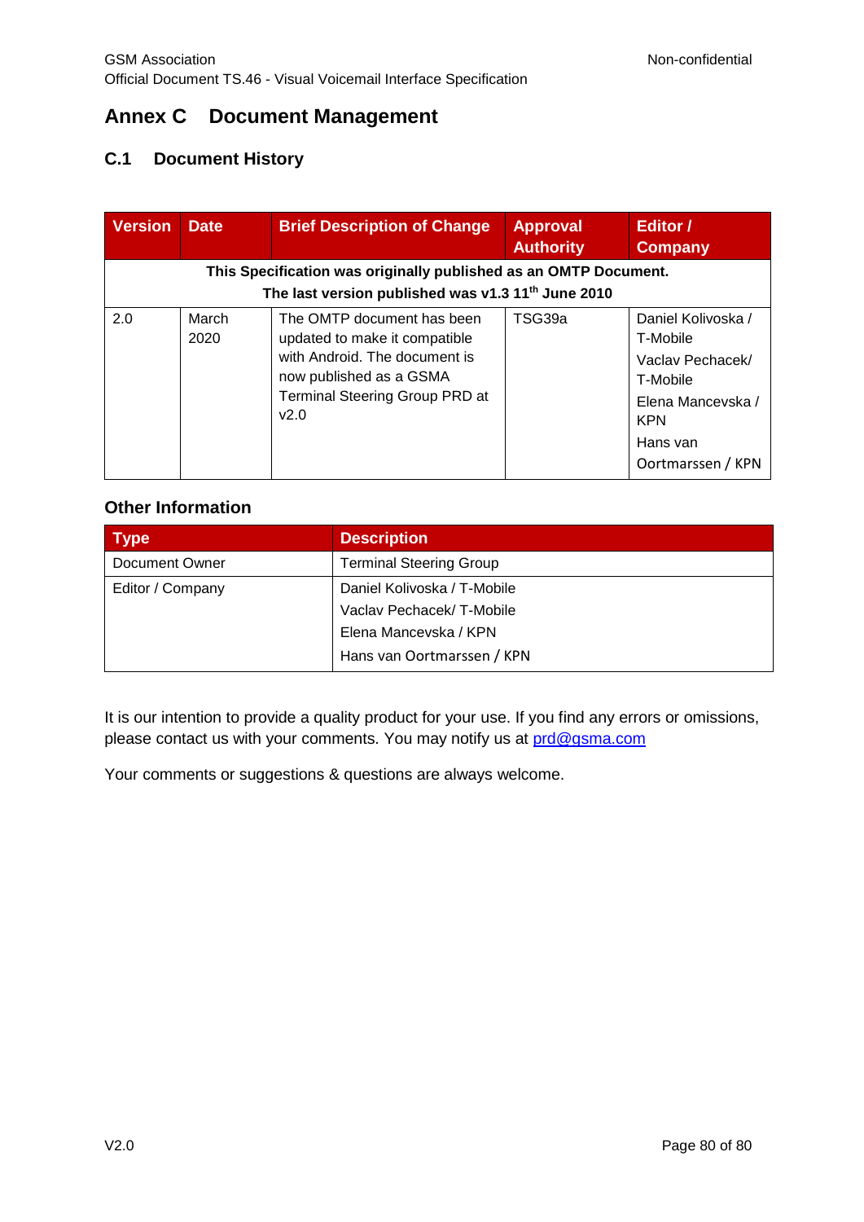# Annex C Document Management

## C.1 Document History

| Version | Date | Brief Description of Change | Approval Authority | Editor / Company |
|---|---|---|---|---|
| **This Specification was originally published as an OMTP Document. The last version published was v1.3 11th June 2010** | | | | |
| 2.0 | March 2020 | The OMTP document has been updated to make it compatible with Android. The document is now published as a GSMA Terminal Steering Group PRD at v2.0 | TSG39a | Daniel Kolivoska / T-Mobile<br>Vaclav Pechacek/ T-Mobile<br>Elena Mancevska / KPN<br>Hans van Oortmarssen / KPN |

### Other Information

| Type | Description |
|---|---|
| Document Owner | Terminal Steering Group |
| Editor / Company | Daniel Kolivoska / T-Mobile<br>Vaclav Pechacek/ T-Mobile<br>Elena Mancevska / KPN<br>Hans van Oortmarssen / KPN |

It is our intention to provide a quality product for your use. If you find any errors or omissions, please contact us with your comments. You may notify us at prd@gsma.com

Your comments or suggestions & questions are always welcome.